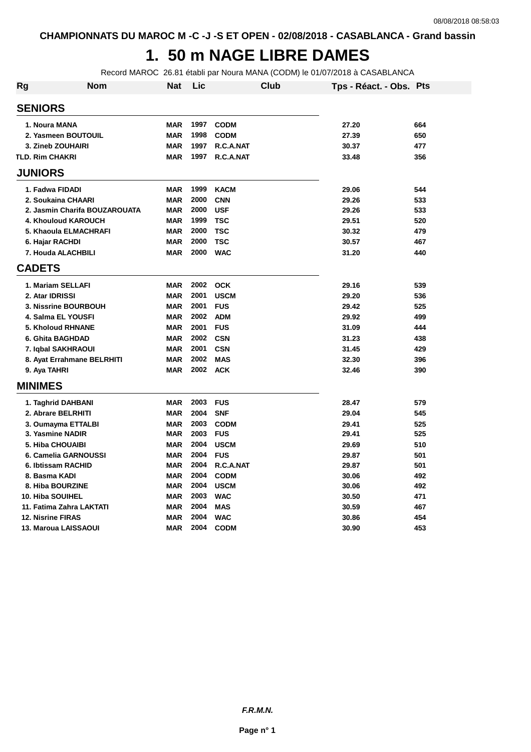CHAMPIONNATS DU MAROC M -C -J -S ET OPEN - 02/08/2018 - CASABLANCA - Grand bassin

# 1. 50 m NAGE LIBRE DAMES

Record MAROC 26.81 établi par Noura MANA (CODM) le 01/07/2018 à CASABLANCA

| Rg | Nom | Nat | Lic | Club | Tps - Réact. - Obs. | Pts |
|---|---|---|---|---|---|---|
| **SENIORS** | | | | | | |
| 1. | Noura MANA | MAR | 1997 | CODM | 27.20 | 664 |
| 2. | Yasmeen BOUTOUIL | MAR | 1998 | CODM | 27.39 | 650 |
| 3. | Zineb ZOUHAIRI | MAR | 1997 | R.C.A.NAT | 30.37 | 477 |
| TLD. | Rim CHAKRI | MAR | 1997 | R.C.A.NAT | 33.48 | 356 |
| **JUNIORS** | | | | | | |
| 1. | Fadwa FIDADI | MAR | 1999 | KACM | 29.06 | 544 |
| 2. | Soukaina CHAARI | MAR | 2000 | CNN | 29.26 | 533 |
| 2. | Jasmin Charifa BOUZAROUATA | MAR | 2000 | USF | 29.26 | 533 |
| 4. | Khouloud KAROUCH | MAR | 1999 | TSC | 29.51 | 520 |
| 5. | Khaoula ELMACHRAFI | MAR | 2000 | TSC | 30.32 | 479 |
| 6. | Hajar RACHDI | MAR | 2000 | TSC | 30.57 | 467 |
| 7. | Houda ALACHBILI | MAR | 2000 | WAC | 31.20 | 440 |
| **CADETS** | | | | | | |
| 1. | Mariam SELLAFI | MAR | 2002 | OCK | 29.16 | 539 |
| 2. | Atar IDRISSI | MAR | 2001 | USCM | 29.20 | 536 |
| 3. | Nissrine BOURBOUH | MAR | 2001 | FUS | 29.42 | 525 |
| 4. | Salma EL YOUSFI | MAR | 2002 | ADM | 29.92 | 499 |
| 5. | Kholoud RHNANE | MAR | 2001 | FUS | 31.09 | 444 |
| 6. | Ghita BAGHDAD | MAR | 2002 | CSN | 31.23 | 438 |
| 7. | Iqbal SAKHRAOUI | MAR | 2001 | CSN | 31.45 | 429 |
| 8. | Ayat Errahmane BELRHITI | MAR | 2002 | MAS | 32.30 | 396 |
| 9. | Aya TAHRI | MAR | 2002 | ACK | 32.46 | 390 |
| **MINIMES** | | | | | | |
| 1. | Taghrid DAHBANI | MAR | 2003 | FUS | 28.47 | 579 |
| 2. | Abrare BELRHITI | MAR | 2004 | SNF | 29.04 | 545 |
| 3. | Oumayma ETTALBI | MAR | 2003 | CODM | 29.41 | 525 |
| 3. | Yasmine NADIR | MAR | 2003 | FUS | 29.41 | 525 |
| 5. | Hiba CHOUAIBI | MAR | 2004 | USCM | 29.69 | 510 |
| 6. | Camelia GARNOUSSI | MAR | 2004 | FUS | 29.87 | 501 |
| 6. | Ibtissam RACHID | MAR | 2004 | R.C.A.NAT | 29.87 | 501 |
| 8. | Basma KADI | MAR | 2004 | CODM | 30.06 | 492 |
| 8. | Hiba BOURZINE | MAR | 2004 | USCM | 30.06 | 492 |
| 10. | Hiba SOUIHEL | MAR | 2003 | WAC | 30.50 | 471 |
| 11. | Fatima Zahra LAKTATI | MAR | 2004 | MAS | 30.59 | 467 |
| 12. | Nisrine FIRAS | MAR | 2004 | WAC | 30.86 | 454 |
| 13. | Maroua LAISSAOUI | MAR | 2004 | CODM | 30.90 | 453 |

*F.R.M.N.*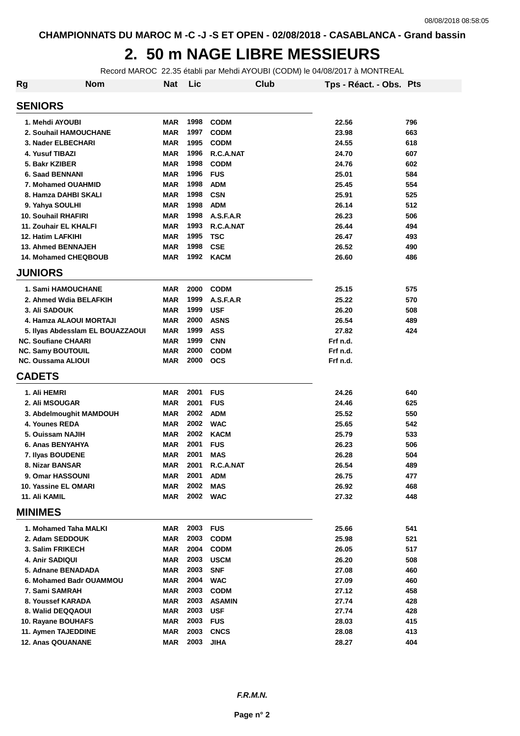CHAMPIONNATS DU MAROC M -C -J -S ET OPEN - 02/08/2018 - CASABLANCA - Grand bassin

# 2. 50 m NAGE LIBRE MESSIEURS

Record MAROC 22.35 établi par Mehdi AYOUBI (CODM) le 04/08/2017 à MONTREAL

| Rg | Nom | Nat | Lic | Club | Tps - Réact. - Obs. | Pts |
|---|---|---|---|---|---|---|
| **SENIORS** | | | | | | |
| 1. | Mehdi AYOUBI | MAR | 1998 | CODM | 22.56 | 796 |
| 2. | Souhail HAMOUCHANE | MAR | 1997 | CODM | 23.98 | 663 |
| 3. | Nader ELBECHARI | MAR | 1995 | CODM | 24.55 | 618 |
| 4. | Yusuf TIBAZI | MAR | 1996 | R.C.A.NAT | 24.70 | 607 |
| 5. | Bakr KZIBER | MAR | 1998 | CODM | 24.76 | 602 |
| 6. | Saad BENNANI | MAR | 1996 | FUS | 25.01 | 584 |
| 7. | Mohamed OUAHMID | MAR | 1998 | ADM | 25.45 | 554 |
| 8. | Hamza DAHBI SKALI | MAR | 1998 | CSN | 25.91 | 525 |
| 9. | Yahya SOULHI | MAR | 1998 | ADM | 26.14 | 512 |
| 10. | Souhail RHAFIRI | MAR | 1998 | A.S.F.A.R | 26.23 | 506 |
| 11. | Zouhair EL KHALFI | MAR | 1993 | R.C.A.NAT | 26.44 | 494 |
| 12. | Hatim LAFKIHI | MAR | 1995 | TSC | 26.47 | 493 |
| 13. | Ahmed BENNAJEH | MAR | 1998 | CSE | 26.52 | 490 |
| 14. | Mohamed CHEQBOUB | MAR | 1992 | KACM | 26.60 | 486 |
| **JUNIORS** | | | | | | |
| 1. | Sami HAMOUCHANE | MAR | 2000 | CODM | 25.15 | 575 |
| 2. | Ahmed Wdia BELAFKIH | MAR | 1999 | A.S.F.A.R | 25.22 | 570 |
| 3. | Ali SADOUK | MAR | 1999 | USF | 26.20 | 508 |
| 4. | Hamza ALAOUI MORTAJI | MAR | 2000 | ASNS | 26.54 | 489 |
| 5. | Ilyas Abdesslam EL BOUAZZAOUI | MAR | 1999 | ASS | 27.82 | 424 |
| NC. | Soufiane CHAARI | MAR | 1999 | CNN | Frf n.d. | |
| NC. | Samy BOUTOUIL | MAR | 2000 | CODM | Frf n.d. | |
| NC. | Oussama ALIOUI | MAR | 2000 | OCS | Frf n.d. | |
| **CADETS** | | | | | | |
| 1. | Ali HEMRI | MAR | 2001 | FUS | 24.26 | 640 |
| 2. | Ali MSOUGAR | MAR | 2001 | FUS | 24.46 | 625 |
| 3. | Abdelmoughit MAMDOUH | MAR | 2002 | ADM | 25.52 | 550 |
| 4. | Younes REDA | MAR | 2002 | WAC | 25.65 | 542 |
| 5. | Ouissam NAJIH | MAR | 2002 | KACM | 25.79 | 533 |
| 6. | Anas BENYAHYA | MAR | 2001 | FUS | 26.23 | 506 |
| 7. | Ilyas BOUDENE | MAR | 2001 | MAS | 26.28 | 504 |
| 8. | Nizar BANSAR | MAR | 2001 | R.C.A.NAT | 26.54 | 489 |
| 9. | Omar HASSOUNI | MAR | 2001 | ADM | 26.75 | 477 |
| 10. | Yassine EL OMARI | MAR | 2002 | MAS | 26.92 | 468 |
| 11. | Ali KAMIL | MAR | 2002 | WAC | 27.32 | 448 |
| **MINIMES** | | | | | | |
| 1. | Mohamed Taha MALKI | MAR | 2003 | FUS | 25.66 | 541 |
| 2. | Adam SEDDOUK | MAR | 2003 | CODM | 25.98 | 521 |
| 3. | Salim FRIKECH | MAR | 2004 | CODM | 26.05 | 517 |
| 4. | Anir SADIQUI | MAR | 2003 | USCM | 26.20 | 508 |
| 5. | Adnane BENADADA | MAR | 2003 | SNF | 27.08 | 460 |
| 6. | Mohamed Badr OUAMMOU | MAR | 2004 | WAC | 27.09 | 460 |
| 7. | Sami SAMRAH | MAR | 2003 | CODM | 27.12 | 458 |
| 8. | Youssef KARADA | MAR | 2003 | ASAMIN | 27.74 | 428 |
| 8. | Walid DEQQAOUI | MAR | 2003 | USF | 27.74 | 428 |
| 10. | Rayane BOUHAFS | MAR | 2003 | FUS | 28.03 | 415 |
| 11. | Aymen TAJEDDINE | MAR | 2003 | CNCS | 28.08 | 413 |
| 12. | Anas QOUANANE | MAR | 2003 | JIHA | 28.27 | 404 |

*F.R.M.N.*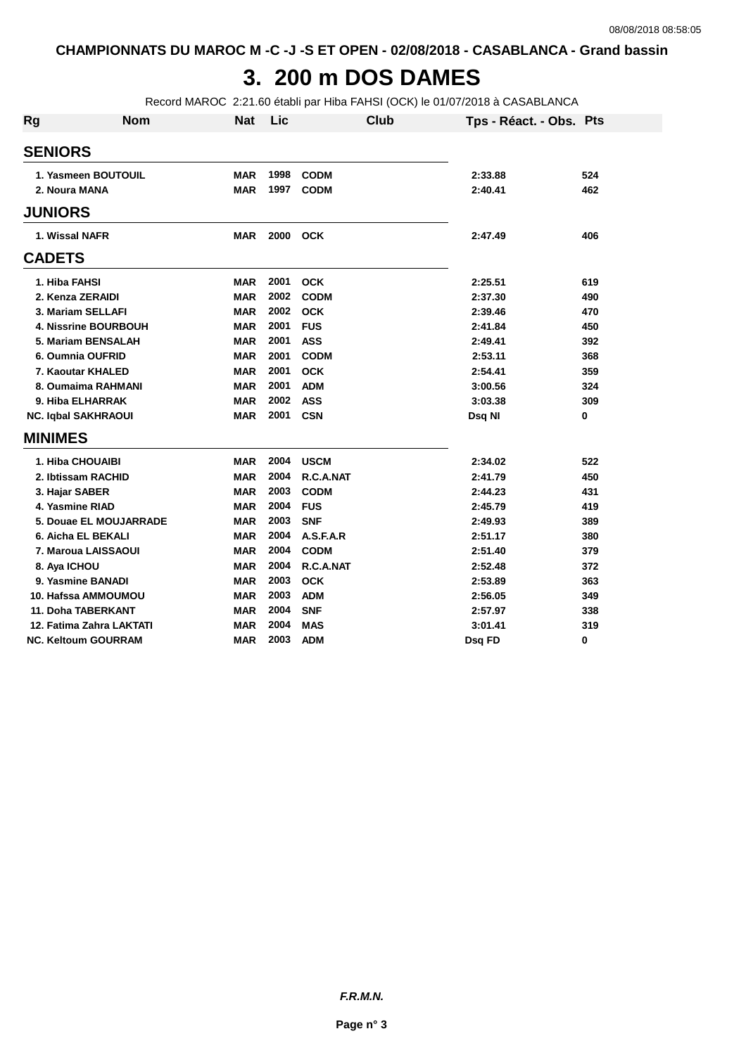CHAMPIONNATS DU MAROC M -C -J -S ET OPEN - 02/08/2018 - CASABLANCA - Grand bassin

# 3. 200 m DOS DAMES

Record MAROC 2:21.60 établi par Hiba FAHSI (OCK) le 01/07/2018 à CASABLANCA

| Rg | Nom | Nat | Lic | Club | Tps - Réact. - Obs. | Pts |
|---|---|---|---|---|---|---|
| **SENIORS** | | | | | | |
| 1. | Yasmeen BOUTOUIL | MAR | 1998 | CODM | 2:33.88 | 524 |
| 2. | Noura MANA | MAR | 1997 | CODM | 2:40.41 | 462 |
| **JUNIORS** | | | | | | |
| 1. | Wissal NAFR | MAR | 2000 | OCK | 2:47.49 | 406 |
| **CADETS** | | | | | | |
| 1. | Hiba FAHSI | MAR | 2001 | OCK | 2:25.51 | 619 |
| 2. | Kenza ZERAIDI | MAR | 2002 | CODM | 2:37.30 | 490 |
| 3. | Mariam SELLAFI | MAR | 2002 | OCK | 2:39.46 | 470 |
| 4. | Nissrine BOURBOUH | MAR | 2001 | FUS | 2:41.84 | 450 |
| 5. | Mariam BENSALAH | MAR | 2001 | ASS | 2:49.41 | 392 |
| 6. | Oumnia OUFRID | MAR | 2001 | CODM | 2:53.11 | 368 |
| 7. | Kaoutar KHALED | MAR | 2001 | OCK | 2:54.41 | 359 |
| 8. | Oumaima RAHMANI | MAR | 2001 | ADM | 3:00.56 | 324 |
| 9. | Hiba ELHARRAK | MAR | 2002 | ASS | 3:03.38 | 309 |
| NC. | Iqbal SAKHRAOUI | MAR | 2001 | CSN | Dsq NI | 0 |
| **MINIMES** | | | | | | |
| 1. | Hiba CHOUAIBI | MAR | 2004 | USCM | 2:34.02 | 522 |
| 2. | Ibtissam RACHID | MAR | 2004 | R.C.A.NAT | 2:41.79 | 450 |
| 3. | Hajar SABER | MAR | 2003 | CODM | 2:44.23 | 431 |
| 4. | Yasmine RIAD | MAR | 2004 | FUS | 2:45.79 | 419 |
| 5. | Douae EL MOUJARRADE | MAR | 2003 | SNF | 2:49.93 | 389 |
| 6. | Aicha EL BEKALI | MAR | 2004 | A.S.F.A.R | 2:51.17 | 380 |
| 7. | Maroua LAISSAOUI | MAR | 2004 | CODM | 2:51.40 | 379 |
| 8. | Aya ICHOU | MAR | 2004 | R.C.A.NAT | 2:52.48 | 372 |
| 9. | Yasmine BANADI | MAR | 2003 | OCK | 2:53.89 | 363 |
| 10. | Hafssa AMMOUMOU | MAR | 2003 | ADM | 2:56.05 | 349 |
| 11. | Doha TABERKANT | MAR | 2004 | SNF | 2:57.97 | 338 |
| 12. | Fatima Zahra LAKTATI | MAR | 2004 | MAS | 3:01.41 | 319 |
| NC. | Keltoum GOURRAM | MAR | 2003 | ADM | Dsq FD | 0 |

*F.R.M.N.*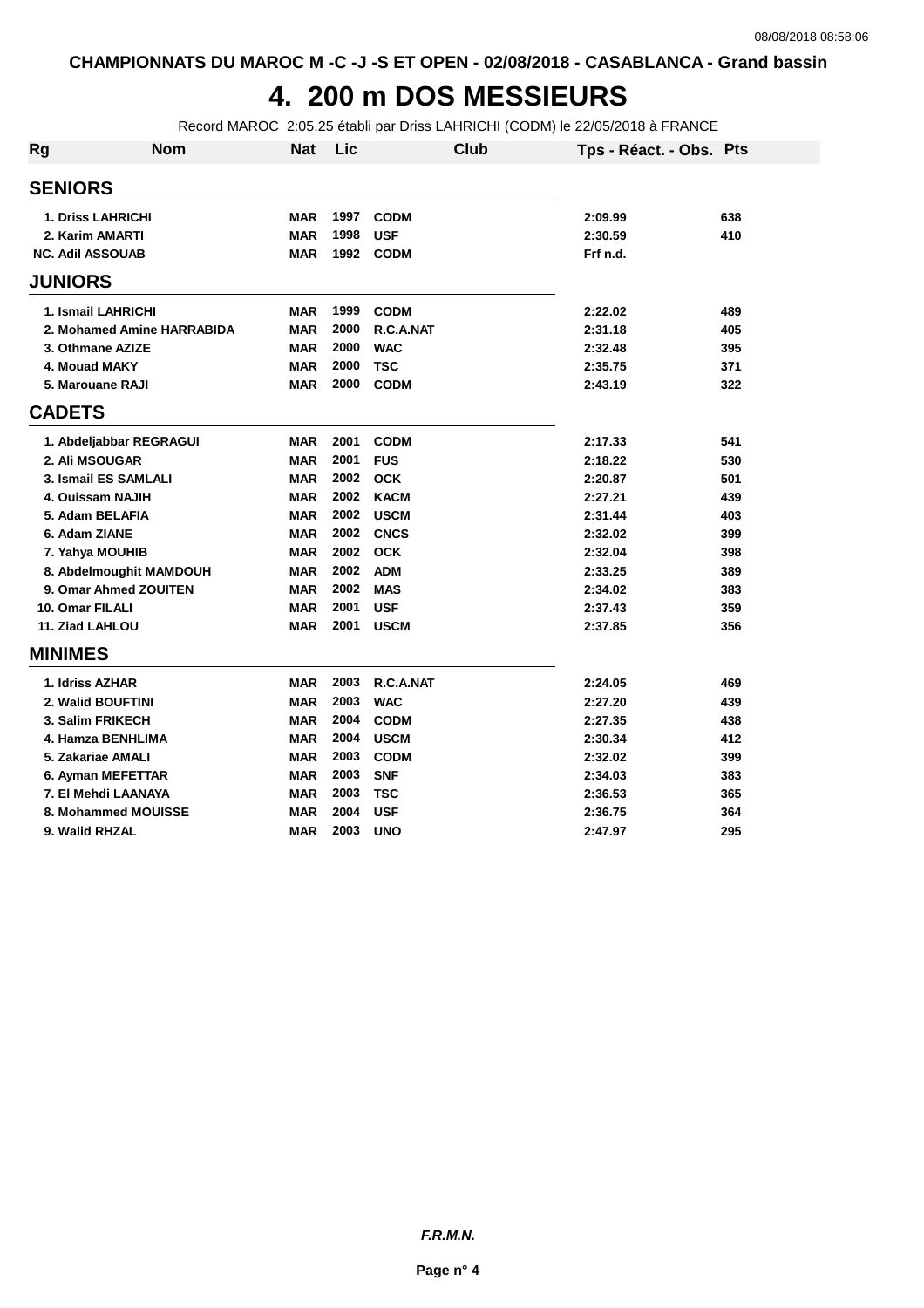CHAMPIONNATS DU MAROC M -C -J -S ET OPEN - 02/08/2018 - CASABLANCA - Grand bassin

# 4. 200 m DOS MESSIEURS

Record MAROC 2:05.25 établi par Driss LAHRICHI (CODM) le 22/05/2018 à FRANCE

| Rg | Nom | Nat | Lic | Club | Tps - Réact. - Obs. | Pts |
|---|---|---|---|---|---|---|
| **SENIORS** | | | | | | |
| 1. | Driss LAHRICHI | MAR | 1997 | CODM | 2:09.99 | 638 |
| 2. | Karim AMARTI | MAR | 1998 | USF | 2:30.59 | 410 |
| NC. | Adil ASSOUAB | MAR | 1992 | CODM | Frf n.d. | |
| **JUNIORS** | | | | | | |
| 1. | Ismail LAHRICHI | MAR | 1999 | CODM | 2:22.02 | 489 |
| 2. | Mohamed Amine HARRABIDA | MAR | 2000 | R.C.A.NAT | 2:31.18 | 405 |
| 3. | Othmane AZIZE | MAR | 2000 | WAC | 2:32.48 | 395 |
| 4. | Mouad MAKY | MAR | 2000 | TSC | 2:35.75 | 371 |
| 5. | Marouane RAJI | MAR | 2000 | CODM | 2:43.19 | 322 |
| **CADETS** | | | | | | |
| 1. | Abdeljabbar REGRAGUI | MAR | 2001 | CODM | 2:17.33 | 541 |
| 2. | Ali MSOUGAR | MAR | 2001 | FUS | 2:18.22 | 530 |
| 3. | Ismail ES SAMLALI | MAR | 2002 | OCK | 2:20.87 | 501 |
| 4. | Ouissam NAJIH | MAR | 2002 | KACM | 2:27.21 | 439 |
| 5. | Adam BELAFIA | MAR | 2002 | USCM | 2:31.44 | 403 |
| 6. | Adam ZIANE | MAR | 2002 | CNCS | 2:32.02 | 399 |
| 7. | Yahya MOUHIB | MAR | 2002 | OCK | 2:32.04 | 398 |
| 8. | Abdelmoughit MAMDOUH | MAR | 2002 | ADM | 2:33.25 | 389 |
| 9. | Omar Ahmed ZOUITEN | MAR | 2002 | MAS | 2:34.02 | 383 |
| 10. | Omar FILALI | MAR | 2001 | USF | 2:37.43 | 359 |
| 11. | Ziad LAHLOU | MAR | 2001 | USCM | 2:37.85 | 356 |
| **MINIMES** | | | | | | |
| 1. | Idriss AZHAR | MAR | 2003 | R.C.A.NAT | 2:24.05 | 469 |
| 2. | Walid BOUFTINI | MAR | 2003 | WAC | 2:27.20 | 439 |
| 3. | Salim FRIKECH | MAR | 2004 | CODM | 2:27.35 | 438 |
| 4. | Hamza BENHLIMA | MAR | 2004 | USCM | 2:30.34 | 412 |
| 5. | Zakariae AMALI | MAR | 2003 | CODM | 2:32.02 | 399 |
| 6. | Ayman MEFETTAR | MAR | 2003 | SNF | 2:34.03 | 383 |
| 7. | El Mehdi LAANAYA | MAR | 2003 | TSC | 2:36.53 | 365 |
| 8. | Mohammed MOUISSE | MAR | 2004 | USF | 2:36.75 | 364 |
| 9. | Walid RHZAL | MAR | 2003 | UNO | 2:47.97 | 295 |

*F.R.M.N.*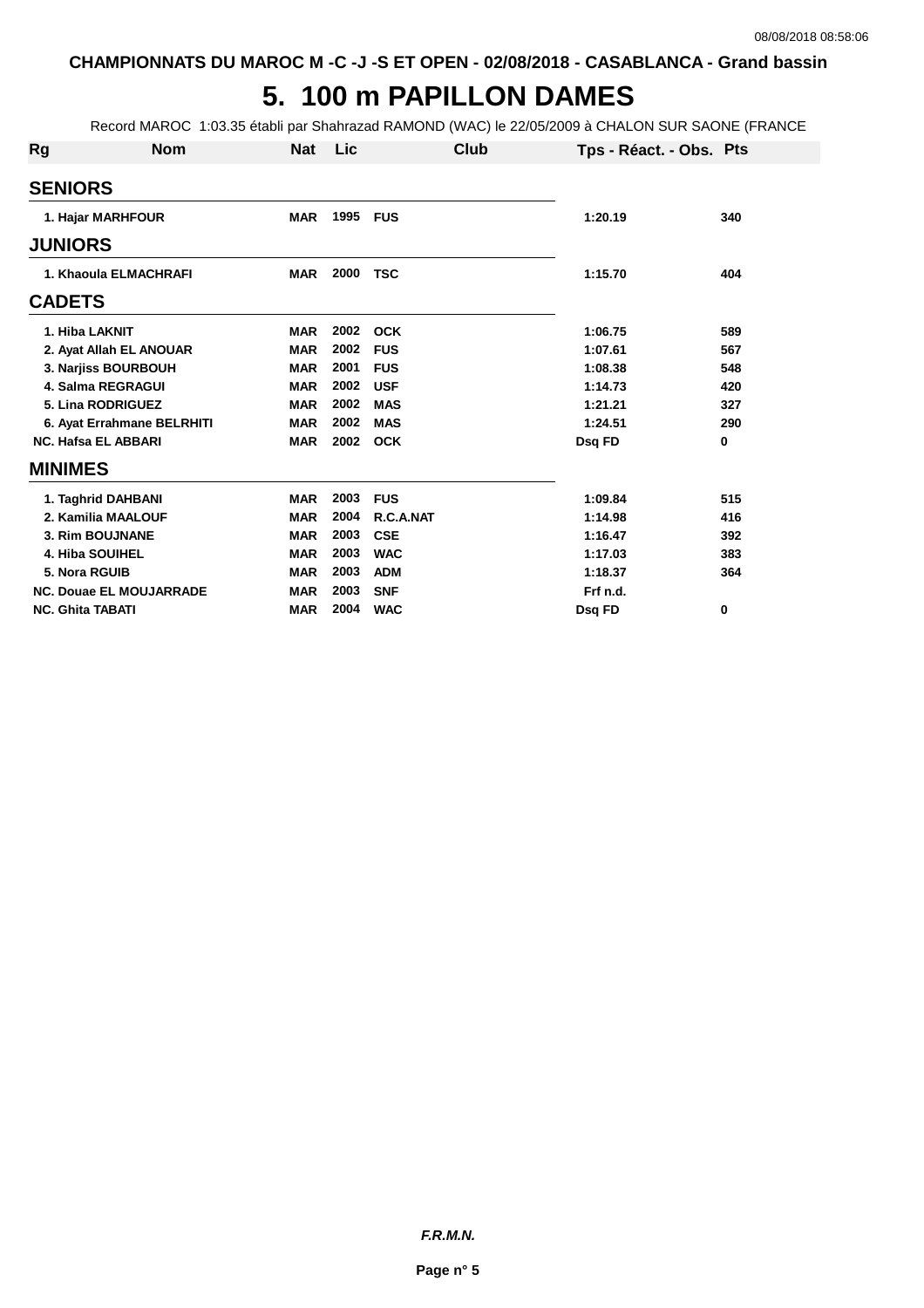CHAMPIONNATS DU MAROC M -C -J -S ET OPEN - 02/08/2018 - CASABLANCA - Grand bassin

# 5. 100 m PAPILLON DAMES

Record MAROC 1:03.35 établi par Shahrazad RAMOND (WAC) le 22/05/2009 à CHALON SUR SAONE (FRANCE

| Rg | Nom | Nat | Lic | Club | Tps - Réact. - Obs. | Pts |
|---|---|---|---|---|---|---|
| **SENIORS** | | | | | | |
| 1. | Hajar MARHFOUR | MAR | 1995 | FUS | 1:20.19 | 340 |
| **JUNIORS** | | | | | | |
| 1. | Khaoula ELMACHRAFI | MAR | 2000 | TSC | 1:15.70 | 404 |
| **CADETS** | | | | | | |
| 1. | Hiba LAKNIT | MAR | 2002 | OCK | 1:06.75 | 589 |
| 2. | Ayat Allah EL ANOUAR | MAR | 2002 | FUS | 1:07.61 | 567 |
| 3. | Narjiss BOURBOUH | MAR | 2001 | FUS | 1:08.38 | 548 |
| 4. | Salma REGRAGUI | MAR | 2002 | USF | 1:14.73 | 420 |
| 5. | Lina RODRIGUEZ | MAR | 2002 | MAS | 1:21.21 | 327 |
| 6. | Ayat Errahmane BELRHITI | MAR | 2002 | MAS | 1:24.51 | 290 |
| NC. | Hafsa EL ABBARI | MAR | 2002 | OCK | Dsq FD | 0 |
| **MINIMES** | | | | | | |
| 1. | Taghrid DAHBANI | MAR | 2003 | FUS | 1:09.84 | 515 |
| 2. | Kamilia MAALOUF | MAR | 2004 | R.C.A.NAT | 1:14.98 | 416 |
| 3. | Rim BOUJNANE | MAR | 2003 | CSE | 1:16.47 | 392 |
| 4. | Hiba SOUIHEL | MAR | 2003 | WAC | 1:17.03 | 383 |
| 5. | Nora RGUIB | MAR | 2003 | ADM | 1:18.37 | 364 |
| NC. | Douae EL MOUJARRADE | MAR | 2003 | SNF | Frf n.d. | |
| NC. | Ghita TABATI | MAR | 2004 | WAC | Dsq FD | 0 |

*F.R.M.N.*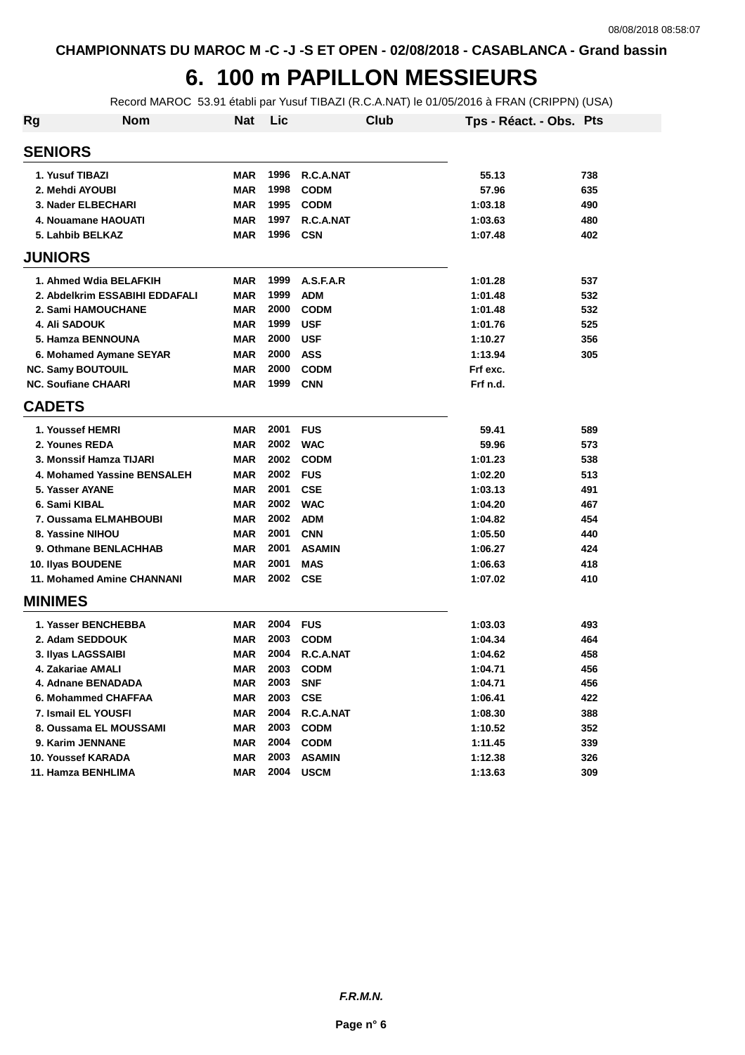CHAMPIONNATS DU MAROC M -C -J -S ET OPEN - 02/08/2018 - CASABLANCA - Grand bassin

# 6. 100 m PAPILLON MESSIEURS

Record MAROC 53.91 établi par Yusuf TIBAZI (R.C.A.NAT) le 01/05/2016 à FRAN (CRIPPN) (USA)

| Rg | Nom | Nat | Lic | Club | Tps - Réact. - Obs. | Pts |
|---|---|---|---|---|---|---|
| **SENIORS** | | | | | | |
| 1. | Yusuf TIBAZI | MAR | 1996 | R.C.A.NAT | 55.13 | 738 |
| 2. | Mehdi AYOUBI | MAR | 1998 | CODM | 57.96 | 635 |
| 3. | Nader ELBECHARI | MAR | 1995 | CODM | 1:03.18 | 490 |
| 4. | Nouamane HAOUATI | MAR | 1997 | R.C.A.NAT | 1:03.63 | 480 |
| 5. | Lahbib BELKAZ | MAR | 1996 | CSN | 1:07.48 | 402 |
| **JUNIORS** | | | | | | |
| 1. | Ahmed Wdia BELAFKIH | MAR | 1999 | A.S.F.A.R | 1:01.28 | 537 |
| 2. | Abdelkrim ESSABIHI EDDAFALI | MAR | 1999 | ADM | 1:01.48 | 532 |
| 2. | Sami HAMOUCHANE | MAR | 2000 | CODM | 1:01.48 | 532 |
| 4. | Ali SADOUK | MAR | 1999 | USF | 1:01.76 | 525 |
| 5. | Hamza BENNOUNA | MAR | 2000 | USF | 1:10.27 | 356 |
| 6. | Mohamed Aymane SEYAR | MAR | 2000 | ASS | 1:13.94 | 305 |
| NC. | Samy BOUTOUIL | MAR | 2000 | CODM | Frf exc. | |
| NC. | Soufiane CHAARI | MAR | 1999 | CNN | Frf n.d. | |
| **CADETS** | | | | | | |
| 1. | Youssef HEMRI | MAR | 2001 | FUS | 59.41 | 589 |
| 2. | Younes REDA | MAR | 2002 | WAC | 59.96 | 573 |
| 3. | Monssif Hamza TIJARI | MAR | 2002 | CODM | 1:01.23 | 538 |
| 4. | Mohamed Yassine BENSALEH | MAR | 2002 | FUS | 1:02.20 | 513 |
| 5. | Yasser AYANE | MAR | 2001 | CSE | 1:03.13 | 491 |
| 6. | Sami KIBAL | MAR | 2002 | WAC | 1:04.20 | 467 |
| 7. | Oussama ELMAHBOUBI | MAR | 2002 | ADM | 1:04.82 | 454 |
| 8. | Yassine NIHOU | MAR | 2001 | CNN | 1:05.50 | 440 |
| 9. | Othmane BENLACHHAB | MAR | 2001 | ASAMIN | 1:06.27 | 424 |
| 10. | Ilyas BOUDENE | MAR | 2001 | MAS | 1:06.63 | 418 |
| 11. | Mohamed Amine CHANNANI | MAR | 2002 | CSE | 1:07.02 | 410 |
| **MINIMES** | | | | | | |
| 1. | Yasser BENCHEBBA | MAR | 2004 | FUS | 1:03.03 | 493 |
| 2. | Adam SEDDOUK | MAR | 2003 | CODM | 1:04.34 | 464 |
| 3. | Ilyas LAGSSAIBI | MAR | 2004 | R.C.A.NAT | 1:04.62 | 458 |
| 4. | Zakariae AMALI | MAR | 2003 | CODM | 1:04.71 | 456 |
| 4. | Adnane BENADADA | MAR | 2003 | SNF | 1:04.71 | 456 |
| 6. | Mohammed CHAFFAA | MAR | 2003 | CSE | 1:06.41 | 422 |
| 7. | Ismail EL YOUSFI | MAR | 2004 | R.C.A.NAT | 1:08.30 | 388 |
| 8. | Oussama EL MOUSSAMI | MAR | 2003 | CODM | 1:10.52 | 352 |
| 9. | Karim JENNANE | MAR | 2004 | CODM | 1:11.45 | 339 |
| 10. | Youssef KARADA | MAR | 2003 | ASAMIN | 1:12.38 | 326 |
| 11. | Hamza BENHLIMA | MAR | 2004 | USCM | 1:13.63 | 309 |

*F.R.M.N.*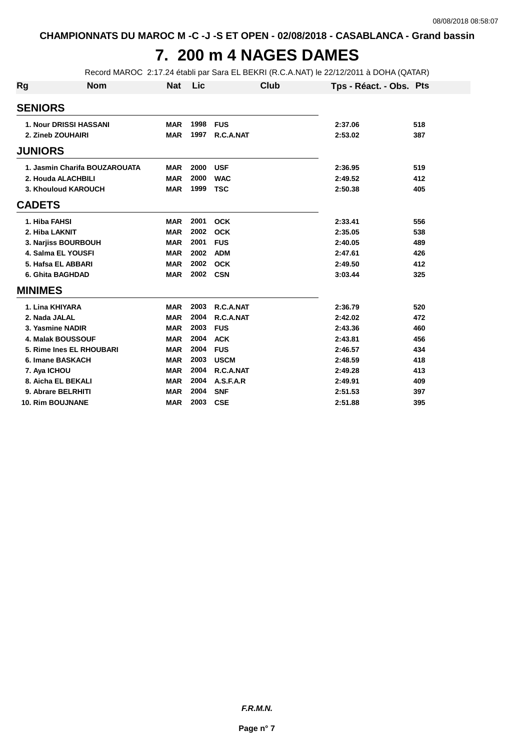CHAMPIONNATS DU MAROC M -C -J -S ET OPEN - 02/08/2018 - CASABLANCA - Grand bassin

# 7. 200 m 4 NAGES DAMES

Record MAROC 2:17.24 établi par Sara EL BEKRI (R.C.A.NAT) le 22/12/2011 à DOHA (QATAR)

| Rg | Nom | Nat | Lic | Club | Tps - Réact. - Obs. | Pts |
|---|---|---|---|---|---|---|
| **SENIORS** | | | | | | |
| 1. | Nour DRISSI HASSANI | MAR | 1998 | FUS | 2:37.06 | 518 |
| 2. | Zineb ZOUHAIRI | MAR | 1997 | R.C.A.NAT | 2:53.02 | 387 |
| **JUNIORS** | | | | | | |
| 1. | Jasmin Charifa BOUZAROUATA | MAR | 2000 | USF | 2:36.95 | 519 |
| 2. | Houda ALACHBILI | MAR | 2000 | WAC | 2:49.52 | 412 |
| 3. | Khouloud KAROUCH | MAR | 1999 | TSC | 2:50.38 | 405 |
| **CADETS** | | | | | | |
| 1. | Hiba FAHSI | MAR | 2001 | OCK | 2:33.41 | 556 |
| 2. | Hiba LAKNIT | MAR | 2002 | OCK | 2:35.05 | 538 |
| 3. | Narjiss BOURBOUH | MAR | 2001 | FUS | 2:40.05 | 489 |
| 4. | Salma EL YOUSFI | MAR | 2002 | ADM | 2:47.61 | 426 |
| 5. | Hafsa EL ABBARI | MAR | 2002 | OCK | 2:49.50 | 412 |
| 6. | Ghita BAGHDAD | MAR | 2002 | CSN | 3:03.44 | 325 |
| **MINIMES** | | | | | | |
| 1. | Lina KHIYARA | MAR | 2003 | R.C.A.NAT | 2:36.79 | 520 |
| 2. | Nada JALAL | MAR | 2004 | R.C.A.NAT | 2:42.02 | 472 |
| 3. | Yasmine NADIR | MAR | 2003 | FUS | 2:43.36 | 460 |
| 4. | Malak BOUSSOUF | MAR | 2004 | ACK | 2:43.81 | 456 |
| 5. | Rime Ines EL RHOUBARI | MAR | 2004 | FUS | 2:46.57 | 434 |
| 6. | Imane BASKACH | MAR | 2003 | USCM | 2:48.59 | 418 |
| 7. | Aya ICHOU | MAR | 2004 | R.C.A.NAT | 2:49.28 | 413 |
| 8. | Aicha EL BEKALI | MAR | 2004 | A.S.F.A.R | 2:49.91 | 409 |
| 9. | Abrare BELRHITI | MAR | 2004 | SNF | 2:51.53 | 397 |
| 10. | Rim BOUJNANE | MAR | 2003 | CSE | 2:51.88 | 395 |

*F.R.M.N.*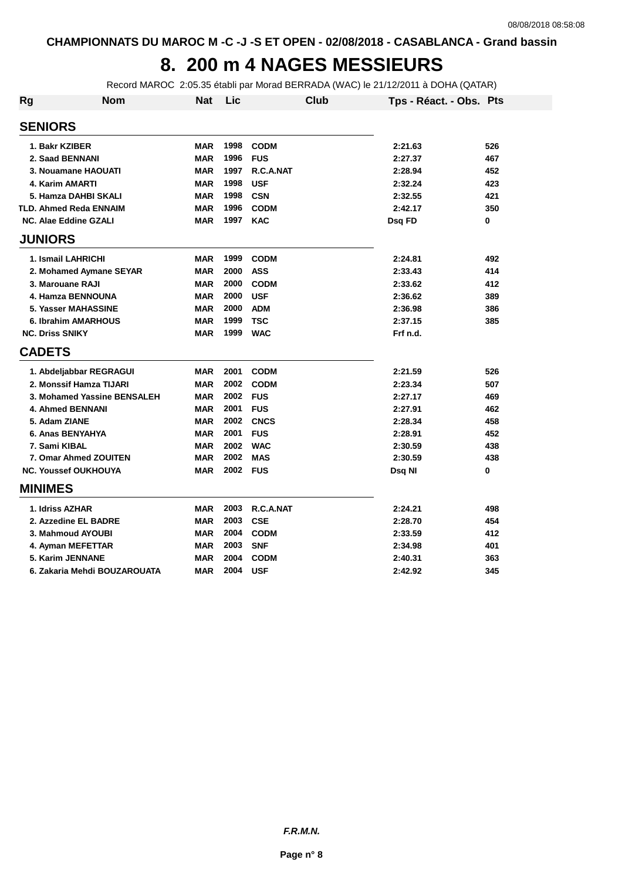CHAMPIONNATS DU MAROC M -C -J -S ET OPEN - 02/08/2018 - CASABLANCA - Grand bassin

# 8. 200 m 4 NAGES MESSIEURS

Record MAROC 2:05.35 établi par Morad BERRADA (WAC) le 21/12/2011 à DOHA (QATAR)

| Rg | Nom | Nat | Lic | Club | Tps - Réact. - Obs. | Pts |
|---|---|---|---|---|---|---|
| **SENIORS** | | | | | | |
| 1. | Bakr KZIBER | MAR | 1998 | CODM | 2:21.63 | 526 |
| 2. | Saad BENNANI | MAR | 1996 | FUS | 2:27.37 | 467 |
| 3. | Nouamane HAOUATI | MAR | 1997 | R.C.A.NAT | 2:28.94 | 452 |
| 4. | Karim AMARTI | MAR | 1998 | USF | 2:32.24 | 423 |
| 5. | Hamza DAHBI SKALI | MAR | 1998 | CSN | 2:32.55 | 421 |
| TLD. | Ahmed Reda ENNAIM | MAR | 1996 | CODM | 2:42.17 | 350 |
| NC. | Alae Eddine GZALI | MAR | 1997 | KAC | Dsq FD | 0 |
| **JUNIORS** | | | | | | |
| 1. | Ismail LAHRICHI | MAR | 1999 | CODM | 2:24.81 | 492 |
| 2. | Mohamed Aymane SEYAR | MAR | 2000 | ASS | 2:33.43 | 414 |
| 3. | Marouane RAJI | MAR | 2000 | CODM | 2:33.62 | 412 |
| 4. | Hamza BENNOUNA | MAR | 2000 | USF | 2:36.62 | 389 |
| 5. | Yasser MAHASSINE | MAR | 2000 | ADM | 2:36.98 | 386 |
| 6. | Ibrahim AMARHOUS | MAR | 1999 | TSC | 2:37.15 | 385 |
| NC. | Driss SNIKY | MAR | 1999 | WAC | Frf n.d. | |
| **CADETS** | | | | | | |
| 1. | Abdeljabbar REGRAGUI | MAR | 2001 | CODM | 2:21.59 | 526 |
| 2. | Monssif Hamza TIJARI | MAR | 2002 | CODM | 2:23.34 | 507 |
| 3. | Mohamed Yassine BENSALEH | MAR | 2002 | FUS | 2:27.17 | 469 |
| 4. | Ahmed BENNANI | MAR | 2001 | FUS | 2:27.91 | 462 |
| 5. | Adam ZIANE | MAR | 2002 | CNCS | 2:28.34 | 458 |
| 6. | Anas BENYAHYA | MAR | 2001 | FUS | 2:28.91 | 452 |
| 7. | Sami KIBAL | MAR | 2002 | WAC | 2:30.59 | 438 |
| 7. | Omar Ahmed ZOUITEN | MAR | 2002 | MAS | 2:30.59 | 438 |
| NC. | Youssef OUKHOUYA | MAR | 2002 | FUS | Dsq NI | 0 |
| **MINIMES** | | | | | | |
| 1. | Idriss AZHAR | MAR | 2003 | R.C.A.NAT | 2:24.21 | 498 |
| 2. | Azzedine EL BADRE | MAR | 2003 | CSE | 2:28.70 | 454 |
| 3. | Mahmoud AYOUBI | MAR | 2004 | CODM | 2:33.59 | 412 |
| 4. | Ayman MEFETTAR | MAR | 2003 | SNF | 2:34.98 | 401 |
| 5. | Karim JENNANE | MAR | 2004 | CODM | 2:40.31 | 363 |
| 6. | Zakaria Mehdi BOUZAROUATA | MAR | 2004 | USF | 2:42.92 | 345 |

*F.R.M.N.*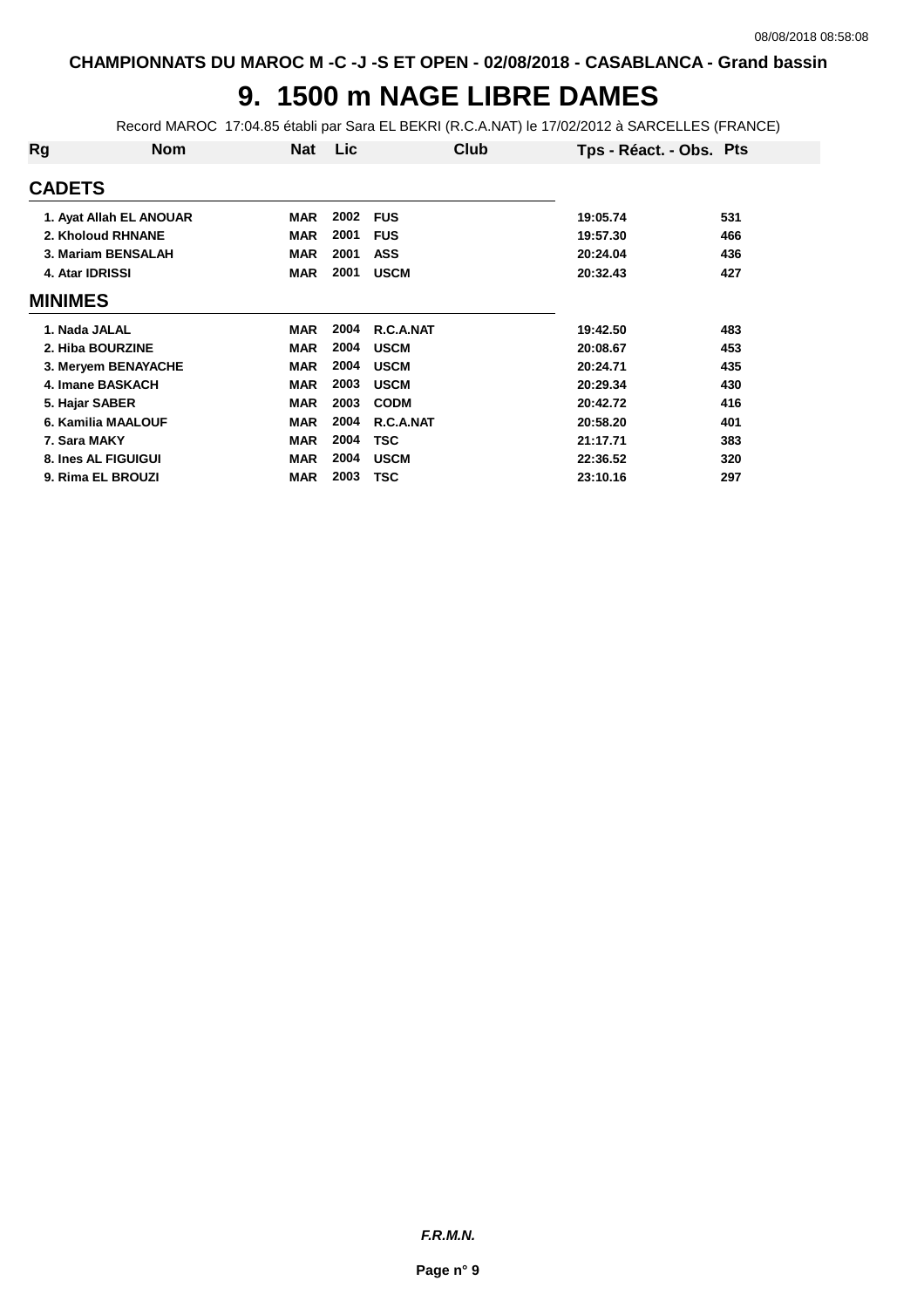CHAMPIONNATS DU MAROC M -C -J -S ET OPEN - 02/08/2018 - CASABLANCA - Grand bassin

# 9. 1500 m NAGE LIBRE DAMES

Record MAROC 17:04.85 établi par Sara EL BEKRI (R.C.A.NAT) le 17/02/2012 à SARCELLES (FRANCE)

| Rg | Nom | Nat | Lic | Club | Tps - Réact. - Obs. | Pts |
|---|---|---|---|---|---|---|
| **CADETS** | | | | | | |
| 1. | Ayat Allah EL ANOUAR | MAR | 2002 | FUS | 19:05.74 | 531 |
| 2. | Kholoud RHNANE | MAR | 2001 | FUS | 19:57.30 | 466 |
| 3. | Mariam BENSALAH | MAR | 2001 | ASS | 20:24.04 | 436 |
| 4. | Atar IDRISSI | MAR | 2001 | USCM | 20:32.43 | 427 |
| **MINIMES** | | | | | | |
| 1. | Nada JALAL | MAR | 2004 | R.C.A.NAT | 19:42.50 | 483 |
| 2. | Hiba BOURZINE | MAR | 2004 | USCM | 20:08.67 | 453 |
| 3. | Meryem BENAYACHE | MAR | 2004 | USCM | 20:24.71 | 435 |
| 4. | Imane BASKACH | MAR | 2003 | USCM | 20:29.34 | 430 |
| 5. | Hajar SABER | MAR | 2003 | CODM | 20:42.72 | 416 |
| 6. | Kamilia MAALOUF | MAR | 2004 | R.C.A.NAT | 20:58.20 | 401 |
| 7. | Sara MAKY | MAR | 2004 | TSC | 21:17.71 | 383 |
| 8. | Ines AL FIGUIGUI | MAR | 2004 | USCM | 22:36.52 | 320 |
| 9. | Rima EL BROUZI | MAR | 2003 | TSC | 23:10.16 | 297 |

*F.R.M.N.*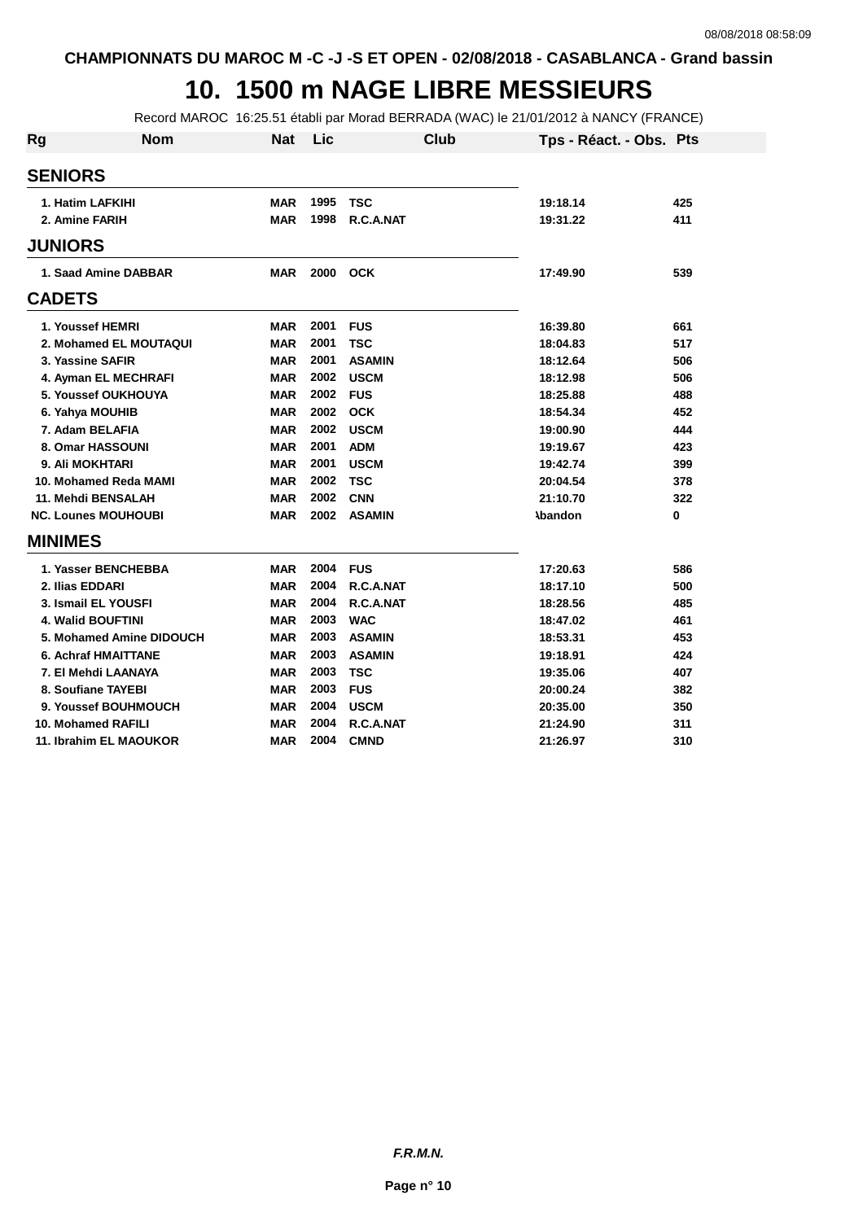CHAMPIONNATS DU MAROC M -C -J -S ET OPEN - 02/08/2018 - CASABLANCA - Grand bassin

# 10. 1500 m NAGE LIBRE MESSIEURS

Record MAROC 16:25.51 établi par Morad BERRADA (WAC) le 21/01/2012 à NANCY (FRANCE)

| Rg | Nom | Nat | Lic | Club | Tps - Réact. - Obs. | Pts |
|---|---|---|---|---|---|---|
| **SENIORS** | | | | | | |
| 1. | Hatim LAFKIHI | MAR | 1995 | TSC | 19:18.14 | 425 |
| 2. | Amine FARIH | MAR | 1998 | R.C.A.NAT | 19:31.22 | 411 |
| **JUNIORS** | | | | | | |
| 1. | Saad Amine DABBAR | MAR | 2000 | OCK | 17:49.90 | 539 |
| **CADETS** | | | | | | |
| 1. | Youssef HEMRI | MAR | 2001 | FUS | 16:39.80 | 661 |
| 2. | Mohamed EL MOUTAQUI | MAR | 2001 | TSC | 18:04.83 | 517 |
| 3. | Yassine SAFIR | MAR | 2001 | ASAMIN | 18:12.64 | 506 |
| 4. | Ayman EL MECHRAFI | MAR | 2002 | USCM | 18:12.98 | 506 |
| 5. | Youssef OUKHOUYA | MAR | 2002 | FUS | 18:25.88 | 488 |
| 6. | Yahya MOUHIB | MAR | 2002 | OCK | 18:54.34 | 452 |
| 7. | Adam BELAFIA | MAR | 2002 | USCM | 19:00.90 | 444 |
| 8. | Omar HASSOUNI | MAR | 2001 | ADM | 19:19.67 | 423 |
| 9. | Ali MOKHTARI | MAR | 2001 | USCM | 19:42.74 | 399 |
| 10. | Mohamed Reda MAMI | MAR | 2002 | TSC | 20:04.54 | 378 |
| 11. | Mehdi BENSALAH | MAR | 2002 | CNN | 21:10.70 | 322 |
| NC. | Lounes MOUHOUBI | MAR | 2002 | ASAMIN | Abandon | 0 |
| **MINIMES** | | | | | | |
| 1. | Yasser BENCHEBBA | MAR | 2004 | FUS | 17:20.63 | 586 |
| 2. | Ilias EDDARI | MAR | 2004 | R.C.A.NAT | 18:17.10 | 500 |
| 3. | Ismail EL YOUSFI | MAR | 2004 | R.C.A.NAT | 18:28.56 | 485 |
| 4. | Walid BOUFTINI | MAR | 2003 | WAC | 18:47.02 | 461 |
| 5. | Mohamed Amine DIDOUCH | MAR | 2003 | ASAMIN | 18:53.31 | 453 |
| 6. | Achraf HMAITTANE | MAR | 2003 | ASAMIN | 19:18.91 | 424 |
| 7. | El Mehdi LAANAYA | MAR | 2003 | TSC | 19:35.06 | 407 |
| 8. | Soufiane TAYEBI | MAR | 2003 | FUS | 20:00.24 | 382 |
| 9. | Youssef BOUHMOUCH | MAR | 2004 | USCM | 20:35.00 | 350 |
| 10. | Mohamed RAFILI | MAR | 2004 | R.C.A.NAT | 21:24.90 | 311 |
| 11. | Ibrahim EL MAOUKOR | MAR | 2004 | CMND | 21:26.97 | 310 |

*F.R.M.N.*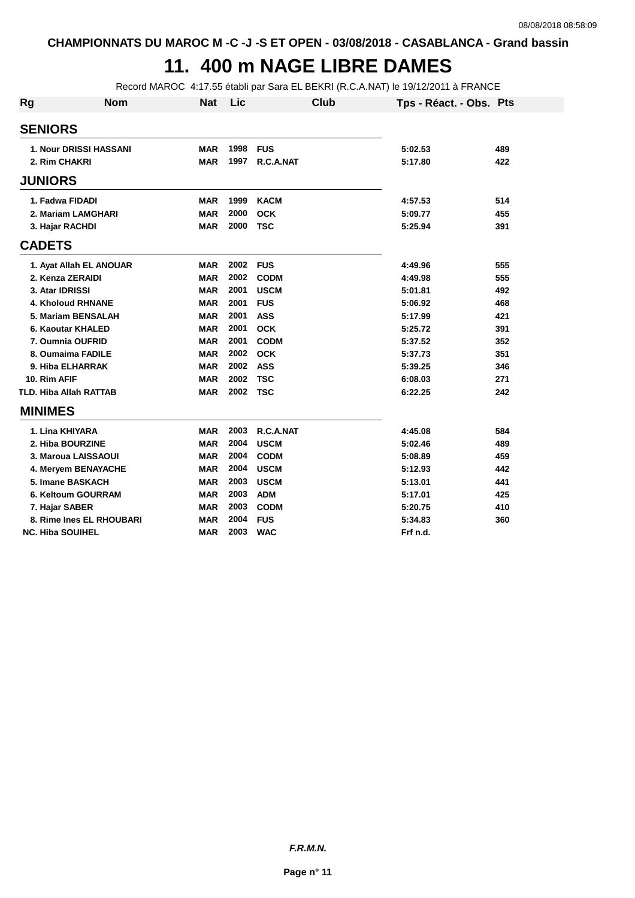CHAMPIONNATS DU MAROC M -C -J -S ET OPEN - 03/08/2018 - CASABLANCA - Grand bassin

# 11. 400 m NAGE LIBRE DAMES

Record MAROC 4:17.55 établi par Sara EL BEKRI (R.C.A.NAT) le 19/12/2011 à FRANCE

| Rg | Nom | Nat | Lic | Club | Tps - Réact. - Obs. | Pts |
|---|---|---|---|---|---|---|
| **SENIORS** | | | | | | |
| 1. | Nour DRISSI HASSANI | MAR | 1998 | FUS | 5:02.53 | 489 |
| 2. | Rim CHAKRI | MAR | 1997 | R.C.A.NAT | 5:17.80 | 422 |
| **JUNIORS** | | | | | | |
| 1. | Fadwa FIDADI | MAR | 1999 | KACM | 4:57.53 | 514 |
| 2. | Mariam LAMGHARI | MAR | 2000 | OCK | 5:09.77 | 455 |
| 3. | Hajar RACHDI | MAR | 2000 | TSC | 5:25.94 | 391 |
| **CADETS** | | | | | | |
| 1. | Ayat Allah EL ANOUAR | MAR | 2002 | FUS | 4:49.96 | 555 |
| 2. | Kenza ZERAIDI | MAR | 2002 | CODM | 4:49.98 | 555 |
| 3. | Atar IDRISSI | MAR | 2001 | USCM | 5:01.81 | 492 |
| 4. | Kholoud RHNANE | MAR | 2001 | FUS | 5:06.92 | 468 |
| 5. | Mariam BENSALAH | MAR | 2001 | ASS | 5:17.99 | 421 |
| 6. | Kaoutar KHALED | MAR | 2001 | OCK | 5:25.72 | 391 |
| 7. | Oumnia OUFRID | MAR | 2001 | CODM | 5:37.52 | 352 |
| 8. | Oumaima FADILE | MAR | 2002 | OCK | 5:37.73 | 351 |
| 9. | Hiba ELHARRAK | MAR | 2002 | ASS | 5:39.25 | 346 |
| 10. | Rim AFIF | MAR | 2002 | TSC | 6:08.03 | 271 |
| TLD. | Hiba Allah RATTAB | MAR | 2002 | TSC | 6:22.25 | 242 |
| **MINIMES** | | | | | | |
| 1. | Lina KHIYARA | MAR | 2003 | R.C.A.NAT | 4:45.08 | 584 |
| 2. | Hiba BOURZINE | MAR | 2004 | USCM | 5:02.46 | 489 |
| 3. | Maroua LAISSAOUI | MAR | 2004 | CODM | 5:08.89 | 459 |
| 4. | Meryem BENAYACHE | MAR | 2004 | USCM | 5:12.93 | 442 |
| 5. | Imane BASKACH | MAR | 2003 | USCM | 5:13.01 | 441 |
| 6. | Keltoum GOURRAM | MAR | 2003 | ADM | 5:17.01 | 425 |
| 7. | Hajar SABER | MAR | 2003 | CODM | 5:20.75 | 410 |
| 8. | Rime Ines EL RHOUBARI | MAR | 2004 | FUS | 5:34.83 | 360 |
| NC. | Hiba SOUIHEL | MAR | 2003 | WAC | Frf n.d. | |

*F.R.M.N.*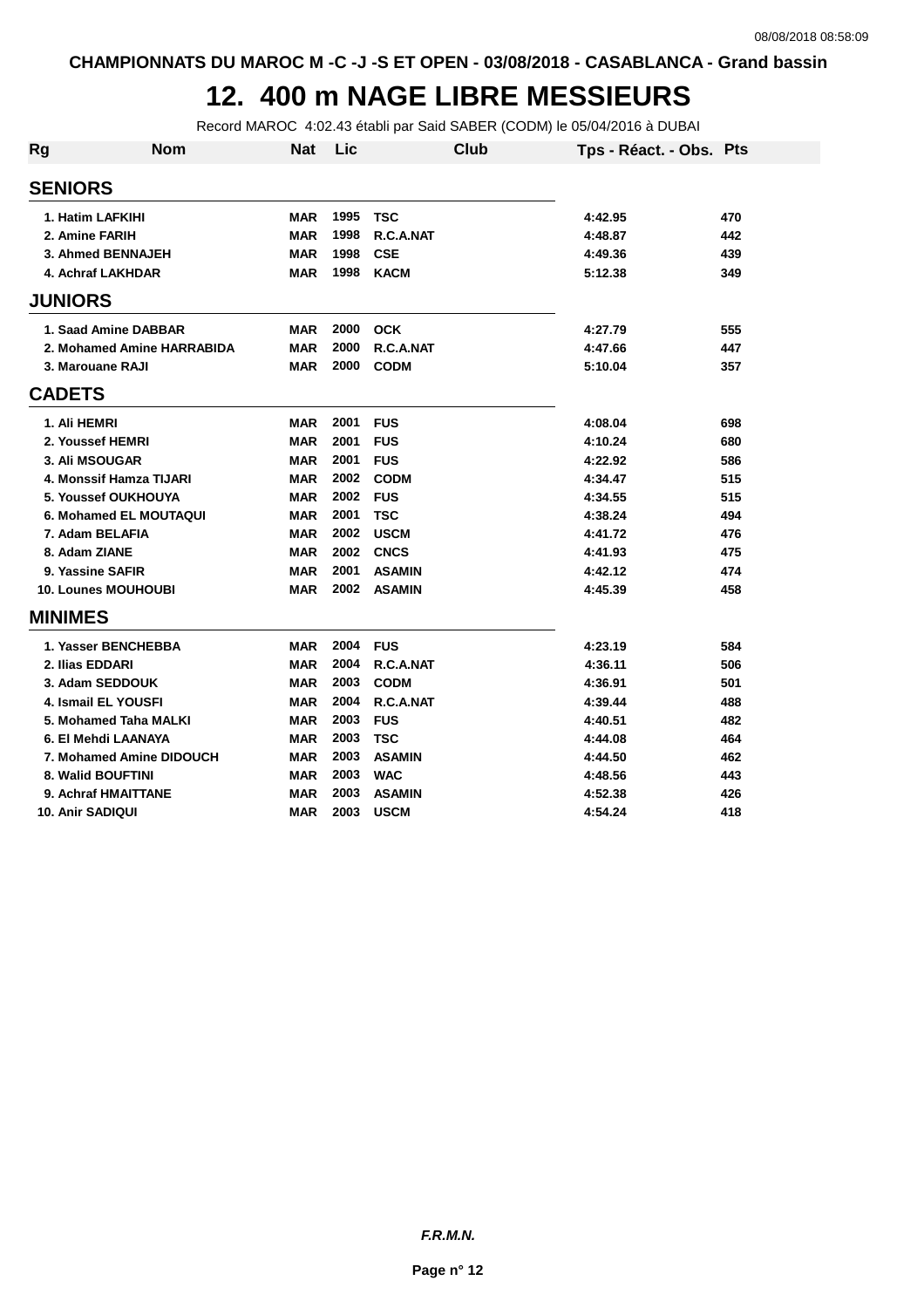CHAMPIONNATS DU MAROC M -C -J -S ET OPEN - 03/08/2018 - CASABLANCA - Grand bassin

# 12. 400 m NAGE LIBRE MESSIEURS

Record MAROC 4:02.43 établi par Said SABER (CODM) le 05/04/2016 à DUBAI

| Rg | Nom | Nat | Lic | Club | Tps - Réact. - Obs. | Pts |
|---|---|---|---|---|---|---|
| **SENIORS** | | | | | | |
| 1. | Hatim LAFKIHI | MAR | 1995 | TSC | 4:42.95 | 470 |
| 2. | Amine FARIH | MAR | 1998 | R.C.A.NAT | 4:48.87 | 442 |
| 3. | Ahmed BENNAJEH | MAR | 1998 | CSE | 4:49.36 | 439 |
| 4. | Achraf LAKHDAR | MAR | 1998 | KACM | 5:12.38 | 349 |
| **JUNIORS** | | | | | | |
| 1. | Saad Amine DABBAR | MAR | 2000 | OCK | 4:27.79 | 555 |
| 2. | Mohamed Amine HARRABIDA | MAR | 2000 | R.C.A.NAT | 4:47.66 | 447 |
| 3. | Marouane RAJI | MAR | 2000 | CODM | 5:10.04 | 357 |
| **CADETS** | | | | | | |
| 1. | Ali HEMRI | MAR | 2001 | FUS | 4:08.04 | 698 |
| 2. | Youssef HEMRI | MAR | 2001 | FUS | 4:10.24 | 680 |
| 3. | Ali MSOUGAR | MAR | 2001 | FUS | 4:22.92 | 586 |
| 4. | Monssif Hamza TIJARI | MAR | 2002 | CODM | 4:34.47 | 515 |
| 5. | Youssef OUKHOUYA | MAR | 2002 | FUS | 4:34.55 | 515 |
| 6. | Mohamed EL MOUTAQUI | MAR | 2001 | TSC | 4:38.24 | 494 |
| 7. | Adam BELAFIA | MAR | 2002 | USCM | 4:41.72 | 476 |
| 8. | Adam ZIANE | MAR | 2002 | CNCS | 4:41.93 | 475 |
| 9. | Yassine SAFIR | MAR | 2001 | ASAMIN | 4:42.12 | 474 |
| 10. | Lounes MOUHOUBI | MAR | 2002 | ASAMIN | 4:45.39 | 458 |
| **MINIMES** | | | | | | |
| 1. | Yasser BENCHEBBA | MAR | 2004 | FUS | 4:23.19 | 584 |
| 2. | Ilias EDDARI | MAR | 2004 | R.C.A.NAT | 4:36.11 | 506 |
| 3. | Adam SEDDOUK | MAR | 2003 | CODM | 4:36.91 | 501 |
| 4. | Ismail EL YOUSFI | MAR | 2004 | R.C.A.NAT | 4:39.44 | 488 |
| 5. | Mohamed Taha MALKI | MAR | 2003 | FUS | 4:40.51 | 482 |
| 6. | El Mehdi LAANAYA | MAR | 2003 | TSC | 4:44.08 | 464 |
| 7. | Mohamed Amine DIDOUCH | MAR | 2003 | ASAMIN | 4:44.50 | 462 |
| 8. | Walid BOUFTINI | MAR | 2003 | WAC | 4:48.56 | 443 |
| 9. | Achraf HMAITTANE | MAR | 2003 | ASAMIN | 4:52.38 | 426 |
| 10. | Anir SADIQUI | MAR | 2003 | USCM | 4:54.24 | 418 |

*F.R.M.N.*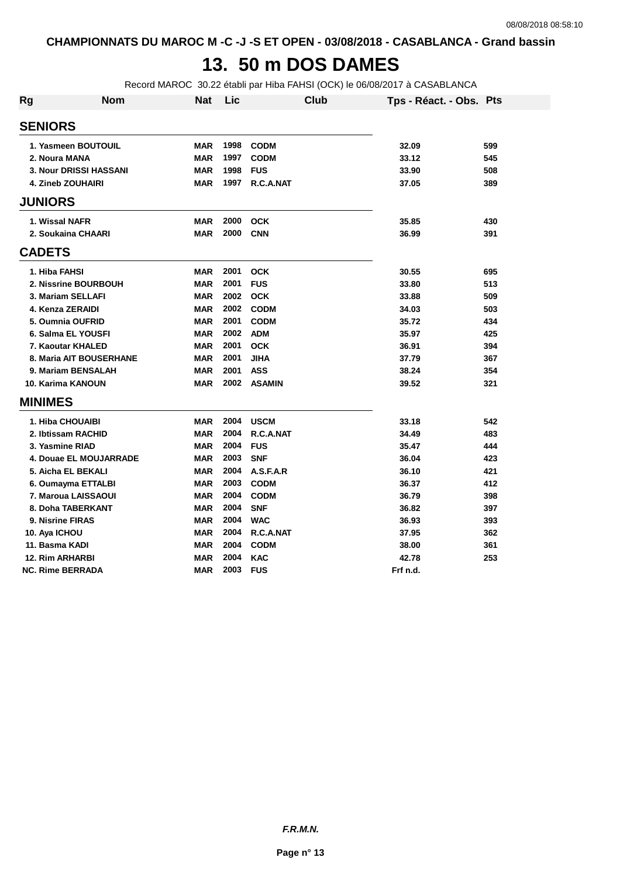CHAMPIONNATS DU MAROC M -C -J -S ET OPEN - 03/08/2018 - CASABLANCA - Grand bassin

# 13. 50 m DOS DAMES

Record MAROC 30.22 établi par Hiba FAHSI (OCK) le 06/08/2017 à CASABLANCA

| Rg | Nom | Nat | Lic | Club | Tps - Réact. - Obs. | Pts |
|---|---|---|---|---|---|---|
| **SENIORS** | | | | | | |
| 1. | Yasmeen BOUTOUIL | MAR | 1998 | CODM | 32.09 | 599 |
| 2. | Noura MANA | MAR | 1997 | CODM | 33.12 | 545 |
| 3. | Nour DRISSI HASSANI | MAR | 1998 | FUS | 33.90 | 508 |
| 4. | Zineb ZOUHAIRI | MAR | 1997 | R.C.A.NAT | 37.05 | 389 |
| **JUNIORS** | | | | | | |
| 1. | Wissal NAFR | MAR | 2000 | OCK | 35.85 | 430 |
| 2. | Soukaina CHAARI | MAR | 2000 | CNN | 36.99 | 391 |
| **CADETS** | | | | | | |
| 1. | Hiba FAHSI | MAR | 2001 | OCK | 30.55 | 695 |
| 2. | Nissrine BOURBOUH | MAR | 2001 | FUS | 33.80 | 513 |
| 3. | Mariam SELLAFI | MAR | 2002 | OCK | 33.88 | 509 |
| 4. | Kenza ZERAIDI | MAR | 2002 | CODM | 34.03 | 503 |
| 5. | Oumnia OUFRID | MAR | 2001 | CODM | 35.72 | 434 |
| 6. | Salma EL YOUSFI | MAR | 2002 | ADM | 35.97 | 425 |
| 7. | Kaoutar KHALED | MAR | 2001 | OCK | 36.91 | 394 |
| 8. | Maria AIT BOUSERHANE | MAR | 2001 | JIHA | 37.79 | 367 |
| 9. | Mariam BENSALAH | MAR | 2001 | ASS | 38.24 | 354 |
| 10. | Karima KANOUN | MAR | 2002 | ASAMIN | 39.52 | 321 |
| **MINIMES** | | | | | | |
| 1. | Hiba CHOUAIBI | MAR | 2004 | USCM | 33.18 | 542 |
| 2. | Ibtissam RACHID | MAR | 2004 | R.C.A.NAT | 34.49 | 483 |
| 3. | Yasmine RIAD | MAR | 2004 | FUS | 35.47 | 444 |
| 4. | Douae EL MOUJARRADE | MAR | 2003 | SNF | 36.04 | 423 |
| 5. | Aicha EL BEKALI | MAR | 2004 | A.S.F.A.R | 36.10 | 421 |
| 6. | Oumayma ETTALBI | MAR | 2003 | CODM | 36.37 | 412 |
| 7. | Maroua LAISSAOUI | MAR | 2004 | CODM | 36.79 | 398 |
| 8. | Doha TABERKANT | MAR | 2004 | SNF | 36.82 | 397 |
| 9. | Nisrine FIRAS | MAR | 2004 | WAC | 36.93 | 393 |
| 10. | Aya ICHOU | MAR | 2004 | R.C.A.NAT | 37.95 | 362 |
| 11. | Basma KADI | MAR | 2004 | CODM | 38.00 | 361 |
| 12. | Rim ARHARBI | MAR | 2004 | KAC | 42.78 | 253 |
| NC. | Rime BERRADA | MAR | 2003 | FUS | Frf n.d. | |

***F.R.M.N.***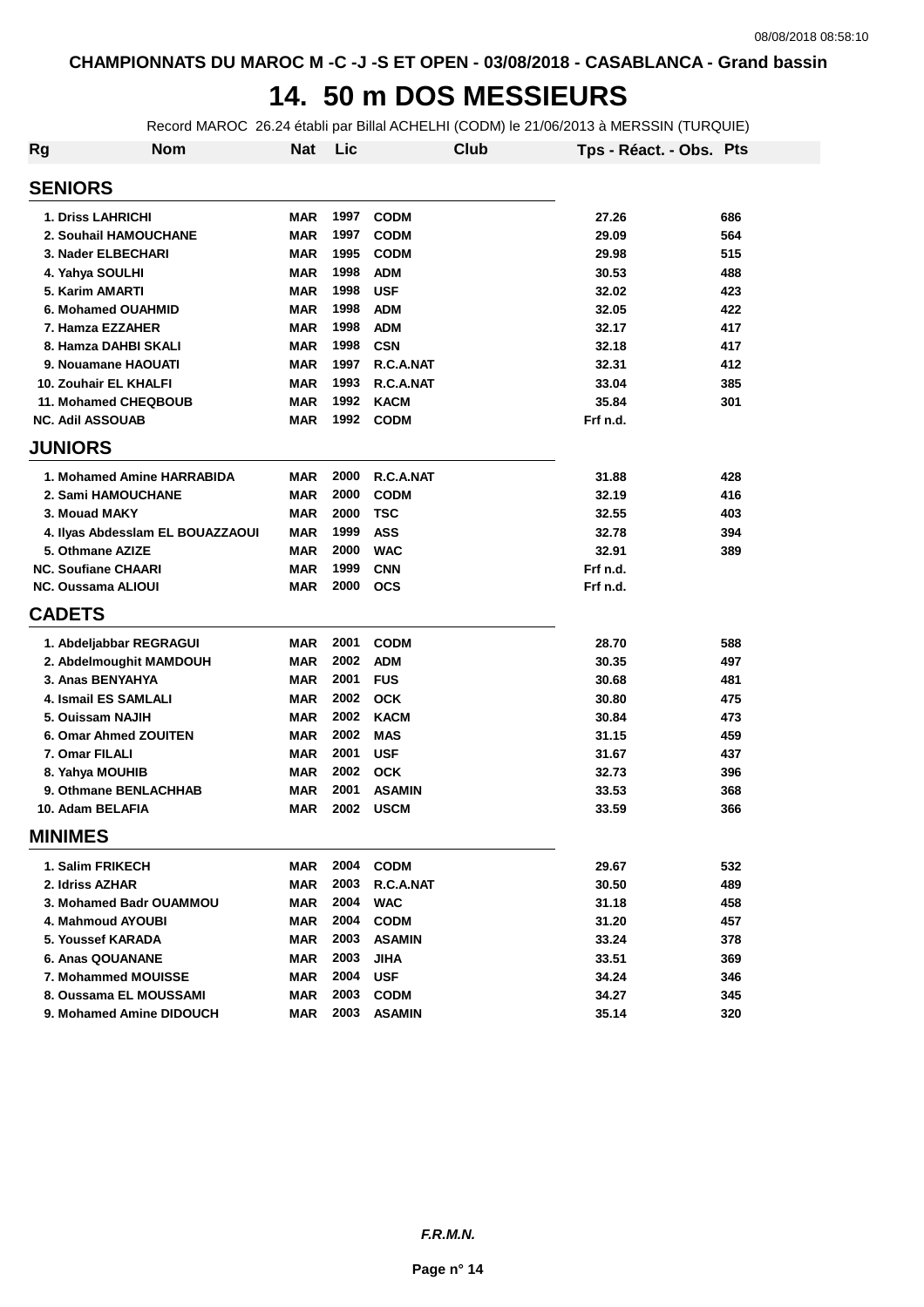CHAMPIONNATS DU MAROC M -C -J -S ET OPEN - 03/08/2018 - CASABLANCA - Grand bassin

# 14. 50 m DOS MESSIEURS

Record MAROC 26.24 établi par Billal ACHELHI (CODM) le 21/06/2013 à MERSSIN (TURQUIE)

| Rg | Nom | Nat | Lic | Club | Tps - Réact. - Obs. | Pts |
|---|---|---|---|---|---|---|
| **SENIORS** | | | | | | |
| 1. | Driss LAHRICHI | MAR | 1997 | CODM | 27.26 | 686 |
| 2. | Souhail HAMOUCHANE | MAR | 1997 | CODM | 29.09 | 564 |
| 3. | Nader ELBECHARI | MAR | 1995 | CODM | 29.98 | 515 |
| 4. | Yahya SOULHI | MAR | 1998 | ADM | 30.53 | 488 |
| 5. | Karim AMARTI | MAR | 1998 | USF | 32.02 | 423 |
| 6. | Mohamed OUAHMID | MAR | 1998 | ADM | 32.05 | 422 |
| 7. | Hamza EZZAHER | MAR | 1998 | ADM | 32.17 | 417 |
| 8. | Hamza DAHBI SKALI | MAR | 1998 | CSN | 32.18 | 417 |
| 9. | Nouamane HAOUATI | MAR | 1997 | R.C.A.NAT | 32.31 | 412 |
| 10. | Zouhair EL KHALFI | MAR | 1993 | R.C.A.NAT | 33.04 | 385 |
| 11. | Mohamed CHEQBOUB | MAR | 1992 | KACM | 35.84 | 301 |
| NC. | Adil ASSOUAB | MAR | 1992 | CODM | Frf n.d. | |
| **JUNIORS** | | | | | | |
| 1. | Mohamed Amine HARRABIDA | MAR | 2000 | R.C.A.NAT | 31.88 | 428 |
| 2. | Sami HAMOUCHANE | MAR | 2000 | CODM | 32.19 | 416 |
| 3. | Mouad MAKY | MAR | 2000 | TSC | 32.55 | 403 |
| 4. | Ilyas Abdesslam EL BOUAZZAOUI | MAR | 1999 | ASS | 32.78 | 394 |
| 5. | Othmane AZIZE | MAR | 2000 | WAC | 32.91 | 389 |
| NC. | Soufiane CHAARI | MAR | 1999 | CNN | Frf n.d. | |
| NC. | Oussama ALIOUI | MAR | 2000 | OCS | Frf n.d. | |
| **CADETS** | | | | | | |
| 1. | Abdeljabbar REGRAGUI | MAR | 2001 | CODM | 28.70 | 588 |
| 2. | Abdelmoughit MAMDOUH | MAR | 2002 | ADM | 30.35 | 497 |
| 3. | Anas BENYAHYA | MAR | 2001 | FUS | 30.68 | 481 |
| 4. | Ismail ES SAMLALI | MAR | 2002 | OCK | 30.80 | 475 |
| 5. | Ouissam NAJIH | MAR | 2002 | KACM | 30.84 | 473 |
| 6. | Omar Ahmed ZOUITEN | MAR | 2002 | MAS | 31.15 | 459 |
| 7. | Omar FILALI | MAR | 2001 | USF | 31.67 | 437 |
| 8. | Yahya MOUHIB | MAR | 2002 | OCK | 32.73 | 396 |
| 9. | Othmane BENLACHHAB | MAR | 2001 | ASAMIN | 33.53 | 368 |
| 10. | Adam BELAFIA | MAR | 2002 | USCM | 33.59 | 366 |
| **MINIMES** | | | | | | |
| 1. | Salim FRIKECH | MAR | 2004 | CODM | 29.67 | 532 |
| 2. | Idriss AZHAR | MAR | 2003 | R.C.A.NAT | 30.50 | 489 |
| 3. | Mohamed Badr OUAMMOU | MAR | 2004 | WAC | 31.18 | 458 |
| 4. | Mahmoud AYOUBI | MAR | 2004 | CODM | 31.20 | 457 |
| 5. | Youssef KARADA | MAR | 2003 | ASAMIN | 33.24 | 378 |
| 6. | Anas QOUANANE | MAR | 2003 | JIHA | 33.51 | 369 |
| 7. | Mohammed MOUISSE | MAR | 2004 | USF | 34.24 | 346 |
| 8. | Oussama EL MOUSSAMI | MAR | 2003 | CODM | 34.27 | 345 |
| 9. | Mohamed Amine DIDOUCH | MAR | 2003 | ASAMIN | 35.14 | 320 |

*F.R.M.N.*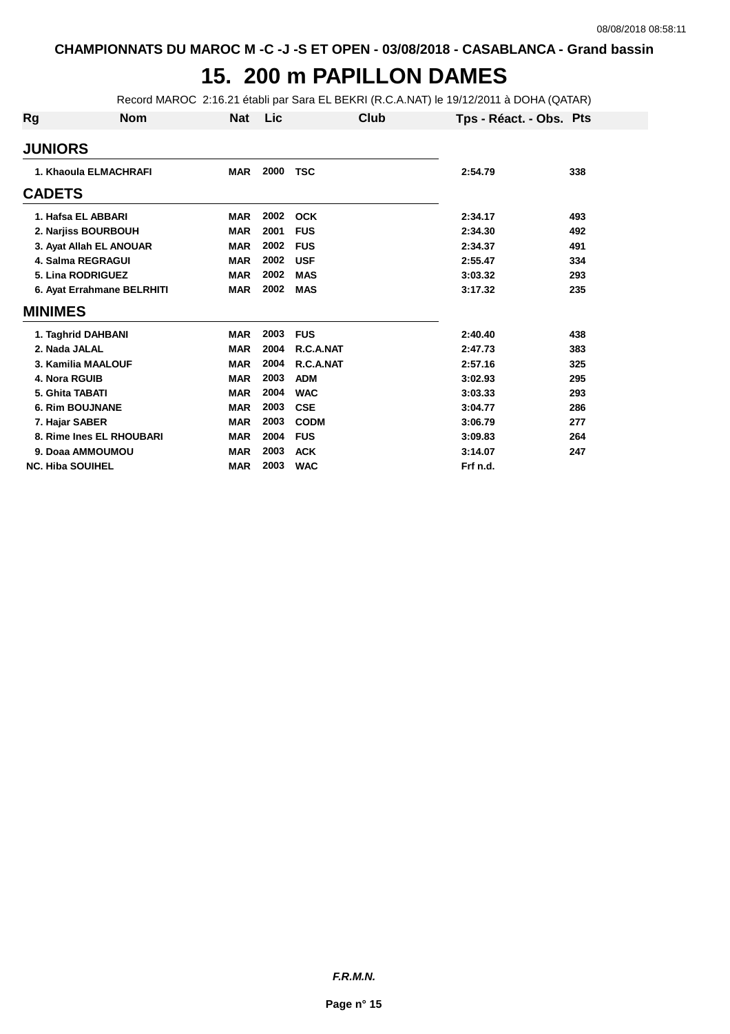CHAMPIONNATS DU MAROC M -C -J -S ET OPEN - 03/08/2018 - CASABLANCA - Grand bassin

# 15. 200 m PAPILLON DAMES

Record MAROC 2:16.21 établi par Sara EL BEKRI (R.C.A.NAT) le 19/12/2011 à DOHA (QATAR)

| Rg | Nom | Nat | Lic | Club | Tps - Réact. - Obs. | Pts |
|---|---|---|---|---|---|---|
| **JUNIORS** | | | | | | |
| 1. | Khaoula ELMACHRAFI | MAR | 2000 | TSC | 2:54.79 | 338 |
| **CADETS** | | | | | | |
| 1. | Hafsa EL ABBARI | MAR | 2002 | OCK | 2:34.17 | 493 |
| 2. | Narjiss BOURBOUH | MAR | 2001 | FUS | 2:34.30 | 492 |
| 3. | Ayat Allah EL ANOUAR | MAR | 2002 | FUS | 2:34.37 | 491 |
| 4. | Salma REGRAGUI | MAR | 2002 | USF | 2:55.47 | 334 |
| 5. | Lina RODRIGUEZ | MAR | 2002 | MAS | 3:03.32 | 293 |
| 6. | Ayat Errahmane BELRHITI | MAR | 2002 | MAS | 3:17.32 | 235 |
| **MINIMES** | | | | | | |
| 1. | Taghrid DAHBANI | MAR | 2003 | FUS | 2:40.40 | 438 |
| 2. | Nada JALAL | MAR | 2004 | R.C.A.NAT | 2:47.73 | 383 |
| 3. | Kamilia MAALOUF | MAR | 2004 | R.C.A.NAT | 2:57.16 | 325 |
| 4. | Nora RGUIB | MAR | 2003 | ADM | 3:02.93 | 295 |
| 5. | Ghita TABATI | MAR | 2004 | WAC | 3:03.33 | 293 |
| 6. | Rim BOUJNANE | MAR | 2003 | CSE | 3:04.77 | 286 |
| 7. | Hajar SABER | MAR | 2003 | CODM | 3:06.79 | 277 |
| 8. | Rime Ines EL RHOUBARI | MAR | 2004 | FUS | 3:09.83 | 264 |
| 9. | Doaa AMMOUMOU | MAR | 2003 | ACK | 3:14.07 | 247 |
| NC. | Hiba SOUIHEL | MAR | 2003 | WAC | Frf n.d. | |

*F.R.M.N.*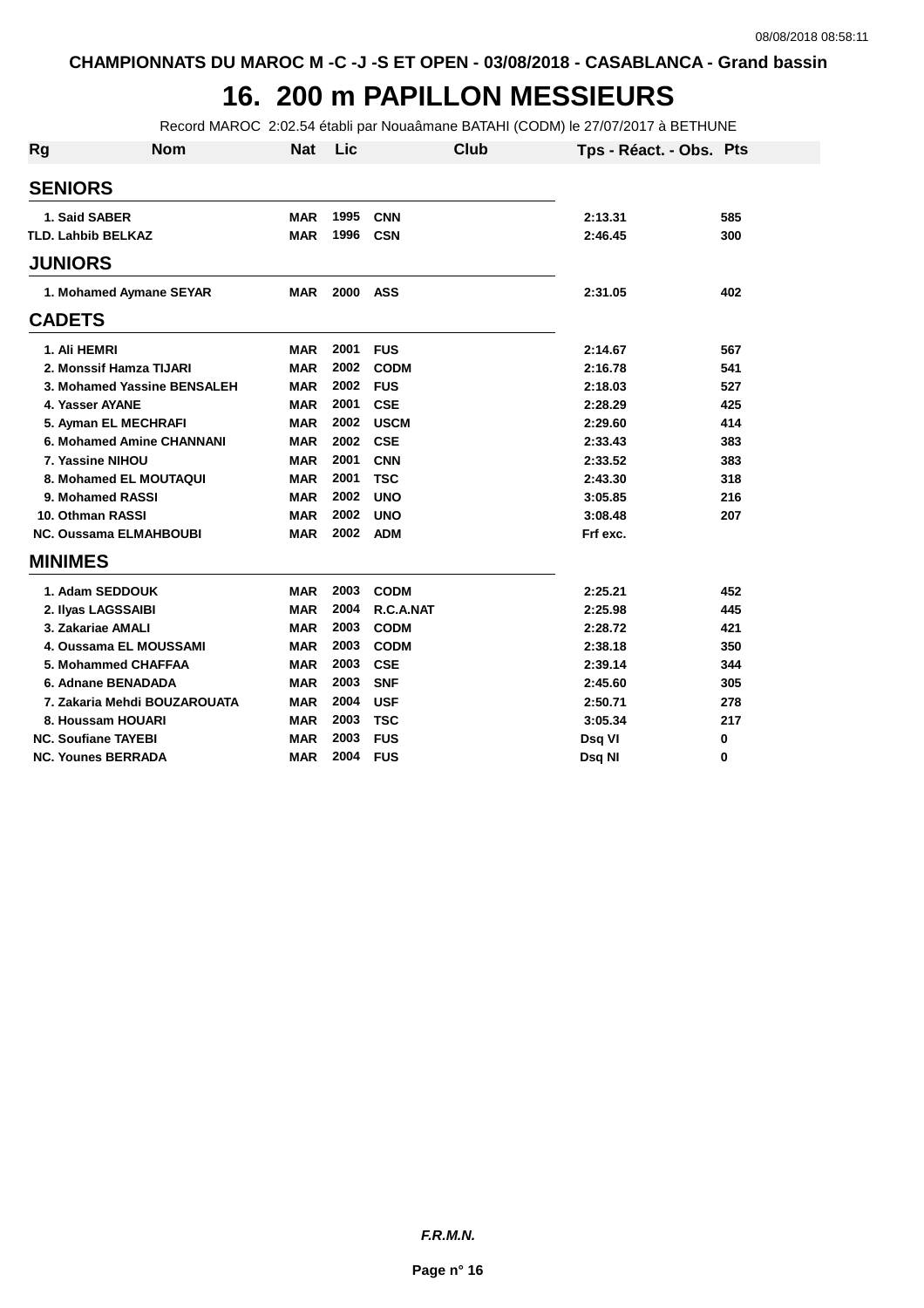CHAMPIONNATS DU MAROC M -C -J -S ET OPEN - 03/08/2018 - CASABLANCA - Grand bassin

# 16. 200 m PAPILLON MESSIEURS

Record MAROC 2:02.54 établi par Nouaâmane BATAHI (CODM) le 27/07/2017 à BETHUNE

| Rg | Nom | Nat | Lic | Club | Tps - Réact. - Obs. | Pts |
|---|---|---|---|---|---|---|
| **SENIORS** | | | | | | |
| 1. | Said SABER | MAR | 1995 | CNN | 2:13.31 | 585 |
| TLD. | Lahbib BELKAZ | MAR | 1996 | CSN | 2:46.45 | 300 |
| **JUNIORS** | | | | | | |
| 1. | Mohamed Aymane SEYAR | MAR | 2000 | ASS | 2:31.05 | 402 |
| **CADETS** | | | | | | |
| 1. | Ali HEMRI | MAR | 2001 | FUS | 2:14.67 | 567 |
| 2. | Monssif Hamza TIJARI | MAR | 2002 | CODM | 2:16.78 | 541 |
| 3. | Mohamed Yassine BENSALEH | MAR | 2002 | FUS | 2:18.03 | 527 |
| 4. | Yasser AYANE | MAR | 2001 | CSE | 2:28.29 | 425 |
| 5. | Ayman EL MECHRAFI | MAR | 2002 | USCM | 2:29.60 | 414 |
| 6. | Mohamed Amine CHANNANI | MAR | 2002 | CSE | 2:33.43 | 383 |
| 7. | Yassine NIHOU | MAR | 2001 | CNN | 2:33.52 | 383 |
| 8. | Mohamed EL MOUTAQUI | MAR | 2001 | TSC | 2:43.30 | 318 |
| 9. | Mohamed RASSI | MAR | 2002 | UNO | 3:05.85 | 216 |
| 10. | Othman RASSI | MAR | 2002 | UNO | 3:08.48 | 207 |
| NC. | Oussama ELMAHBOUBI | MAR | 2002 | ADM | Frf exc. | |
| **MINIMES** | | | | | | |
| 1. | Adam SEDDOUK | MAR | 2003 | CODM | 2:25.21 | 452 |
| 2. | Ilyas LAGSSAIBI | MAR | 2004 | R.C.A.NAT | 2:25.98 | 445 |
| 3. | Zakariae AMALI | MAR | 2003 | CODM | 2:28.72 | 421 |
| 4. | Oussama EL MOUSSAMI | MAR | 2003 | CODM | 2:38.18 | 350 |
| 5. | Mohammed CHAFFAA | MAR | 2003 | CSE | 2:39.14 | 344 |
| 6. | Adnane BENADADA | MAR | 2003 | SNF | 2:45.60 | 305 |
| 7. | Zakaria Mehdi BOUZAROUATA | MAR | 2004 | USF | 2:50.71 | 278 |
| 8. | Houssam HOUARI | MAR | 2003 | TSC | 3:05.34 | 217 |
| NC. | Soufiane TAYEBI | MAR | 2003 | FUS | Dsq VI | 0 |
| NC. | Younes BERRADA | MAR | 2004 | FUS | Dsq NI | 0 |

*F.R.M.N.*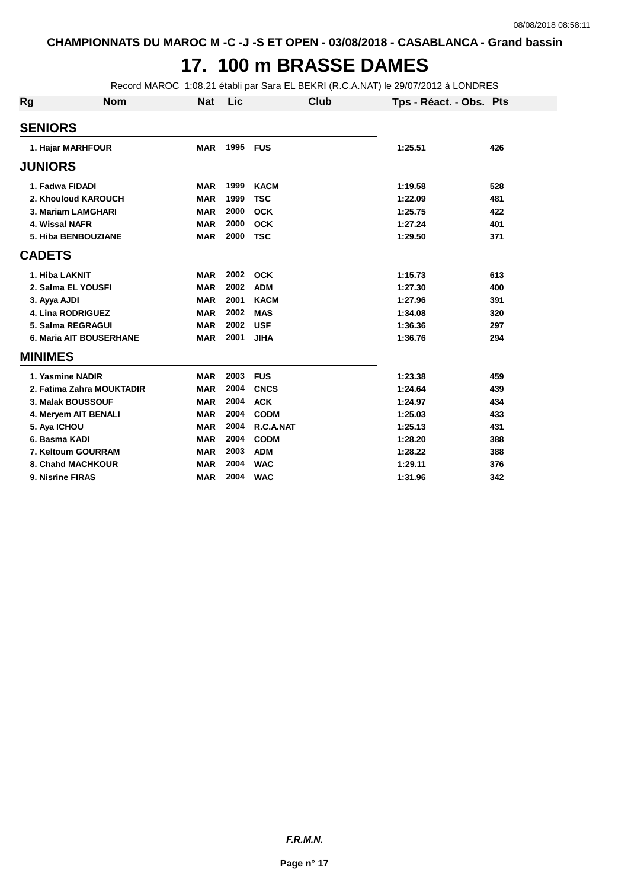CHAMPIONNATS DU MAROC M -C -J -S ET OPEN - 03/08/2018 - CASABLANCA - Grand bassin

# 17. 100 m BRASSE DAMES

Record MAROC 1:08.21 établi par Sara EL BEKRI (R.C.A.NAT) le 29/07/2012 à LONDRES

| Rg | Nom | Nat | Lic | Club | Tps - Réact. - Obs. | Pts |
|---|---|---|---|---|---|---|
| **SENIORS** | | | | | | |
| 1. | Hajar MARHFOUR | MAR | 1995 | FUS | 1:25.51 | 426 |
| **JUNIORS** | | | | | | |
| 1. | Fadwa FIDADI | MAR | 1999 | KACM | 1:19.58 | 528 |
| 2. | Khouloud KAROUCH | MAR | 1999 | TSC | 1:22.09 | 481 |
| 3. | Mariam LAMGHARI | MAR | 2000 | OCK | 1:25.75 | 422 |
| 4. | Wissal NAFR | MAR | 2000 | OCK | 1:27.24 | 401 |
| 5. | Hiba BENBOUZIANE | MAR | 2000 | TSC | 1:29.50 | 371 |
| **CADETS** | | | | | | |
| 1. | Hiba LAKNIT | MAR | 2002 | OCK | 1:15.73 | 613 |
| 2. | Salma EL YOUSFI | MAR | 2002 | ADM | 1:27.30 | 400 |
| 3. | Ayya AJDI | MAR | 2001 | KACM | 1:27.96 | 391 |
| 4. | Lina RODRIGUEZ | MAR | 2002 | MAS | 1:34.08 | 320 |
| 5. | Salma REGRAGUI | MAR | 2002 | USF | 1:36.36 | 297 |
| 6. | Maria AIT BOUSERHANE | MAR | 2001 | JIHA | 1:36.76 | 294 |
| **MINIMES** | | | | | | |
| 1. | Yasmine NADIR | MAR | 2003 | FUS | 1:23.38 | 459 |
| 2. | Fatima Zahra MOUKTADIR | MAR | 2004 | CNCS | 1:24.64 | 439 |
| 3. | Malak BOUSSOUF | MAR | 2004 | ACK | 1:24.97 | 434 |
| 4. | Meryem AIT BENALI | MAR | 2004 | CODM | 1:25.03 | 433 |
| 5. | Aya ICHOU | MAR | 2004 | R.C.A.NAT | 1:25.13 | 431 |
| 6. | Basma KADI | MAR | 2004 | CODM | 1:28.20 | 388 |
| 7. | Keltoum GOURRAM | MAR | 2003 | ADM | 1:28.22 | 388 |
| 8. | Chahd MACHKOUR | MAR | 2004 | WAC | 1:29.11 | 376 |
| 9. | Nisrine FIRAS | MAR | 2004 | WAC | 1:31.96 | 342 |

*F.R.M.N.*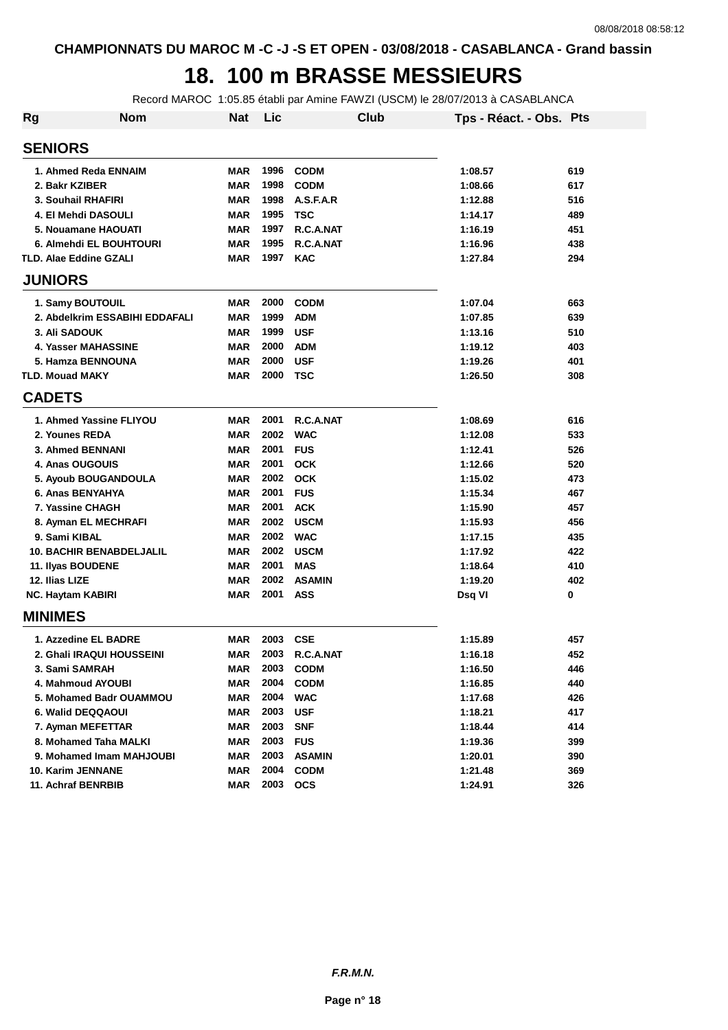CHAMPIONNATS DU MAROC M -C -J -S ET OPEN - 03/08/2018 - CASABLANCA - Grand bassin

# 18. 100 m BRASSE MESSIEURS

Record MAROC 1:05.85 établi par Amine FAWZI (USCM) le 28/07/2013 à CASABLANCA

| Rg | Nom | Nat | Lic | Club | Tps - Réact. - Obs. | Pts |
|---|---|---|---|---|---|---|
| **SENIORS** | | | | | | |
| 1. | Ahmed Reda ENNAIM | MAR | 1996 | CODM | 1:08.57 | 619 |
| 2. | Bakr KZIBER | MAR | 1998 | CODM | 1:08.66 | 617 |
| 3. | Souhail RHAFIRI | MAR | 1998 | A.S.F.A.R | 1:12.88 | 516 |
| 4. | El Mehdi DASOULI | MAR | 1995 | TSC | 1:14.17 | 489 |
| 5. | Nouamane HAOUATI | MAR | 1997 | R.C.A.NAT | 1:16.19 | 451 |
| 6. | Almehdi EL BOUHTOURI | MAR | 1995 | R.C.A.NAT | 1:16.96 | 438 |
| TLD. | Alae Eddine GZALI | MAR | 1997 | KAC | 1:27.84 | 294 |
| **JUNIORS** | | | | | | |
| 1. | Samy BOUTOUIL | MAR | 2000 | CODM | 1:07.04 | 663 |
| 2. | Abdelkrim ESSABIHI EDDAFALI | MAR | 1999 | ADM | 1:07.85 | 639 |
| 3. | Ali SADOUK | MAR | 1999 | USF | 1:13.16 | 510 |
| 4. | Yasser MAHASSINE | MAR | 2000 | ADM | 1:19.12 | 403 |
| 5. | Hamza BENNOUNA | MAR | 2000 | USF | 1:19.26 | 401 |
| TLD. | Mouad MAKY | MAR | 2000 | TSC | 1:26.50 | 308 |
| **CADETS** | | | | | | |
| 1. | Ahmed Yassine FLIYOU | MAR | 2001 | R.C.A.NAT | 1:08.69 | 616 |
| 2. | Younes REDA | MAR | 2002 | WAC | 1:12.08 | 533 |
| 3. | Ahmed BENNANI | MAR | 2001 | FUS | 1:12.41 | 526 |
| 4. | Anas OUGOUIS | MAR | 2001 | OCK | 1:12.66 | 520 |
| 5. | Ayoub BOUGANDOULA | MAR | 2002 | OCK | 1:15.02 | 473 |
| 6. | Anas BENYAHYA | MAR | 2001 | FUS | 1:15.34 | 467 |
| 7. | Yassine CHAGH | MAR | 2001 | ACK | 1:15.90 | 457 |
| 8. | Ayman EL MECHRAFI | MAR | 2002 | USCM | 1:15.93 | 456 |
| 9. | Sami KIBAL | MAR | 2002 | WAC | 1:17.15 | 435 |
| 10. | BACHIR BENABDELJALIL | MAR | 2002 | USCM | 1:17.92 | 422 |
| 11. | Ilyas BOUDENE | MAR | 2001 | MAS | 1:18.64 | 410 |
| 12. | Ilias LIZE | MAR | 2002 | ASAMIN | 1:19.20 | 402 |
| NC. | Haytam KABIRI | MAR | 2001 | ASS | Dsq VI | 0 |
| **MINIMES** | | | | | | |
| 1. | Azzedine EL BADRE | MAR | 2003 | CSE | 1:15.89 | 457 |
| 2. | Ghali IRAQUI HOUSSEINI | MAR | 2003 | R.C.A.NAT | 1:16.18 | 452 |
| 3. | Sami SAMRAH | MAR | 2003 | CODM | 1:16.50 | 446 |
| 4. | Mahmoud AYOUBI | MAR | 2004 | CODM | 1:16.85 | 440 |
| 5. | Mohamed Badr OUAMMOU | MAR | 2004 | WAC | 1:17.68 | 426 |
| 6. | Walid DEQQAOUI | MAR | 2003 | USF | 1:18.21 | 417 |
| 7. | Ayman MEFETTAR | MAR | 2003 | SNF | 1:18.44 | 414 |
| 8. | Mohamed Taha MALKI | MAR | 2003 | FUS | 1:19.36 | 399 |
| 9. | Mohamed Imam MAHJOUBI | MAR | 2003 | ASAMIN | 1:20.01 | 390 |
| 10. | Karim JENNANE | MAR | 2004 | CODM | 1:21.48 | 369 |
| 11. | Achraf BENRBIB | MAR | 2003 | OCS | 1:24.91 | 326 |

*F.R.M.N.*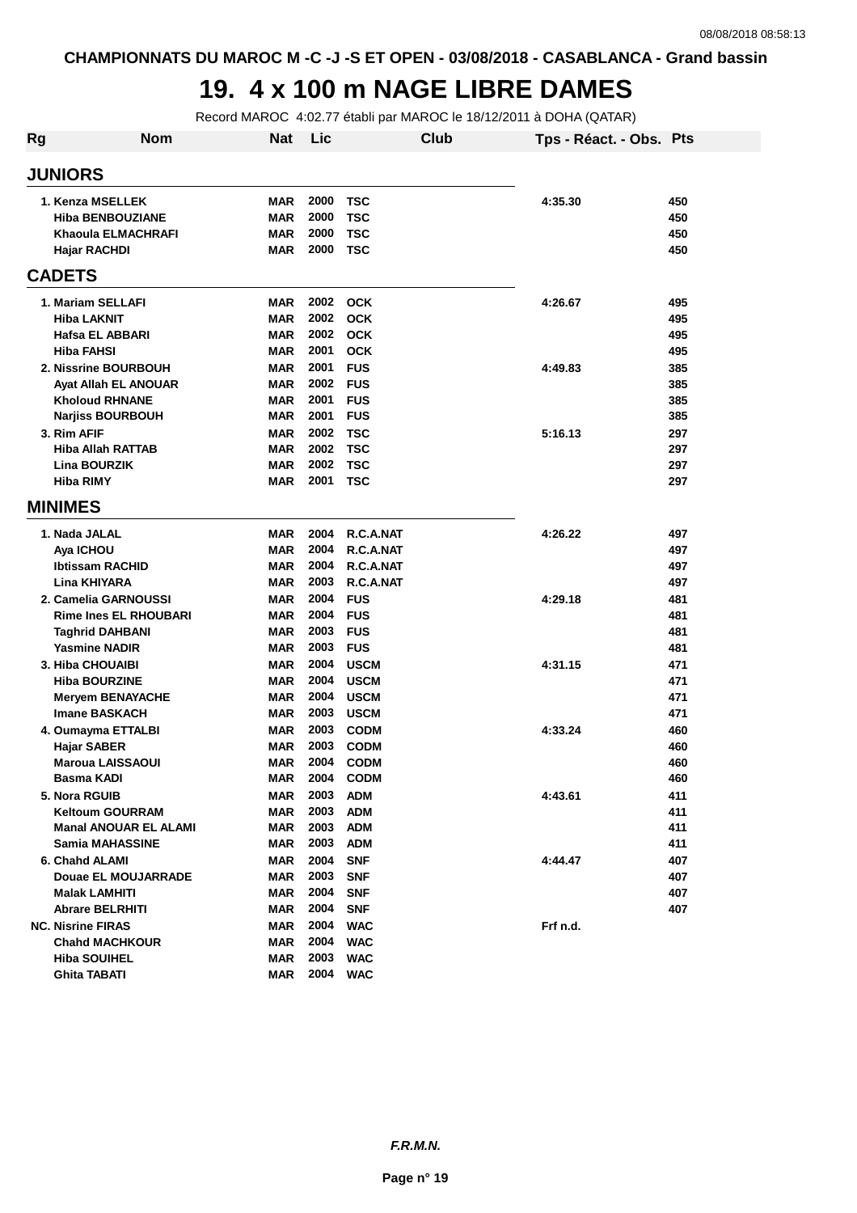# 19. 4 x 100 m NAGE LIBRE DAMES

Record MAROC 4:02.77 établi par MAROC le 18/12/2011 à DOHA (QATAR)

| Rg | Nom | Nat | Lic | Club | Tps - Réact. - Obs. | Pts |
|---|---|---|---|---|---|---|
| **JUNIORS** | | | | | | |
| 1. | Kenza MSELLEK | MAR | 2000 | TSC | 4:35.30 | 450 |
| | Hiba BENBOUZIANE | MAR | 2000 | TSC | | 450 |
| | Khaoula ELMACHRAFI | MAR | 2000 | TSC | | 450 |
| | Hajar RACHDI | MAR | 2000 | TSC | | 450 |
| **CADETS** | | | | | | |
| 1. | Mariam SELLAFI | MAR | 2002 | OCK | 4:26.67 | 495 |
| | Hiba LAKNIT | MAR | 2002 | OCK | | 495 |
| | Hafsa EL ABBARI | MAR | 2002 | OCK | | 495 |
| | Hiba FAHSI | MAR | 2001 | OCK | | 495 |
| 2. | Nissrine BOURBOUH | MAR | 2001 | FUS | 4:49.83 | 385 |
| | Ayat Allah EL ANOUAR | MAR | 2002 | FUS | | 385 |
| | Kholoud RHNANE | MAR | 2001 | FUS | | 385 |
| | Narjiss BOURBOUH | MAR | 2001 | FUS | | 385 |
| 3. | Rim AFIF | MAR | 2002 | TSC | 5:16.13 | 297 |
| | Hiba Allah RATTAB | MAR | 2002 | TSC | | 297 |
| | Lina BOURZIK | MAR | 2002 | TSC | | 297 |
| | Hiba RIMY | MAR | 2001 | TSC | | 297 |
| **MINIMES** | | | | | | |
| 1. | Nada JALAL | MAR | 2004 | R.C.A.NAT | 4:26.22 | 497 |
| | Aya ICHOU | MAR | 2004 | R.C.A.NAT | | 497 |
| | Ibtissam RACHID | MAR | 2004 | R.C.A.NAT | | 497 |
| | Lina KHIYARA | MAR | 2003 | R.C.A.NAT | | 497 |
| 2. | Camelia GARNOUSSI | MAR | 2004 | FUS | 4:29.18 | 481 |
| | Rime Ines EL RHOUBARI | MAR | 2004 | FUS | | 481 |
| | Taghrid DAHBANI | MAR | 2003 | FUS | | 481 |
| | Yasmine NADIR | MAR | 2003 | FUS | | 481 |
| 3. | Hiba CHOUAIBI | MAR | 2004 | USCM | 4:31.15 | 471 |
| | Hiba BOURZINE | MAR | 2004 | USCM | | 471 |
| | Meryem BENAYACHE | MAR | 2004 | USCM | | 471 |
| | Imane BASKACH | MAR | 2003 | USCM | | 471 |
| 4. | Oumayma ETTALBI | MAR | 2003 | CODM | 4:33.24 | 460 |
| | Hajar SABER | MAR | 2003 | CODM | | 460 |
| | Maroua LAISSAOUI | MAR | 2004 | CODM | | 460 |
| | Basma KADI | MAR | 2004 | CODM | | 460 |
| 5. | Nora RGUIB | MAR | 2003 | ADM | 4:43.61 | 411 |
| | Keltoum GOURRAM | MAR | 2003 | ADM | | 411 |
| | Manal ANOUAR EL ALAMI | MAR | 2003 | ADM | | 411 |
| | Samia MAHASSINE | MAR | 2003 | ADM | | 411 |
| 6. | Chahd ALAMI | MAR | 2004 | SNF | 4:44.47 | 407 |
| | Douae EL MOUJARRADE | MAR | 2003 | SNF | | 407 |
| | Malak LAMHITI | MAR | 2004 | SNF | | 407 |
| | Abrare BELRHITI | MAR | 2004 | SNF | | 407 |
| NC. | Nisrine FIRAS | MAR | 2004 | WAC | Frf n.d. | |
| | Chahd MACHKOUR | MAR | 2004 | WAC | | |
| | Hiba SOUIHEL | MAR | 2003 | WAC | | |
| | Ghita TABATI | MAR | 2004 | WAC | | |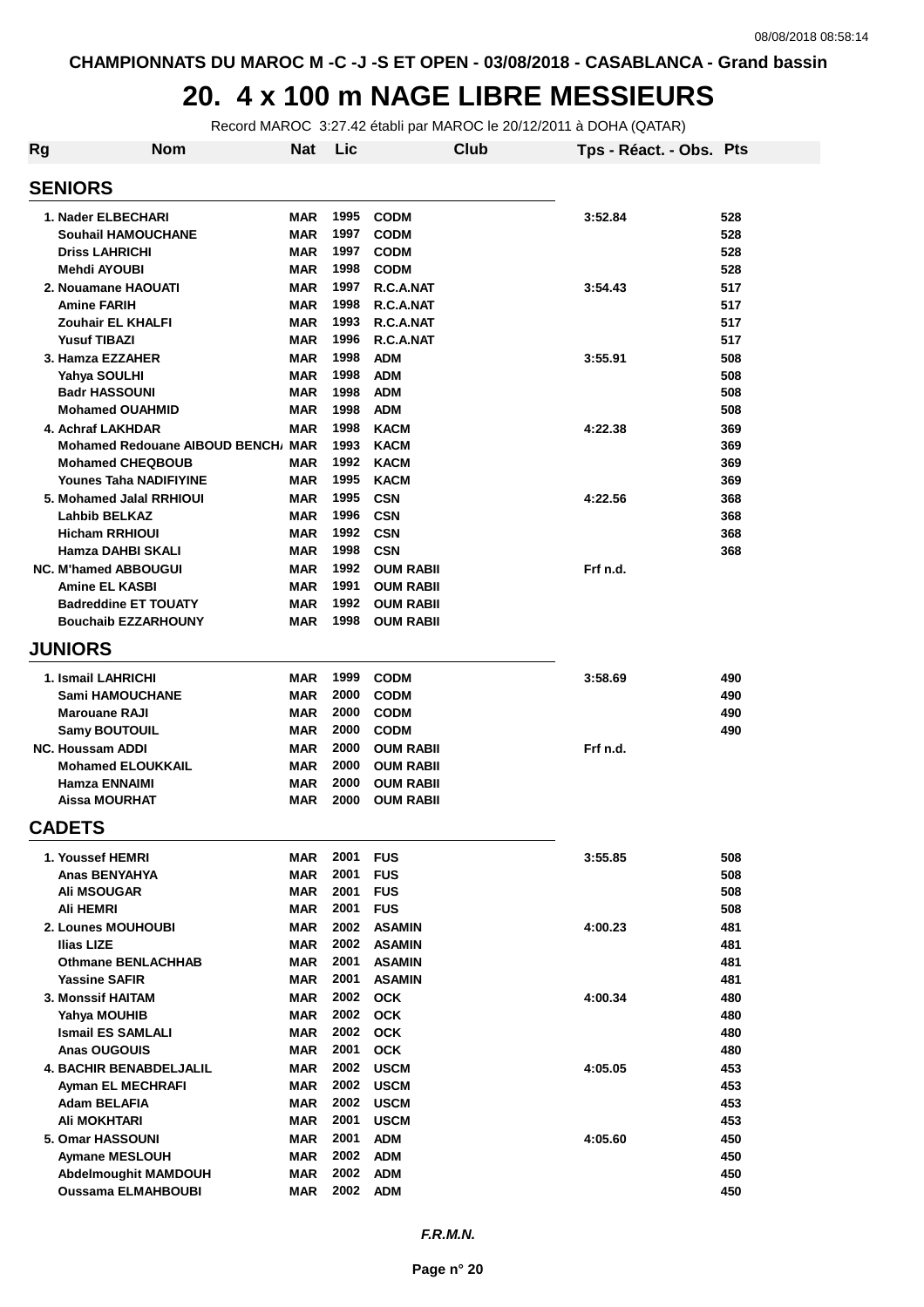# CHAMPIONNATS DU MAROC M -C -J -S ET OPEN - 03/08/2018 - CASABLANCA - Grand bassin

# 20. 4 x 100 m NAGE LIBRE MESSIEURS

Record MAROC 3:27.42 établi par MAROC le 20/12/2011 à DOHA (QATAR)

| Rg | Nom | Nat | Lic | Club | Tps - Réact. - Obs. | Pts |
|---|---|---|---|---|---|---|
| **SENIORS** | | | | | | |
| 1. | Nader ELBECHARI | MAR | 1995 | CODM | 3:52.84 | 528 |
| | Souhail HAMOUCHANE | MAR | 1997 | CODM | | 528 |
| | Driss LAHRICHI | MAR | 1997 | CODM | | 528 |
| | Mehdi AYOUBI | MAR | 1998 | CODM | | 528 |
| 2. | Nouamane HAOUATI | MAR | 1997 | R.C.A.NAT | 3:54.43 | 517 |
| | Amine FARIH | MAR | 1998 | R.C.A.NAT | | 517 |
| | Zouhair EL KHALFI | MAR | 1993 | R.C.A.NAT | | 517 |
| | Yusuf TIBAZI | MAR | 1996 | R.C.A.NAT | | 517 |
| 3. | Hamza EZZAHER | MAR | 1998 | ADM | 3:55.91 | 508 |
| | Yahya SOULHI | MAR | 1998 | ADM | | 508 |
| | Badr HASSOUNI | MAR | 1998 | ADM | | 508 |
| | Mohamed OUAHMID | MAR | 1998 | ADM | | 508 |
| 4. | Achraf LAKHDAR | MAR | 1998 | KACM | 4:22.38 | 369 |
| | Mohamed Redouane AIBOUD BENCH/ | MAR | 1993 | KACM | | 369 |
| | Mohamed CHEQBOUB | MAR | 1992 | KACM | | 369 |
| | Younes Taha NADIFIYINE | MAR | 1995 | KACM | | 369 |
| 5. | Mohamed Jalal RRHIOUI | MAR | 1995 | CSN | 4:22.56 | 368 |
| | Lahbib BELKAZ | MAR | 1996 | CSN | | 368 |
| | Hicham RRHIOUI | MAR | 1992 | CSN | | 368 |
| | Hamza DAHBI SKALI | MAR | 1998 | CSN | | 368 |
| NC. | M'hamed ABBOUGUI | MAR | 1992 | OUM RABII | Frf n.d. | |
| | Amine EL KASBI | MAR | 1991 | OUM RABII | | |
| | Badreddine ET TOUATY | MAR | 1992 | OUM RABII | | |
| | Bouchaib EZZARHOUNY | MAR | 1998 | OUM RABII | | |
| **JUNIORS** | | | | | | |
| 1. | Ismail LAHRICHI | MAR | 1999 | CODM | 3:58.69 | 490 |
| | Sami HAMOUCHANE | MAR | 2000 | CODM | | 490 |
| | Marouane RAJI | MAR | 2000 | CODM | | 490 |
| | Samy BOUTOUIL | MAR | 2000 | CODM | | 490 |
| NC. | Houssam ADDI | MAR | 2000 | OUM RABII | Frf n.d. | |
| | Mohamed ELOUKKAIL | MAR | 2000 | OUM RABII | | |
| | Hamza ENNAIMI | MAR | 2000 | OUM RABII | | |
| | Aissa MOURHAT | MAR | 2000 | OUM RABII | | |
| **CADETS** | | | | | | |
| 1. | Youssef HEMRI | MAR | 2001 | FUS | 3:55.85 | 508 |
| | Anas BENYAHYA | MAR | 2001 | FUS | | 508 |
| | Ali MSOUGAR | MAR | 2001 | FUS | | 508 |
| | Ali HEMRI | MAR | 2001 | FUS | | 508 |
| 2. | Lounes MOUHOUBI | MAR | 2002 | ASAMIN | 4:00.23 | 481 |
| | Ilias LIZE | MAR | 2002 | ASAMIN | | 481 |
| | Othmane BENLACHHAB | MAR | 2001 | ASAMIN | | 481 |
| | Yassine SAFIR | MAR | 2001 | ASAMIN | | 481 |
| 3. | Monssif HAITAM | MAR | 2002 | OCK | 4:00.34 | 480 |
| | Yahya MOUHIB | MAR | 2002 | OCK | | 480 |
| | Ismail ES SAMLALI | MAR | 2002 | OCK | | 480 |
| | Anas OUGOUIS | MAR | 2001 | OCK | | 480 |
| 4. | BACHIR BENABDELJALIL | MAR | 2002 | USCM | 4:05.05 | 453 |
| | Ayman EL MECHRAFI | MAR | 2002 | USCM | | 453 |
| | Adam BELAFIA | MAR | 2002 | USCM | | 453 |
| | Ali MOKHTARI | MAR | 2001 | USCM | | 453 |
| 5. | Omar HASSOUNI | MAR | 2001 | ADM | 4:05.60 | 450 |
| | Aymane MESLOUH | MAR | 2002 | ADM | | 450 |
| | Abdelmoughit MAMDOUH | MAR | 2002 | ADM | | 450 |
| | Oussama ELMAHBOUBI | MAR | 2002 | ADM | | 450 |

*F.R.M.N.*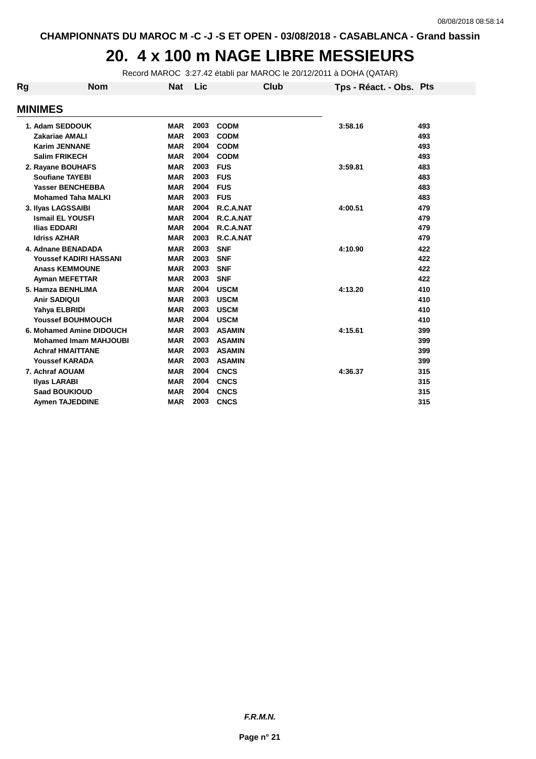CHAMPIONNATS DU MAROC M -C -J -S ET OPEN - 03/08/2018 - CASABLANCA - Grand bassin

# 20. 4 x 100 m NAGE LIBRE MESSIEURS

Record MAROC 3:27.42 établi par MAROC le 20/12/2011 à DOHA (QATAR)

| Rg | Nom | Nat | Lic | Club | Tps - Réact. - Obs. | Pts |
|---|---|---|---|---|---|---|
| **MINIMES** | | | | | | |
| 1. | Adam SEDDOUK | MAR | 2003 | CODM | 3:58.16 | 493 |
| | Zakariae AMALI | MAR | 2003 | CODM | | 493 |
| | Karim JENNANE | MAR | 2004 | CODM | | 493 |
| | Salim FRIKECH | MAR | 2004 | CODM | | 493 |
| 2. | Rayane BOUHAFS | MAR | 2003 | FUS | 3:59.81 | 483 |
| | Soufiane TAYEBI | MAR | 2003 | FUS | | 483 |
| | Yasser BENCHEBBA | MAR | 2004 | FUS | | 483 |
| | Mohamed Taha MALKI | MAR | 2003 | FUS | | 483 |
| 3. | Ilyas LAGSSAIBI | MAR | 2004 | R.C.A.NAT | 4:00.51 | 479 |
| | Ismail EL YOUSFI | MAR | 2004 | R.C.A.NAT | | 479 |
| | Ilias EDDARI | MAR | 2004 | R.C.A.NAT | | 479 |
| | Idriss AZHAR | MAR | 2003 | R.C.A.NAT | | 479 |
| 4. | Adnane BENADADA | MAR | 2003 | SNF | 4:10.90 | 422 |
| | Youssef KADIRI HASSANI | MAR | 2003 | SNF | | 422 |
| | Anass KEMMOUNE | MAR | 2003 | SNF | | 422 |
| | Ayman MEFETTAR | MAR | 2003 | SNF | | 422 |
| 5. | Hamza BENHLIMA | MAR | 2004 | USCM | 4:13.20 | 410 |
| | Anir SADIQUI | MAR | 2003 | USCM | | 410 |
| | Yahya ELBRIDI | MAR | 2003 | USCM | | 410 |
| | Youssef BOUHMOUCH | MAR | 2004 | USCM | | 410 |
| 6. | Mohamed Amine DIDOUCH | MAR | 2003 | ASAMIN | 4:15.61 | 399 |
| | Mohamed Imam MAHJOUBI | MAR | 2003 | ASAMIN | | 399 |
| | Achraf HMAITTANE | MAR | 2003 | ASAMIN | | 399 |
| | Youssef KARADA | MAR | 2003 | ASAMIN | | 399 |
| 7. | Achraf AOUAM | MAR | 2004 | CNCS | 4:36.37 | 315 |
| | Ilyas LARABI | MAR | 2004 | CNCS | | 315 |
| | Saad BOUKIOUD | MAR | 2004 | CNCS | | 315 |
| | Aymen TAJEDDINE | MAR | 2003 | CNCS | | 315 |

*F.R.M.N.*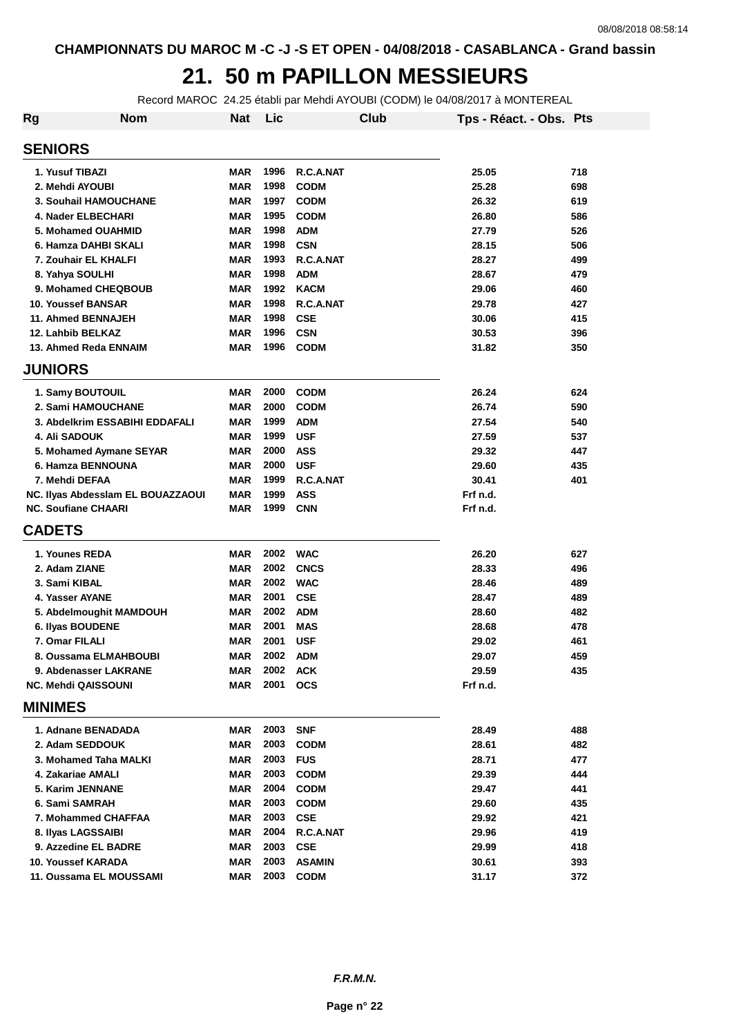CHAMPIONNATS DU MAROC M -C -J -S ET OPEN - 04/08/2018 - CASABLANCA - Grand bassin

# 21. 50 m PAPILLON MESSIEURS

Record MAROC 24.25 établi par Mehdi AYOUBI (CODM) le 04/08/2017 à MONTEREAL

| Rg | Nom | Nat | Lic | Club | Tps - Réact. - Obs. | Pts |
|---|---|---|---|---|---|---|
| **SENIORS** | | | | | | |
| 1. | Yusuf TIBAZI | MAR | 1996 | R.C.A.NAT | 25.05 | 718 |
| 2. | Mehdi AYOUBI | MAR | 1998 | CODM | 25.28 | 698 |
| 3. | Souhail HAMOUCHANE | MAR | 1997 | CODM | 26.32 | 619 |
| 4. | Nader ELBECHARI | MAR | 1995 | CODM | 26.80 | 586 |
| 5. | Mohamed OUAHMID | MAR | 1998 | ADM | 27.79 | 526 |
| 6. | Hamza DAHBI SKALI | MAR | 1998 | CSN | 28.15 | 506 |
| 7. | Zouhair EL KHALFI | MAR | 1993 | R.C.A.NAT | 28.27 | 499 |
| 8. | Yahya SOULHI | MAR | 1998 | ADM | 28.67 | 479 |
| 9. | Mohamed CHEQBOUB | MAR | 1992 | KACM | 29.06 | 460 |
| 10. | Youssef BANSAR | MAR | 1998 | R.C.A.NAT | 29.78 | 427 |
| 11. | Ahmed BENNAJEH | MAR | 1998 | CSE | 30.06 | 415 |
| 12. | Lahbib BELKAZ | MAR | 1996 | CSN | 30.53 | 396 |
| 13. | Ahmed Reda ENNAIM | MAR | 1996 | CODM | 31.82 | 350 |
| **JUNIORS** | | | | | | |
| 1. | Samy BOUTOUIL | MAR | 2000 | CODM | 26.24 | 624 |
| 2. | Sami HAMOUCHANE | MAR | 2000 | CODM | 26.74 | 590 |
| 3. | Abdelkrim ESSABIHI EDDAFALI | MAR | 1999 | ADM | 27.54 | 540 |
| 4. | Ali SADOUK | MAR | 1999 | USF | 27.59 | 537 |
| 5. | Mohamed Aymane SEYAR | MAR | 2000 | ASS | 29.32 | 447 |
| 6. | Hamza BENNOUNA | MAR | 2000 | USF | 29.60 | 435 |
| 7. | Mehdi DEFAA | MAR | 1999 | R.C.A.NAT | 30.41 | 401 |
| NC. | Ilyas Abdesslam EL BOUAZZAOUI | MAR | 1999 | ASS | Frf n.d. | |
| NC. | Soufiane CHAARI | MAR | 1999 | CNN | Frf n.d. | |
| **CADETS** | | | | | | |
| 1. | Younes REDA | MAR | 2002 | WAC | 26.20 | 627 |
| 2. | Adam ZIANE | MAR | 2002 | CNCS | 28.33 | 496 |
| 3. | Sami KIBAL | MAR | 2002 | WAC | 28.46 | 489 |
| 4. | Yasser AYANE | MAR | 2001 | CSE | 28.47 | 489 |
| 5. | Abdelmoughit MAMDOUH | MAR | 2002 | ADM | 28.60 | 482 |
| 6. | Ilyas BOUDENE | MAR | 2001 | MAS | 28.68 | 478 |
| 7. | Omar FILALI | MAR | 2001 | USF | 29.02 | 461 |
| 8. | Oussama ELMAHBOUBI | MAR | 2002 | ADM | 29.07 | 459 |
| 9. | Abdenasser LAKRANE | MAR | 2002 | ACK | 29.59 | 435 |
| NC. | Mehdi QAISSOUNI | MAR | 2001 | OCS | Frf n.d. | |
| **MINIMES** | | | | | | |
| 1. | Adnane BENADADA | MAR | 2003 | SNF | 28.49 | 488 |
| 2. | Adam SEDDOUK | MAR | 2003 | CODM | 28.61 | 482 |
| 3. | Mohamed Taha MALKI | MAR | 2003 | FUS | 28.71 | 477 |
| 4. | Zakariae AMALI | MAR | 2003 | CODM | 29.39 | 444 |
| 5. | Karim JENNANE | MAR | 2004 | CODM | 29.47 | 441 |
| 6. | Sami SAMRAH | MAR | 2003 | CODM | 29.60 | 435 |
| 7. | Mohammed CHAFFAA | MAR | 2003 | CSE | 29.92 | 421 |
| 8. | Ilyas LAGSSAIBI | MAR | 2004 | R.C.A.NAT | 29.96 | 419 |
| 9. | Azzedine EL BADRE | MAR | 2003 | CSE | 29.99 | 418 |
| 10. | Youssef KARADA | MAR | 2003 | ASAMIN | 30.61 | 393 |
| 11. | Oussama EL MOUSSAMI | MAR | 2003 | CODM | 31.17 | 372 |

*F.R.M.N.*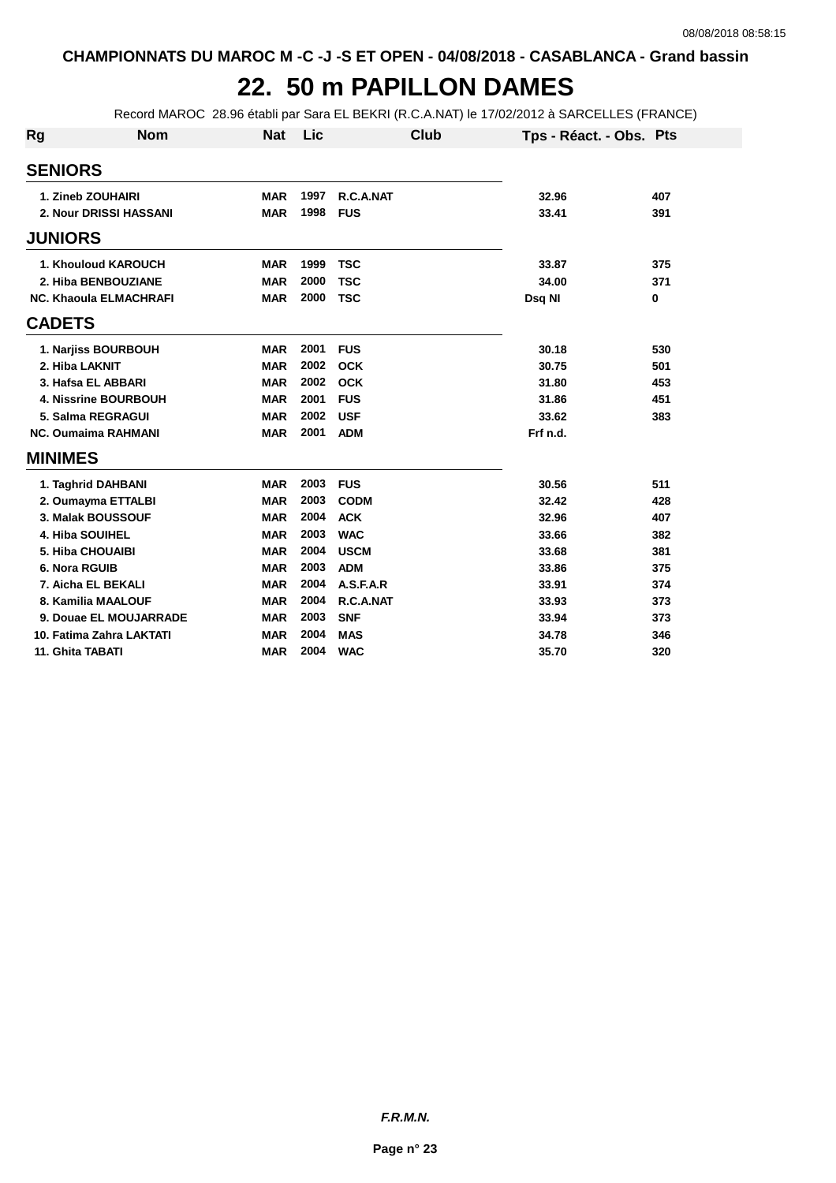CHAMPIONNATS DU MAROC M -C -J -S ET OPEN - 04/08/2018 - CASABLANCA - Grand bassin

# 22. 50 m PAPILLON DAMES

Record MAROC 28.96 établi par Sara EL BEKRI (R.C.A.NAT) le 17/02/2012 à SARCELLES (FRANCE)

| Rg | Nom | Nat | Lic | Club | Tps - Réact. - Obs. | Pts |
|---|---|---|---|---|---|---|
| **SENIORS** | | | | | | |
| 1. | Zineb ZOUHAIRI | MAR | 1997 | R.C.A.NAT | 32.96 | 407 |
| 2. | Nour DRISSI HASSANI | MAR | 1998 | FUS | 33.41 | 391 |
| **JUNIORS** | | | | | | |
| 1. | Khouloud KAROUCH | MAR | 1999 | TSC | 33.87 | 375 |
| 2. | Hiba BENBOUZIANE | MAR | 2000 | TSC | 34.00 | 371 |
| NC. | Khaoula ELMACHRAFI | MAR | 2000 | TSC | Dsq NI | 0 |
| **CADETS** | | | | | | |
| 1. | Narjiss BOURBOUH | MAR | 2001 | FUS | 30.18 | 530 |
| 2. | Hiba LAKNIT | MAR | 2002 | OCK | 30.75 | 501 |
| 3. | Hafsa EL ABBARI | MAR | 2002 | OCK | 31.80 | 453 |
| 4. | Nissrine BOURBOUH | MAR | 2001 | FUS | 31.86 | 451 |
| 5. | Salma REGRAGUI | MAR | 2002 | USF | 33.62 | 383 |
| NC. | Oumaima RAHMANI | MAR | 2001 | ADM | Frf n.d. | |
| **MINIMES** | | | | | | |
| 1. | Taghrid DAHBANI | MAR | 2003 | FUS | 30.56 | 511 |
| 2. | Oumayma ETTALBI | MAR | 2003 | CODM | 32.42 | 428 |
| 3. | Malak BOUSSOUF | MAR | 2004 | ACK | 32.96 | 407 |
| 4. | Hiba SOUIHEL | MAR | 2003 | WAC | 33.66 | 382 |
| 5. | Hiba CHOUAIBI | MAR | 2004 | USCM | 33.68 | 381 |
| 6. | Nora RGUIB | MAR | 2003 | ADM | 33.86 | 375 |
| 7. | Aicha EL BEKALI | MAR | 2004 | A.S.F.A.R | 33.91 | 374 |
| 8. | Kamilia MAALOUF | MAR | 2004 | R.C.A.NAT | 33.93 | 373 |
| 9. | Douae EL MOUJARRADE | MAR | 2003 | SNF | 33.94 | 373 |
| 10. | Fatima Zahra LAKTATI | MAR | 2004 | MAS | 34.78 | 346 |
| 11. | Ghita TABATI | MAR | 2004 | WAC | 35.70 | 320 |

*F.R.M.N.*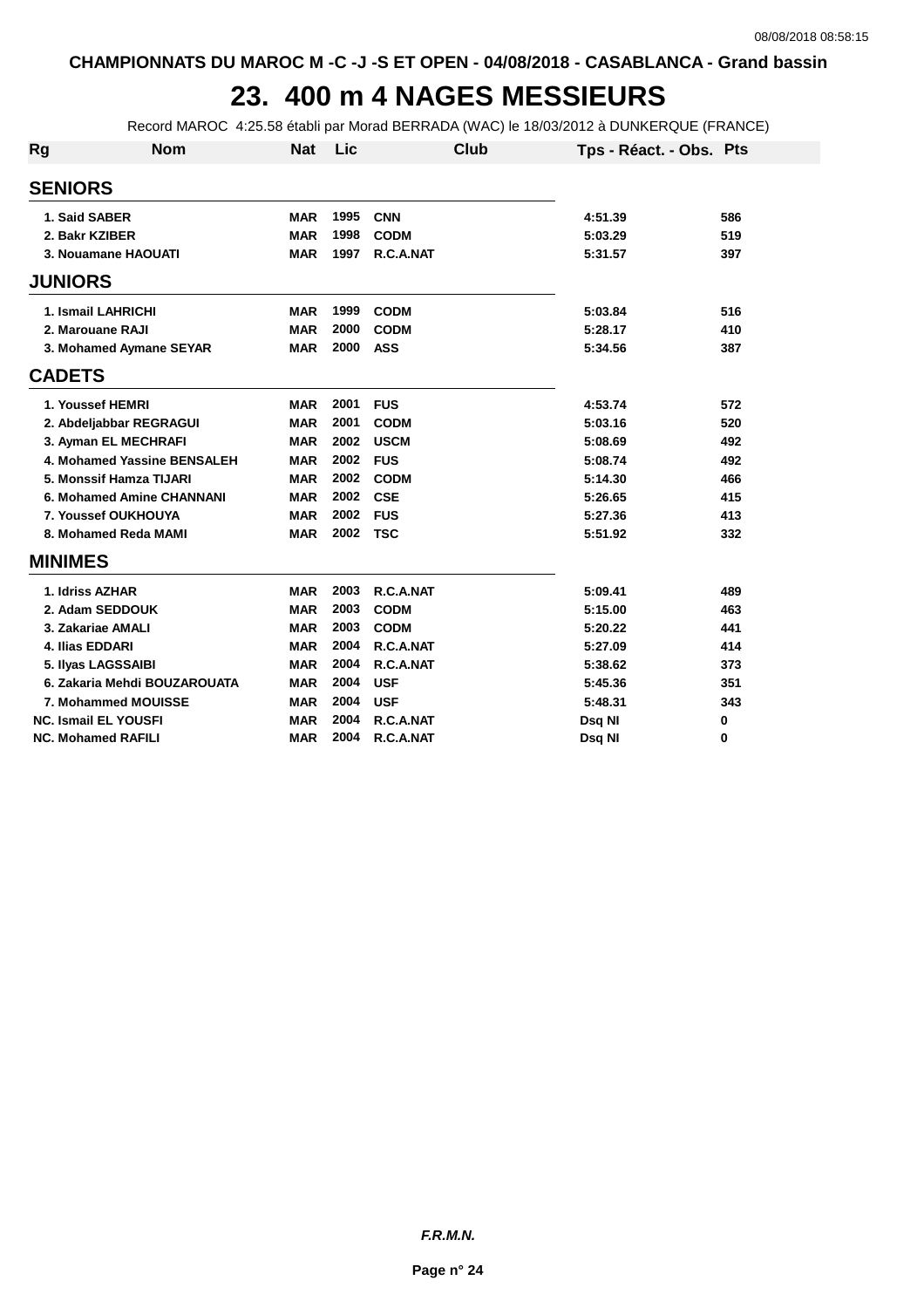CHAMPIONNATS DU MAROC M -C -J -S ET OPEN - 04/08/2018 - CASABLANCA - Grand bassin

# 23. 400 m 4 NAGES MESSIEURS

Record MAROC 4:25.58 établi par Morad BERRADA (WAC) le 18/03/2012 à DUNKERQUE (FRANCE)

| Rg | Nom | Nat | Lic | Club | Tps - Réact. - Obs. | Pts |
|---|---|---|---|---|---|---|
| **SENIORS** | | | | | | |
| 1. | Said SABER | MAR | 1995 | CNN | 4:51.39 | 586 |
| 2. | Bakr KZIBER | MAR | 1998 | CODM | 5:03.29 | 519 |
| 3. | Nouamane HAOUATI | MAR | 1997 | R.C.A.NAT | 5:31.57 | 397 |
| **JUNIORS** | | | | | | |
| 1. | Ismail LAHRICHI | MAR | 1999 | CODM | 5:03.84 | 516 |
| 2. | Marouane RAJI | MAR | 2000 | CODM | 5:28.17 | 410 |
| 3. | Mohamed Aymane SEYAR | MAR | 2000 | ASS | 5:34.56 | 387 |
| **CADETS** | | | | | | |
| 1. | Youssef HEMRI | MAR | 2001 | FUS | 4:53.74 | 572 |
| 2. | Abdeljabbar REGRAGUI | MAR | 2001 | CODM | 5:03.16 | 520 |
| 3. | Ayman EL MECHRAFI | MAR | 2002 | USCM | 5:08.69 | 492 |
| 4. | Mohamed Yassine BENSALEH | MAR | 2002 | FUS | 5:08.74 | 492 |
| 5. | Monssif Hamza TIJARI | MAR | 2002 | CODM | 5:14.30 | 466 |
| 6. | Mohamed Amine CHANNANI | MAR | 2002 | CSE | 5:26.65 | 415 |
| 7. | Youssef OUKHOUYA | MAR | 2002 | FUS | 5:27.36 | 413 |
| 8. | Mohamed Reda MAMI | MAR | 2002 | TSC | 5:51.92 | 332 |
| **MINIMES** | | | | | | |
| 1. | Idriss AZHAR | MAR | 2003 | R.C.A.NAT | 5:09.41 | 489 |
| 2. | Adam SEDDOUK | MAR | 2003 | CODM | 5:15.00 | 463 |
| 3. | Zakariae AMALI | MAR | 2003 | CODM | 5:20.22 | 441 |
| 4. | Ilias EDDARI | MAR | 2004 | R.C.A.NAT | 5:27.09 | 414 |
| 5. | Ilyas LAGSSAIBI | MAR | 2004 | R.C.A.NAT | 5:38.62 | 373 |
| 6. | Zakaria Mehdi BOUZAROUATA | MAR | 2004 | USF | 5:45.36 | 351 |
| 7. | Mohammed MOUISSE | MAR | 2004 | USF | 5:48.31 | 343 |
| NC. | Ismail EL YOUSFI | MAR | 2004 | R.C.A.NAT | Dsq NI | 0 |
| NC. | Mohamed RAFILI | MAR | 2004 | R.C.A.NAT | Dsq NI | 0 |

*F.R.M.N.*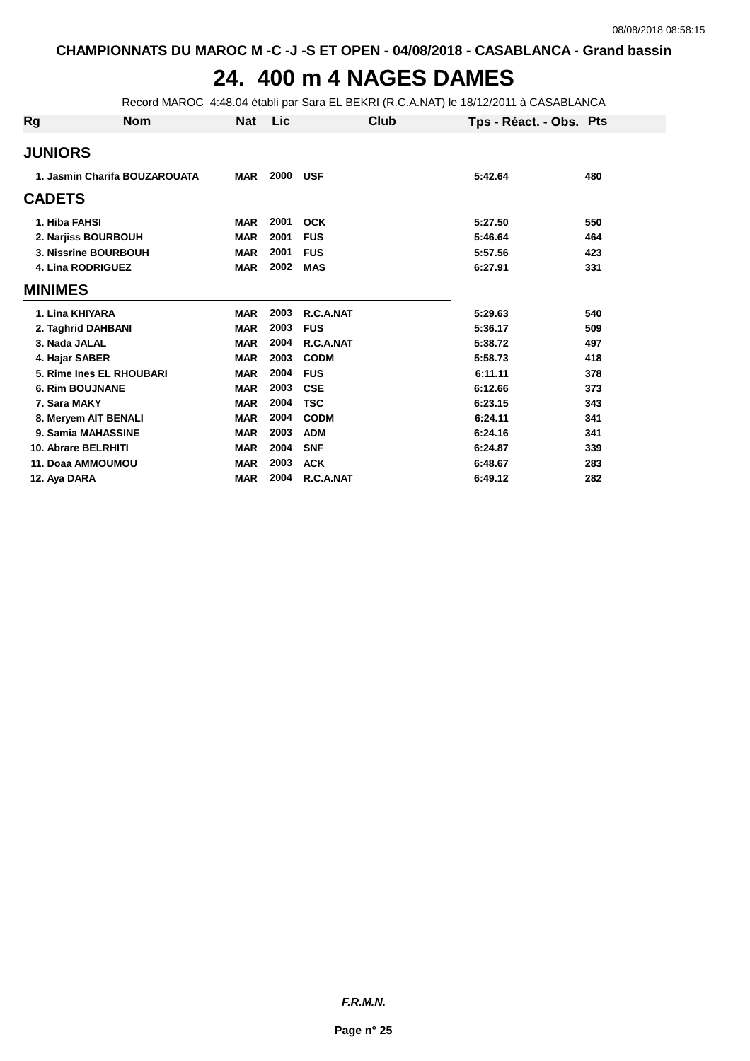CHAMPIONNATS DU MAROC M -C -J -S ET OPEN - 04/08/2018 - CASABLANCA - Grand bassin

# 24. 400 m 4 NAGES DAMES

Record MAROC 4:48.04 établi par Sara EL BEKRI (R.C.A.NAT) le 18/12/2011 à CASABLANCA

| Rg | Nom | Nat | Lic | Club | Tps - Réact. - Obs. | Pts |
|---|---|---|---|---|---|---|
| **JUNIORS** | | | | | | |
| 1. | Jasmin Charifa BOUZAROUATA | MAR | 2000 | USF | 5:42.64 | 480 |
| **CADETS** | | | | | | |
| 1. | Hiba FAHSI | MAR | 2001 | OCK | 5:27.50 | 550 |
| 2. | Narjiss BOURBOUH | MAR | 2001 | FUS | 5:46.64 | 464 |
| 3. | Nissrine BOURBOUH | MAR | 2001 | FUS | 5:57.56 | 423 |
| 4. | Lina RODRIGUEZ | MAR | 2002 | MAS | 6:27.91 | 331 |
| **MINIMES** | | | | | | |
| 1. | Lina KHIYARA | MAR | 2003 | R.C.A.NAT | 5:29.63 | 540 |
| 2. | Taghrid DAHBANI | MAR | 2003 | FUS | 5:36.17 | 509 |
| 3. | Nada JALAL | MAR | 2004 | R.C.A.NAT | 5:38.72 | 497 |
| 4. | Hajar SABER | MAR | 2003 | CODM | 5:58.73 | 418 |
| 5. | Rime Ines EL RHOUBARI | MAR | 2004 | FUS | 6:11.11 | 378 |
| 6. | Rim BOUJNANE | MAR | 2003 | CSE | 6:12.66 | 373 |
| 7. | Sara MAKY | MAR | 2004 | TSC | 6:23.15 | 343 |
| 8. | Meryem AIT BENALI | MAR | 2004 | CODM | 6:24.11 | 341 |
| 9. | Samia MAHASSINE | MAR | 2003 | ADM | 6:24.16 | 341 |
| 10. | Abrare BELRHITI | MAR | 2004 | SNF | 6:24.87 | 339 |
| 11. | Doaa AMMOUMOU | MAR | 2003 | ACK | 6:48.67 | 283 |
| 12. | Aya DARA | MAR | 2004 | R.C.A.NAT | 6:49.12 | 282 |

*F.R.M.N.*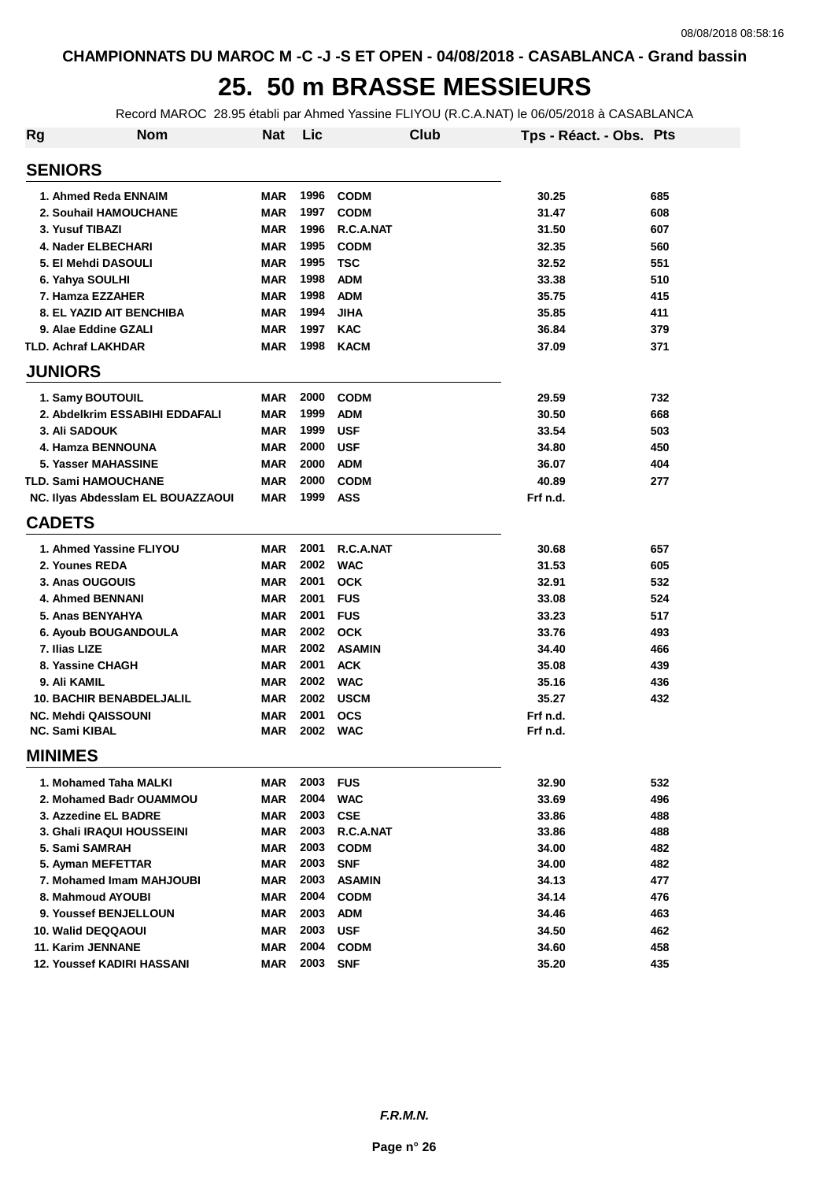CHAMPIONNATS DU MAROC M -C -J -S ET OPEN - 04/08/2018 - CASABLANCA - Grand bassin

# 25. 50 m BRASSE MESSIEURS

Record MAROC 28.95 établi par Ahmed Yassine FLIYOU (R.C.A.NAT) le 06/05/2018 à CASABLANCA

| Rg | Nom | Nat | Lic | Club | Tps - Réact. - Obs. | Pts |
|---|---|---|---|---|---|---|
| **SENIORS** | | | | | | |
| 1. | Ahmed Reda ENNAIM | MAR | 1996 | CODM | 30.25 | 685 |
| 2. | Souhail HAMOUCHANE | MAR | 1997 | CODM | 31.47 | 608 |
| 3. | Yusuf TIBAZI | MAR | 1996 | R.C.A.NAT | 31.50 | 607 |
| 4. | Nader ELBECHARI | MAR | 1995 | CODM | 32.35 | 560 |
| 5. | El Mehdi DASOULI | MAR | 1995 | TSC | 32.52 | 551 |
| 6. | Yahya SOULHI | MAR | 1998 | ADM | 33.38 | 510 |
| 7. | Hamza EZZAHER | MAR | 1998 | ADM | 35.75 | 415 |
| 8. | EL YAZID AIT BENCHIBA | MAR | 1994 | JIHA | 35.85 | 411 |
| 9. | Alae Eddine GZALI | MAR | 1997 | KAC | 36.84 | 379 |
| TLD. | Achraf LAKHDAR | MAR | 1998 | KACM | 37.09 | 371 |
| **JUNIORS** | | | | | | |
| 1. | Samy BOUTOUIL | MAR | 2000 | CODM | 29.59 | 732 |
| 2. | Abdelkrim ESSABIHI EDDAFALI | MAR | 1999 | ADM | 30.50 | 668 |
| 3. | Ali SADOUK | MAR | 1999 | USF | 33.54 | 503 |
| 4. | Hamza BENNOUNA | MAR | 2000 | USF | 34.80 | 450 |
| 5. | Yasser MAHASSINE | MAR | 2000 | ADM | 36.07 | 404 |
| TLD. | Sami HAMOUCHANE | MAR | 2000 | CODM | 40.89 | 277 |
| NC. | Ilyas Abdesslam EL BOUAZZAOUI | MAR | 1999 | ASS | Frf n.d. | |
| **CADETS** | | | | | | |
| 1. | Ahmed Yassine FLIYOU | MAR | 2001 | R.C.A.NAT | 30.68 | 657 |
| 2. | Younes REDA | MAR | 2002 | WAC | 31.53 | 605 |
| 3. | Anas OUGOUIS | MAR | 2001 | OCK | 32.91 | 532 |
| 4. | Ahmed BENNANI | MAR | 2001 | FUS | 33.08 | 524 |
| 5. | Anas BENYAHYA | MAR | 2001 | FUS | 33.23 | 517 |
| 6. | Ayoub BOUGANDOULA | MAR | 2002 | OCK | 33.76 | 493 |
| 7. | Ilias LIZE | MAR | 2002 | ASAMIN | 34.40 | 466 |
| 8. | Yassine CHAGH | MAR | 2001 | ACK | 35.08 | 439 |
| 9. | Ali KAMIL | MAR | 2002 | WAC | 35.16 | 436 |
| 10. | BACHIR BENABDELJALIL | MAR | 2002 | USCM | 35.27 | 432 |
| NC. | Mehdi QAISSOUNI | MAR | 2001 | OCS | Frf n.d. | |
| NC. | Sami KIBAL | MAR | 2002 | WAC | Frf n.d. | |
| **MINIMES** | | | | | | |
| 1. | Mohamed Taha MALKI | MAR | 2003 | FUS | 32.90 | 532 |
| 2. | Mohamed Badr OUAMMOU | MAR | 2004 | WAC | 33.69 | 496 |
| 3. | Azzedine EL BADRE | MAR | 2003 | CSE | 33.86 | 488 |
| 3. | Ghali IRAQUI HOUSSEINI | MAR | 2003 | R.C.A.NAT | 33.86 | 488 |
| 5. | Sami SAMRAH | MAR | 2003 | CODM | 34.00 | 482 |
| 5. | Ayman MEFETTAR | MAR | 2003 | SNF | 34.00 | 482 |
| 7. | Mohamed Imam MAHJOUBI | MAR | 2003 | ASAMIN | 34.13 | 477 |
| 8. | Mahmoud AYOUBI | MAR | 2004 | CODM | 34.14 | 476 |
| 9. | Youssef BENJELLOUN | MAR | 2003 | ADM | 34.46 | 463 |
| 10. | Walid DEQQAOUI | MAR | 2003 | USF | 34.50 | 462 |
| 11. | Karim JENNANE | MAR | 2004 | CODM | 34.60 | 458 |
| 12. | Youssef KADIRI HASSANI | MAR | 2003 | SNF | 35.20 | 435 |

*F.R.M.N.*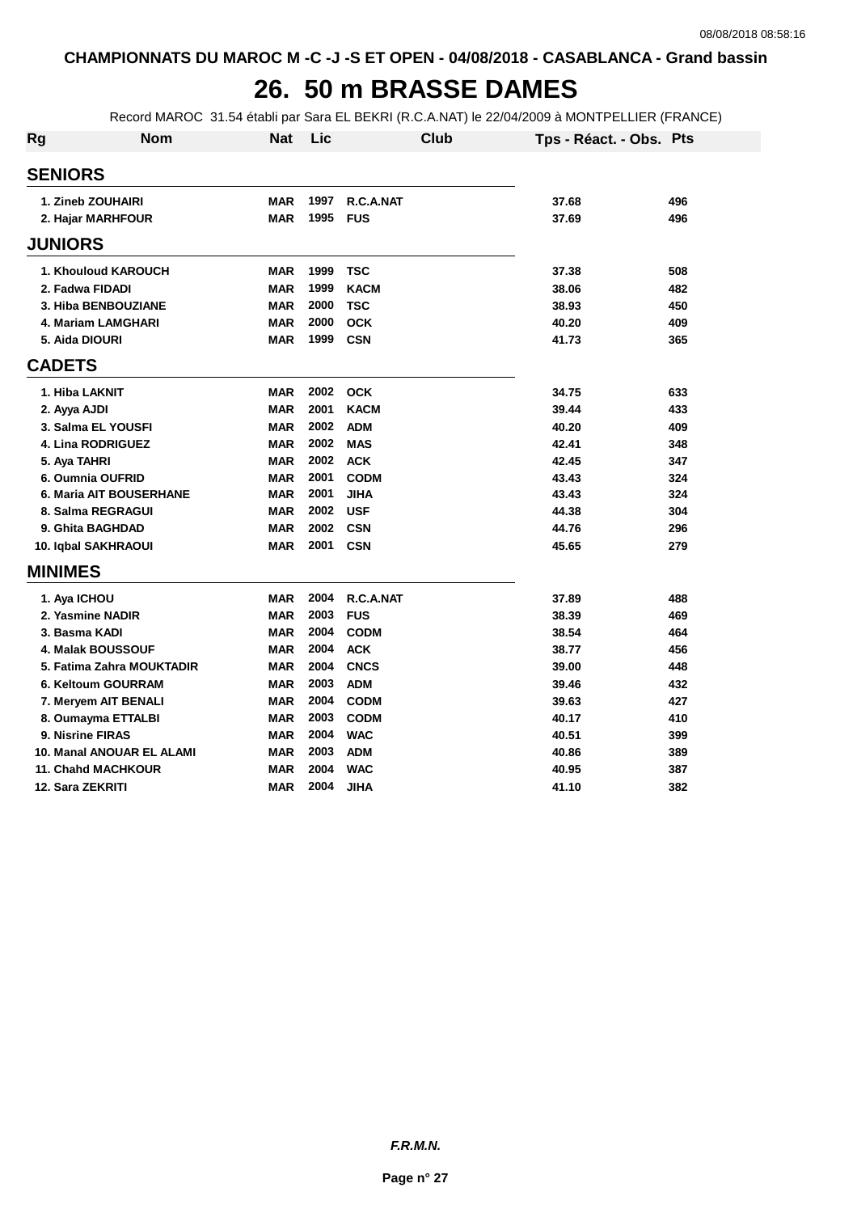CHAMPIONNATS DU MAROC M -C -J -S ET OPEN - 04/08/2018 - CASABLANCA - Grand bassin

# 26. 50 m BRASSE DAMES

Record MAROC 31.54 établi par Sara EL BEKRI (R.C.A.NAT) le 22/04/2009 à MONTPELLIER (FRANCE)

| Rg | Nom | Nat | Lic | Club | Tps - Réact. - Obs. | Pts |
|---|---|---|---|---|---|---|
| **SENIORS** | | | | | | |
| 1. | Zineb ZOUHAIRI | MAR | 1997 | R.C.A.NAT | 37.68 | 496 |
| 2. | Hajar MARHFOUR | MAR | 1995 | FUS | 37.69 | 496 |
| **JUNIORS** | | | | | | |
| 1. | Khouloud KAROUCH | MAR | 1999 | TSC | 37.38 | 508 |
| 2. | Fadwa FIDADI | MAR | 1999 | KACM | 38.06 | 482 |
| 3. | Hiba BENBOUZIANE | MAR | 2000 | TSC | 38.93 | 450 |
| 4. | Mariam LAMGHARI | MAR | 2000 | OCK | 40.20 | 409 |
| 5. | Aida DIOURI | MAR | 1999 | CSN | 41.73 | 365 |
| **CADETS** | | | | | | |
| 1. | Hiba LAKNIT | MAR | 2002 | OCK | 34.75 | 633 |
| 2. | Ayya AJDI | MAR | 2001 | KACM | 39.44 | 433 |
| 3. | Salma EL YOUSFI | MAR | 2002 | ADM | 40.20 | 409 |
| 4. | Lina RODRIGUEZ | MAR | 2002 | MAS | 42.41 | 348 |
| 5. | Aya TAHRI | MAR | 2002 | ACK | 42.45 | 347 |
| 6. | Oumnia OUFRID | MAR | 2001 | CODM | 43.43 | 324 |
| 6. | Maria AIT BOUSERHANE | MAR | 2001 | JIHA | 43.43 | 324 |
| 8. | Salma REGRAGUI | MAR | 2002 | USF | 44.38 | 304 |
| 9. | Ghita BAGHDAD | MAR | 2002 | CSN | 44.76 | 296 |
| 10. | Iqbal SAKHRAOUI | MAR | 2001 | CSN | 45.65 | 279 |
| **MINIMES** | | | | | | |
| 1. | Aya ICHOU | MAR | 2004 | R.C.A.NAT | 37.89 | 488 |
| 2. | Yasmine NADIR | MAR | 2003 | FUS | 38.39 | 469 |
| 3. | Basma KADI | MAR | 2004 | CODM | 38.54 | 464 |
| 4. | Malak BOUSSOUF | MAR | 2004 | ACK | 38.77 | 456 |
| 5. | Fatima Zahra MOUKTADIR | MAR | 2004 | CNCS | 39.00 | 448 |
| 6. | Keltoum GOURRAM | MAR | 2003 | ADM | 39.46 | 432 |
| 7. | Meryem AIT BENALI | MAR | 2004 | CODM | 39.63 | 427 |
| 8. | Oumayma ETTALBI | MAR | 2003 | CODM | 40.17 | 410 |
| 9. | Nisrine FIRAS | MAR | 2004 | WAC | 40.51 | 399 |
| 10. | Manal ANOUAR EL ALAMI | MAR | 2003 | ADM | 40.86 | 389 |
| 11. | Chahd MACHKOUR | MAR | 2004 | WAC | 40.95 | 387 |
| 12. | Sara ZEKRITI | MAR | 2004 | JIHA | 41.10 | 382 |

*F.R.M.N.*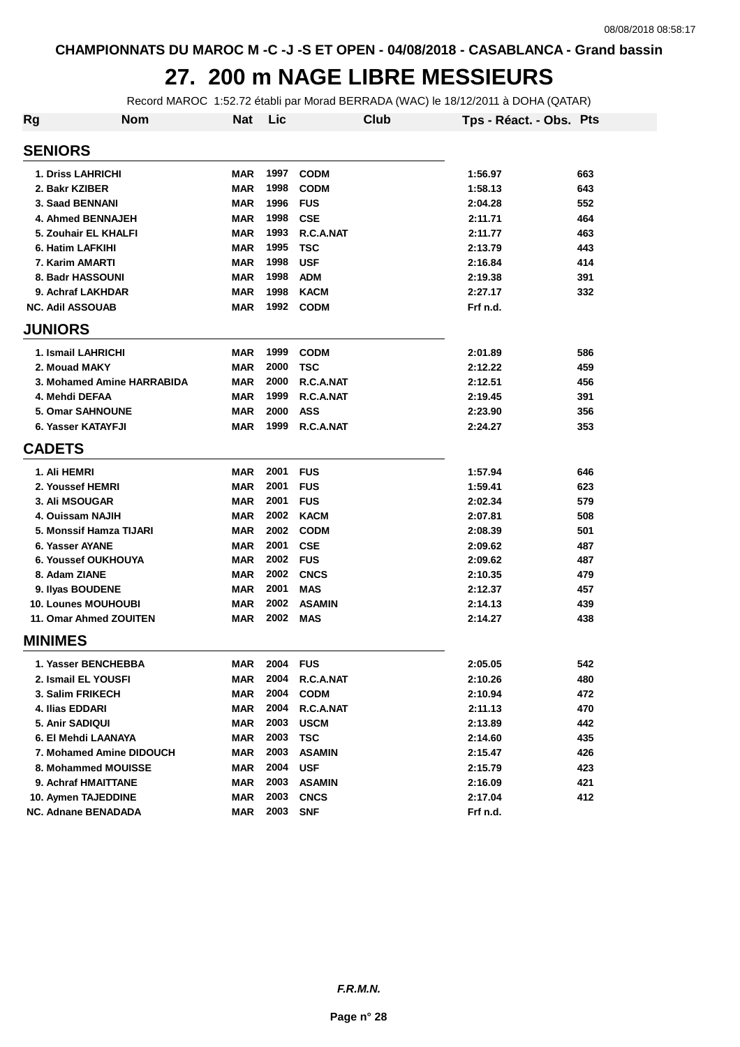CHAMPIONNATS DU MAROC M -C -J -S ET OPEN - 04/08/2018 - CASABLANCA - Grand bassin

# 27. 200 m NAGE LIBRE MESSIEURS

Record MAROC 1:52.72 établi par Morad BERRADA (WAC) le 18/12/2011 à DOHA (QATAR)

| Rg | Nom | Nat | Lic | Club | Tps - Réact. - Obs. | Pts |
|---|---|---|---|---|---|---|
| **SENIORS** | | | | | | |
| 1. | Driss LAHRICHI | MAR | 1997 | CODM | 1:56.97 | 663 |
| 2. | Bakr KZIBER | MAR | 1998 | CODM | 1:58.13 | 643 |
| 3. | Saad BENNANI | MAR | 1996 | FUS | 2:04.28 | 552 |
| 4. | Ahmed BENNAJEH | MAR | 1998 | CSE | 2:11.71 | 464 |
| 5. | Zouhair EL KHALFI | MAR | 1993 | R.C.A.NAT | 2:11.77 | 463 |
| 6. | Hatim LAFKIHI | MAR | 1995 | TSC | 2:13.79 | 443 |
| 7. | Karim AMARTI | MAR | 1998 | USF | 2:16.84 | 414 |
| 8. | Badr HASSOUNI | MAR | 1998 | ADM | 2:19.38 | 391 |
| 9. | Achraf LAKHDAR | MAR | 1998 | KACM | 2:27.17 | 332 |
| NC. | Adil ASSOUAB | MAR | 1992 | CODM | Frf n.d. | |
| **JUNIORS** | | | | | | |
| 1. | Ismail LAHRICHI | MAR | 1999 | CODM | 2:01.89 | 586 |
| 2. | Mouad MAKY | MAR | 2000 | TSC | 2:12.22 | 459 |
| 3. | Mohamed Amine HARRABIDA | MAR | 2000 | R.C.A.NAT | 2:12.51 | 456 |
| 4. | Mehdi DEFAA | MAR | 1999 | R.C.A.NAT | 2:19.45 | 391 |
| 5. | Omar SAHNOUNE | MAR | 2000 | ASS | 2:23.90 | 356 |
| 6. | Yasser KATAYFJI | MAR | 1999 | R.C.A.NAT | 2:24.27 | 353 |
| **CADETS** | | | | | | |
| 1. | Ali HEMRI | MAR | 2001 | FUS | 1:57.94 | 646 |
| 2. | Youssef HEMRI | MAR | 2001 | FUS | 1:59.41 | 623 |
| 3. | Ali MSOUGAR | MAR | 2001 | FUS | 2:02.34 | 579 |
| 4. | Ouissam NAJIH | MAR | 2002 | KACM | 2:07.81 | 508 |
| 5. | Monssif Hamza TIJARI | MAR | 2002 | CODM | 2:08.39 | 501 |
| 6. | Yasser AYANE | MAR | 2001 | CSE | 2:09.62 | 487 |
| 6. | Youssef OUKHOUYA | MAR | 2002 | FUS | 2:09.62 | 487 |
| 8. | Adam ZIANE | MAR | 2002 | CNCS | 2:10.35 | 479 |
| 9. | Ilyas BOUDENE | MAR | 2001 | MAS | 2:12.37 | 457 |
| 10. | Lounes MOUHOUBI | MAR | 2002 | ASAMIN | 2:14.13 | 439 |
| 11. | Omar Ahmed ZOUITEN | MAR | 2002 | MAS | 2:14.27 | 438 |
| **MINIMES** | | | | | | |
| 1. | Yasser BENCHEBBA | MAR | 2004 | FUS | 2:05.05 | 542 |
| 2. | Ismail EL YOUSFI | MAR | 2004 | R.C.A.NAT | 2:10.26 | 480 |
| 3. | Salim FRIKECH | MAR | 2004 | CODM | 2:10.94 | 472 |
| 4. | Ilias EDDARI | MAR | 2004 | R.C.A.NAT | 2:11.13 | 470 |
| 5. | Anir SADIQUI | MAR | 2003 | USCM | 2:13.89 | 442 |
| 6. | El Mehdi LAANAYA | MAR | 2003 | TSC | 2:14.60 | 435 |
| 7. | Mohamed Amine DIDOUCH | MAR | 2003 | ASAMIN | 2:15.47 | 426 |
| 8. | Mohammed MOUISSE | MAR | 2004 | USF | 2:15.79 | 423 |
| 9. | Achraf HMAITTANE | MAR | 2003 | ASAMIN | 2:16.09 | 421 |
| 10. | Aymen TAJEDDINE | MAR | 2003 | CNCS | 2:17.04 | 412 |
| NC. | Adnane BENADADA | MAR | 2003 | SNF | Frf n.d. | |

*F.R.M.N.*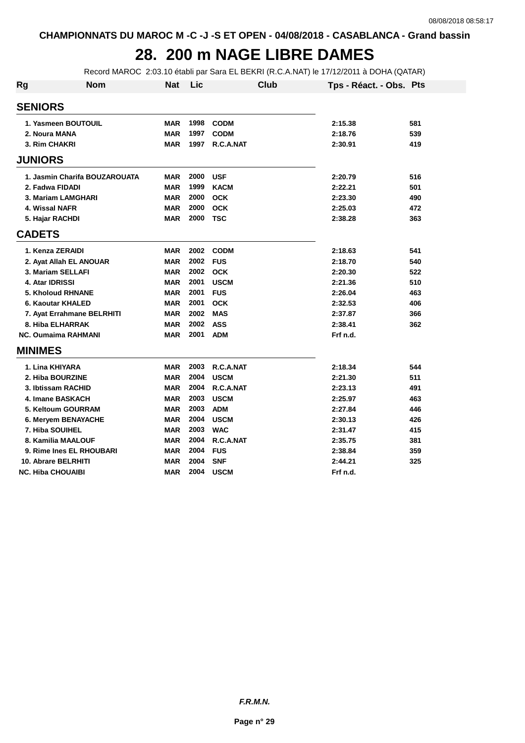CHAMPIONNATS DU MAROC M -C -J -S ET OPEN - 04/08/2018 - CASABLANCA - Grand bassin

# 28. 200 m NAGE LIBRE DAMES

Record MAROC 2:03.10 établi par Sara EL BEKRI (R.C.A.NAT) le 17/12/2011 à DOHA (QATAR)

| Rg | Nom | Nat | Lic | Club | Tps - Réact. - Obs. | Pts |
|---|---|---|---|---|---|---|
| **SENIORS** | | | | | | |
| 1. | Yasmeen BOUTOUIL | MAR | 1998 | CODM | 2:15.38 | 581 |
| 2. | Noura MANA | MAR | 1997 | CODM | 2:18.76 | 539 |
| 3. | Rim CHAKRI | MAR | 1997 | R.C.A.NAT | 2:30.91 | 419 |
| **JUNIORS** | | | | | | |
| 1. | Jasmin Charifa BOUZAROUATA | MAR | 2000 | USF | 2:20.79 | 516 |
| 2. | Fadwa FIDADI | MAR | 1999 | KACM | 2:22.21 | 501 |
| 3. | Mariam LAMGHARI | MAR | 2000 | OCK | 2:23.30 | 490 |
| 4. | Wissal NAFR | MAR | 2000 | OCK | 2:25.03 | 472 |
| 5. | Hajar RACHDI | MAR | 2000 | TSC | 2:38.28 | 363 |
| **CADETS** | | | | | | |
| 1. | Kenza ZERAIDI | MAR | 2002 | CODM | 2:18.63 | 541 |
| 2. | Ayat Allah EL ANOUAR | MAR | 2002 | FUS | 2:18.70 | 540 |
| 3. | Mariam SELLAFI | MAR | 2002 | OCK | 2:20.30 | 522 |
| 4. | Atar IDRISSI | MAR | 2001 | USCM | 2:21.36 | 510 |
| 5. | Kholoud RHNANE | MAR | 2001 | FUS | 2:26.04 | 463 |
| 6. | Kaoutar KHALED | MAR | 2001 | OCK | 2:32.53 | 406 |
| 7. | Ayat Errahmane BELRHITI | MAR | 2002 | MAS | 2:37.87 | 366 |
| 8. | Hiba ELHARRAK | MAR | 2002 | ASS | 2:38.41 | 362 |
| NC. | Oumaima RAHMANI | MAR | 2001 | ADM | Frf n.d. | |
| **MINIMES** | | | | | | |
| 1. | Lina KHIYARA | MAR | 2003 | R.C.A.NAT | 2:18.34 | 544 |
| 2. | Hiba BOURZINE | MAR | 2004 | USCM | 2:21.30 | 511 |
| 3. | Ibtissam RACHID | MAR | 2004 | R.C.A.NAT | 2:23.13 | 491 |
| 4. | Imane BASKACH | MAR | 2003 | USCM | 2:25.97 | 463 |
| 5. | Keltoum GOURRAM | MAR | 2003 | ADM | 2:27.84 | 446 |
| 6. | Meryem BENAYACHE | MAR | 2004 | USCM | 2:30.13 | 426 |
| 7. | Hiba SOUIHEL | MAR | 2003 | WAC | 2:31.47 | 415 |
| 8. | Kamilia MAALOUF | MAR | 2004 | R.C.A.NAT | 2:35.75 | 381 |
| 9. | Rime Ines EL RHOUBARI | MAR | 2004 | FUS | 2:38.84 | 359 |
| 10. | Abrare BELRHITI | MAR | 2004 | SNF | 2:44.21 | 325 |
| NC. | Hiba CHOUAIBI | MAR | 2004 | USCM | Frf n.d. | |

*F.R.M.N.*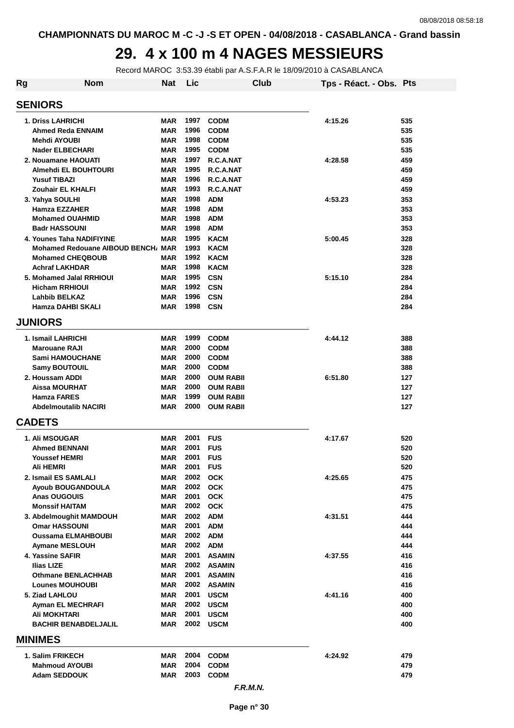CHAMPIONNATS DU MAROC M -C -J -S ET OPEN - 04/08/2018 - CASABLANCA - Grand bassin

# 29. 4 x 100 m 4 NAGES MESSIEURS

Record MAROC 3:53.39 établi par A.S.F.A.R le 18/09/2010 à CASABLANCA

| Rg | Nom | Nat | Lic | Club | Tps - Réact. - Obs. | Pts |
|---|---|---|---|---|---|---|
| **SENIORS** | | | | | | |
| 1. | Driss LAHRICHI | MAR | 1997 | CODM | 4:15.26 | 535 |
| | Ahmed Reda ENNAIM | MAR | 1996 | CODM | | 535 |
| | Mehdi AYOUBI | MAR | 1998 | CODM | | 535 |
| | Nader ELBECHARI | MAR | 1995 | CODM | | 535 |
| 2. | Nouamane HAOUATI | MAR | 1997 | R.C.A.NAT | 4:28.58 | 459 |
| | Almehdi EL BOUHTOURI | MAR | 1995 | R.C.A.NAT | | 459 |
| | Yusuf TIBAZI | MAR | 1996 | R.C.A.NAT | | 459 |
| | Zouhair EL KHALFI | MAR | 1993 | R.C.A.NAT | | 459 |
| 3. | Yahya SOULHI | MAR | 1998 | ADM | 4:53.23 | 353 |
| | Hamza EZZAHER | MAR | 1998 | ADM | | 353 |
| | Mohamed OUAHMID | MAR | 1998 | ADM | | 353 |
| | Badr HASSOUNI | MAR | 1998 | ADM | | 353 |
| 4. | Younes Taha NADIFIYINE | MAR | 1995 | KACM | 5:00.45 | 328 |
| | Mohamed Redouane AIBOUD BENCH/ | MAR | 1993 | KACM | | 328 |
| | Mohamed CHEQBOUB | MAR | 1992 | KACM | | 328 |
| | Achraf LAKHDAR | MAR | 1998 | KACM | | 328 |
| 5. | Mohamed Jalal RRHIOUI | MAR | 1995 | CSN | 5:15.10 | 284 |
| | Hicham RRHIOUI | MAR | 1992 | CSN | | 284 |
| | Lahbib BELKAZ | MAR | 1996 | CSN | | 284 |
| | Hamza DAHBI SKALI | MAR | 1998 | CSN | | 284 |
| **JUNIORS** | | | | | | |
| 1. | Ismail LAHRICHI | MAR | 1999 | CODM | 4:44.12 | 388 |
| | Marouane RAJI | MAR | 2000 | CODM | | 388 |
| | Sami HAMOUCHANE | MAR | 2000 | CODM | | 388 |
| | Samy BOUTOUIL | MAR | 2000 | CODM | | 388 |
| 2. | Houssam ADDI | MAR | 2000 | OUM RABII | 6:51.80 | 127 |
| | Aissa MOURHAT | MAR | 2000 | OUM RABII | | 127 |
| | Hamza FARES | MAR | 1999 | OUM RABII | | 127 |
| | Abdelmoutalib NACIRI | MAR | 2000 | OUM RABII | | 127 |
| **CADETS** | | | | | | |
| 1. | Ali MSOUGAR | MAR | 2001 | FUS | 4:17.67 | 520 |
| | Ahmed BENNANI | MAR | 2001 | FUS | | 520 |
| | Youssef HEMRI | MAR | 2001 | FUS | | 520 |
| | Ali HEMRI | MAR | 2001 | FUS | | 520 |
| 2. | Ismail ES SAMLALI | MAR | 2002 | OCK | 4:25.65 | 475 |
| | Ayoub BOUGANDOULA | MAR | 2002 | OCK | | 475 |
| | Anas OUGOUIS | MAR | 2001 | OCK | | 475 |
| | Monssif HAITAM | MAR | 2002 | OCK | | 475 |
| 3. | Abdelmoughit MAMDOUH | MAR | 2002 | ADM | 4:31.51 | 444 |
| | Omar HASSOUNI | MAR | 2001 | ADM | | 444 |
| | Oussama ELMAHBOUBI | MAR | 2002 | ADM | | 444 |
| | Aymane MESLOUH | MAR | 2002 | ADM | | 444 |
| 4. | Yassine SAFIR | MAR | 2001 | ASAMIN | 4:37.55 | 416 |
| | Ilias LIZE | MAR | 2002 | ASAMIN | | 416 |
| | Othmane BENLACHHAB | MAR | 2001 | ASAMIN | | 416 |
| | Lounes MOUHOUBI | MAR | 2002 | ASAMIN | | 416 |
| 5. | Ziad LAHLOU | MAR | 2001 | USCM | 4:41.16 | 400 |
| | Ayman EL MECHRAFI | MAR | 2002 | USCM | | 400 |
| | Ali MOKHTARI | MAR | 2001 | USCM | | 400 |
| | BACHIR BENABDELJALIL | MAR | 2002 | USCM | | 400 |
| **MINIMES** | | | | | | |
| 1. | Salim FRIKECH | MAR | 2004 | CODM | 4:24.92 | 479 |
| | Mahmoud AYOUBI | MAR | 2004 | CODM | | 479 |
| | Adam SEDDOUK | MAR | 2003 | CODM | | 479 |

*F.R.M.N.*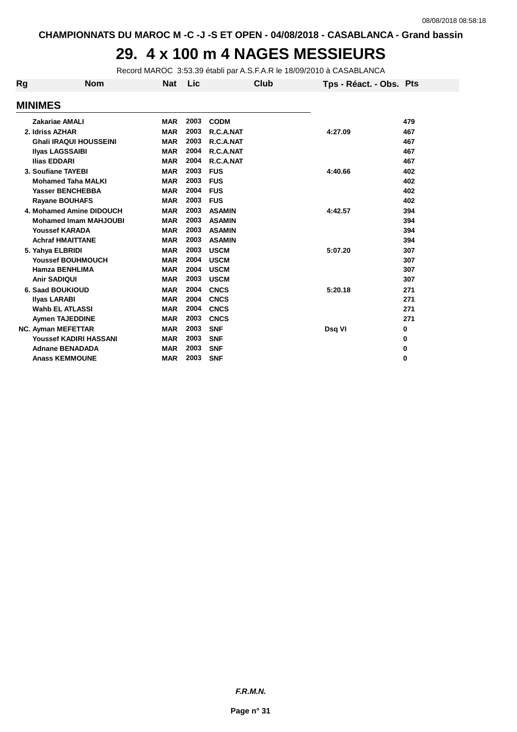CHAMPIONNATS DU MAROC M -C -J -S ET OPEN - 04/08/2018 - CASABLANCA - Grand bassin

# 29. 4 x 100 m 4 NAGES MESSIEURS

Record MAROC 3:53.39 établi par A.S.F.A.R le 18/09/2010 à CASABLANCA

| Rg | Nom | Nat | Lic | Club | Tps - Réact. - Obs. | Pts |
|---|---|---|---|---|---|---|
| **MINIMES** | | | | | | |
| | Zakariae AMALI | MAR | 2003 | CODM | | 479 |
| 2. | Idriss AZHAR | MAR | 2003 | R.C.A.NAT | 4:27.09 | 467 |
| | Ghali IRAQUI HOUSSEINI | MAR | 2003 | R.C.A.NAT | | 467 |
| | Ilyas LAGSSAIBI | MAR | 2004 | R.C.A.NAT | | 467 |
| | Ilias EDDARI | MAR | 2004 | R.C.A.NAT | | 467 |
| 3. | Soufiane TAYEBI | MAR | 2003 | FUS | 4:40.66 | 402 |
| | Mohamed Taha MALKI | MAR | 2003 | FUS | | 402 |
| | Yasser BENCHEBBA | MAR | 2004 | FUS | | 402 |
| | Rayane BOUHAFS | MAR | 2003 | FUS | | 402 |
| 4. | Mohamed Amine DIDOUCH | MAR | 2003 | ASAMIN | 4:42.57 | 394 |
| | Mohamed Imam MAHJOUBI | MAR | 2003 | ASAMIN | | 394 |
| | Youssef KARADA | MAR | 2003 | ASAMIN | | 394 |
| | Achraf HMAITTANE | MAR | 2003 | ASAMIN | | 394 |
| 5. | Yahya ELBRIDI | MAR | 2003 | USCM | 5:07.20 | 307 |
| | Youssef BOUHMOUCH | MAR | 2004 | USCM | | 307 |
| | Hamza BENHLIMA | MAR | 2004 | USCM | | 307 |
| | Anir SADIQUI | MAR | 2003 | USCM | | 307 |
| 6. | Saad BOUKIOUD | MAR | 2004 | CNCS | 5:20.18 | 271 |
| | Ilyas LARABI | MAR | 2004 | CNCS | | 271 |
| | Wahb EL ATLASSI | MAR | 2004 | CNCS | | 271 |
| | Aymen TAJEDDINE | MAR | 2003 | CNCS | | 271 |
| NC. | Ayman MEFETTAR | MAR | 2003 | SNF | Dsq VI | 0 |
| | Youssef KADIRI HASSANI | MAR | 2003 | SNF | | 0 |
| | Adnane BENADADA | MAR | 2003 | SNF | | 0 |
| | Anass KEMMOUNE | MAR | 2003 | SNF | | 0 |

*F.R.M.N.*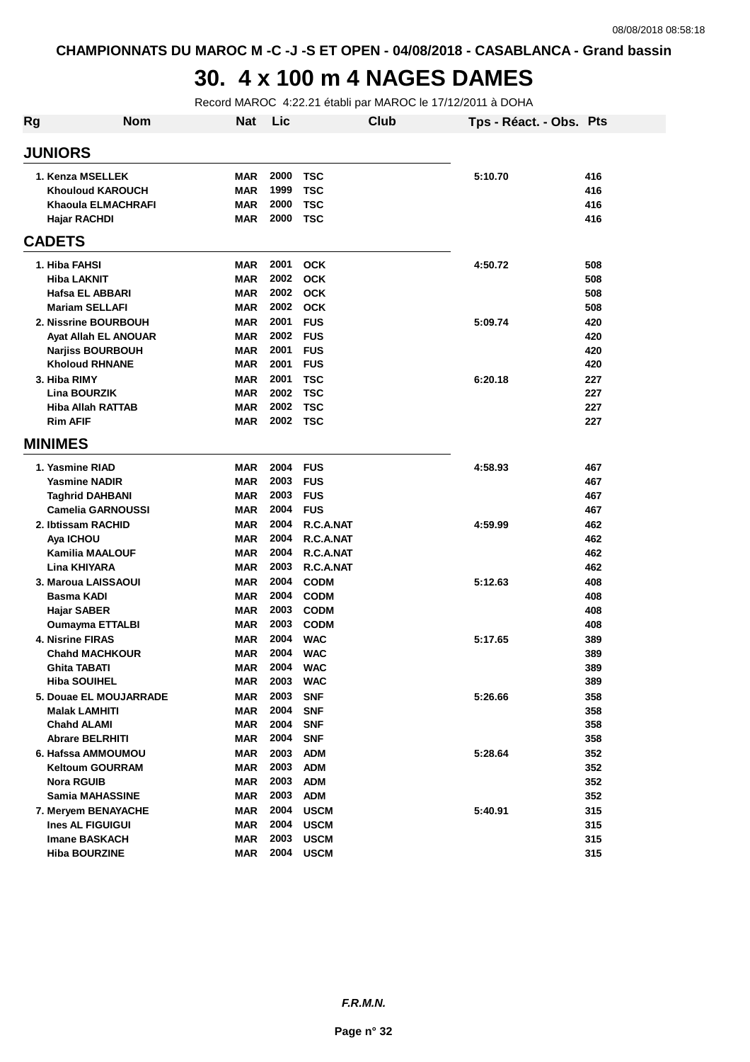CHAMPIONNATS DU MAROC M -C -J -S ET OPEN - 04/08/2018 - CASABLANCA - Grand bassin

# 30. 4 x 100 m 4 NAGES DAMES

Record MAROC 4:22.21 établi par MAROC le 17/12/2011 à DOHA

| Rg | Nom | Nat | Lic | Club | Tps - Réact. - Obs. | Pts |
|---|---|---|---|---|---|---|
| **JUNIORS** | | | | | | |
| 1. | Kenza MSELLEK | MAR | 2000 | TSC | 5:10.70 | 416 |
| | Khouloud KAROUCH | MAR | 1999 | TSC | | 416 |
| | Khaoula ELMACHRAFI | MAR | 2000 | TSC | | 416 |
| | Hajar RACHDI | MAR | 2000 | TSC | | 416 |
| **CADETS** | | | | | | |
| 1. | Hiba FAHSI | MAR | 2001 | OCK | 4:50.72 | 508 |
| | Hiba LAKNIT | MAR | 2002 | OCK | | 508 |
| | Hafsa EL ABBARI | MAR | 2002 | OCK | | 508 |
| | Mariam SELLAFI | MAR | 2002 | OCK | | 508 |
| 2. | Nissrine BOURBOUH | MAR | 2001 | FUS | 5:09.74 | 420 |
| | Ayat Allah EL ANOUAR | MAR | 2002 | FUS | | 420 |
| | Narjiss BOURBOUH | MAR | 2001 | FUS | | 420 |
| | Kholoud RHNANE | MAR | 2001 | FUS | | 420 |
| 3. | Hiba RIMY | MAR | 2001 | TSC | 6:20.18 | 227 |
| | Lina BOURZIK | MAR | 2002 | TSC | | 227 |
| | Hiba Allah RATTAB | MAR | 2002 | TSC | | 227 |
| | Rim AFIF | MAR | 2002 | TSC | | 227 |
| **MINIMES** | | | | | | |
| 1. | Yasmine RIAD | MAR | 2004 | FUS | 4:58.93 | 467 |
| | Yasmine NADIR | MAR | 2003 | FUS | | 467 |
| | Taghrid DAHBANI | MAR | 2003 | FUS | | 467 |
| | Camelia GARNOUSSI | MAR | 2004 | FUS | | 467 |
| 2. | Ibtissam RACHID | MAR | 2004 | R.C.A.NAT | 4:59.99 | 462 |
| | Aya ICHOU | MAR | 2004 | R.C.A.NAT | | 462 |
| | Kamilia MAALOUF | MAR | 2004 | R.C.A.NAT | | 462 |
| | Lina KHIYARA | MAR | 2003 | R.C.A.NAT | | 462 |
| 3. | Maroua LAISSAOUI | MAR | 2004 | CODM | 5:12.63 | 408 |
| | Basma KADI | MAR | 2004 | CODM | | 408 |
| | Hajar SABER | MAR | 2003 | CODM | | 408 |
| | Oumayma ETTALBI | MAR | 2003 | CODM | | 408 |
| 4. | Nisrine FIRAS | MAR | 2004 | WAC | 5:17.65 | 389 |
| | Chahd MACHKOUR | MAR | 2004 | WAC | | 389 |
| | Ghita TABATI | MAR | 2004 | WAC | | 389 |
| | Hiba SOUIHEL | MAR | 2003 | WAC | | 389 |
| 5. | Douae EL MOUJARRADE | MAR | 2003 | SNF | 5:26.66 | 358 |
| | Malak LAMHITI | MAR | 2004 | SNF | | 358 |
| | Chahd ALAMI | MAR | 2004 | SNF | | 358 |
| | Abrare BELRHITI | MAR | 2004 | SNF | | 358 |
| 6. | Hafssa AMMOUMOU | MAR | 2003 | ADM | 5:28.64 | 352 |
| | Keltoum GOURRAM | MAR | 2003 | ADM | | 352 |
| | Nora RGUIB | MAR | 2003 | ADM | | 352 |
| | Samia MAHASSINE | MAR | 2003 | ADM | | 352 |
| 7. | Meryem BENAYACHE | MAR | 2004 | USCM | 5:40.91 | 315 |
| | Ines AL FIGUIGUI | MAR | 2004 | USCM | | 315 |
| | Imane BASKACH | MAR | 2003 | USCM | | 315 |
| | Hiba BOURZINE | MAR | 2004 | USCM | | 315 |

*F.R.M.N.*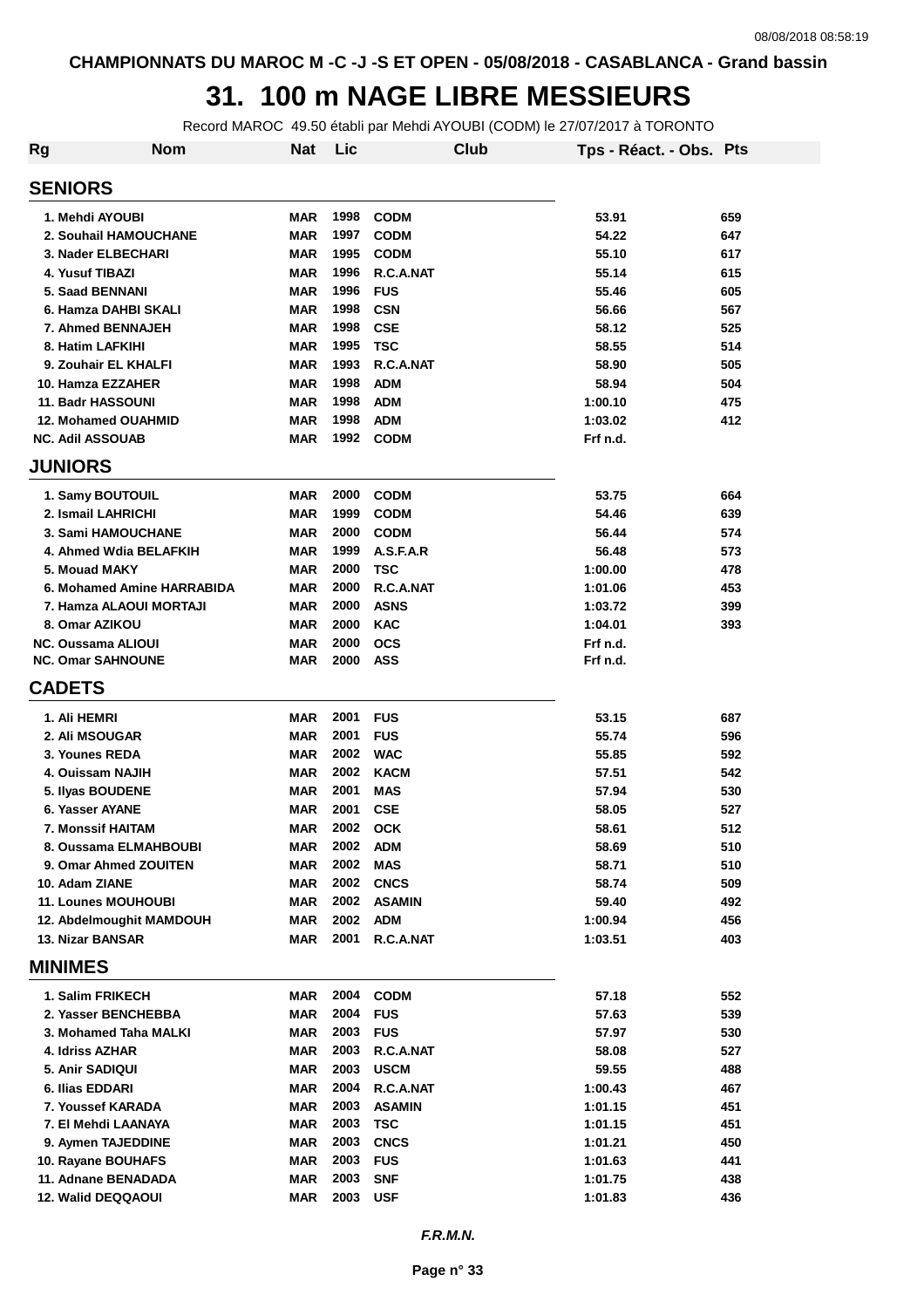CHAMPIONNATS DU MAROC M -C -J -S ET OPEN - 05/08/2018 - CASABLANCA - Grand bassin

# 31. 100 m NAGE LIBRE MESSIEURS

Record MAROC 49.50 établi par Mehdi AYOUBI (CODM) le 27/07/2017 à TORONTO

| Rg | Nom | Nat | Lic | Club | Tps - Réact. - Obs. | Pts |
|---|---|---|---|---|---|---|
| **SENIORS** | | | | | | |
| 1. | Mehdi AYOUBI | MAR | 1998 | CODM | 53.91 | 659 |
| 2. | Souhail HAMOUCHANE | MAR | 1997 | CODM | 54.22 | 647 |
| 3. | Nader ELBECHARI | MAR | 1995 | CODM | 55.10 | 617 |
| 4. | Yusuf TIBAZI | MAR | 1996 | R.C.A.NAT | 55.14 | 615 |
| 5. | Saad BENNANI | MAR | 1996 | FUS | 55.46 | 605 |
| 6. | Hamza DAHBI SKALI | MAR | 1998 | CSN | 56.66 | 567 |
| 7. | Ahmed BENNAJEH | MAR | 1998 | CSE | 58.12 | 525 |
| 8. | Hatim LAFKIHI | MAR | 1995 | TSC | 58.55 | 514 |
| 9. | Zouhair EL KHALFI | MAR | 1993 | R.C.A.NAT | 58.90 | 505 |
| 10. | Hamza EZZAHER | MAR | 1998 | ADM | 58.94 | 504 |
| 11. | Badr HASSOUNI | MAR | 1998 | ADM | 1:00.10 | 475 |
| 12. | Mohamed OUAHMID | MAR | 1998 | ADM | 1:03.02 | 412 |
| NC. | Adil ASSOUAB | MAR | 1992 | CODM | Frf n.d. | |
| **JUNIORS** | | | | | | |
| 1. | Samy BOUTOUIL | MAR | 2000 | CODM | 53.75 | 664 |
| 2. | Ismail LAHRICHI | MAR | 1999 | CODM | 54.46 | 639 |
| 3. | Sami HAMOUCHANE | MAR | 2000 | CODM | 56.44 | 574 |
| 4. | Ahmed Wdia BELAFKIH | MAR | 1999 | A.S.F.A.R | 56.48 | 573 |
| 5. | Mouad MAKY | MAR | 2000 | TSC | 1:00.00 | 478 |
| 6. | Mohamed Amine HARRABIDA | MAR | 2000 | R.C.A.NAT | 1:01.06 | 453 |
| 7. | Hamza ALAOUI MORTAJI | MAR | 2000 | ASNS | 1:03.72 | 399 |
| 8. | Omar AZIKOU | MAR | 2000 | KAC | 1:04.01 | 393 |
| NC. | Oussama ALIOUI | MAR | 2000 | OCS | Frf n.d. | |
| NC. | Omar SAHNOUNE | MAR | 2000 | ASS | Frf n.d. | |
| **CADETS** | | | | | | |
| 1. | Ali HEMRI | MAR | 2001 | FUS | 53.15 | 687 |
| 2. | Ali MSOUGAR | MAR | 2001 | FUS | 55.74 | 596 |
| 3. | Younes REDA | MAR | 2002 | WAC | 55.85 | 592 |
| 4. | Ouissam NAJIH | MAR | 2002 | KACM | 57.51 | 542 |
| 5. | Ilyas BOUDENE | MAR | 2001 | MAS | 57.94 | 530 |
| 6. | Yasser AYANE | MAR | 2001 | CSE | 58.05 | 527 |
| 7. | Monssif HAITAM | MAR | 2002 | OCK | 58.61 | 512 |
| 8. | Oussama ELMAHBOUBI | MAR | 2002 | ADM | 58.69 | 510 |
| 9. | Omar Ahmed ZOUITEN | MAR | 2002 | MAS | 58.71 | 510 |
| 10. | Adam ZIANE | MAR | 2002 | CNCS | 58.74 | 509 |
| 11. | Lounes MOUHOUBI | MAR | 2002 | ASAMIN | 59.40 | 492 |
| 12. | Abdelmoughit MAMDOUH | MAR | 2002 | ADM | 1:00.94 | 456 |
| 13. | Nizar BANSAR | MAR | 2001 | R.C.A.NAT | 1:03.51 | 403 |
| **MINIMES** | | | | | | |
| 1. | Salim FRIKECH | MAR | 2004 | CODM | 57.18 | 552 |
| 2. | Yasser BENCHEBBA | MAR | 2004 | FUS | 57.63 | 539 |
| 3. | Mohamed Taha MALKI | MAR | 2003 | FUS | 57.97 | 530 |
| 4. | Idriss AZHAR | MAR | 2003 | R.C.A.NAT | 58.08 | 527 |
| 5. | Anir SADIQUI | MAR | 2003 | USCM | 59.55 | 488 |
| 6. | Ilias EDDARI | MAR | 2004 | R.C.A.NAT | 1:00.43 | 467 |
| 7. | Youssef KARADA | MAR | 2003 | ASAMIN | 1:01.15 | 451 |
| 7. | El Mehdi LAANAYA | MAR | 2003 | TSC | 1:01.15 | 451 |
| 9. | Aymen TAJEDDINE | MAR | 2003 | CNCS | 1:01.21 | 450 |
| 10. | Rayane BOUHAFS | MAR | 2003 | FUS | 1:01.63 | 441 |
| 11. | Adnane BENADADA | MAR | 2003 | SNF | 1:01.75 | 438 |
| 12. | Walid DEQQAOUI | MAR | 2003 | USF | 1:01.83 | 436 |

*F.R.M.N.*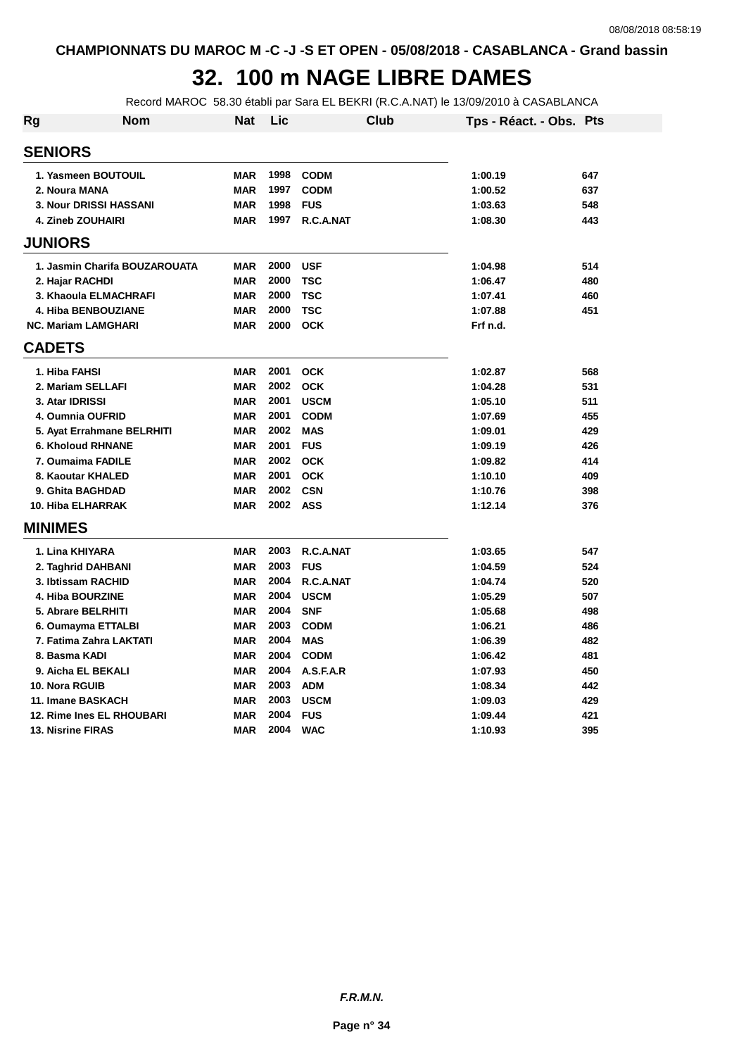CHAMPIONNATS DU MAROC M -C -J -S ET OPEN - 05/08/2018 - CASABLANCA - Grand bassin

# 32. 100 m NAGE LIBRE DAMES

Record MAROC 58.30 établi par Sara EL BEKRI (R.C.A.NAT) le 13/09/2010 à CASABLANCA

| Rg | Nom | Nat | Lic | Club | Tps - Réact. - Obs. | Pts |
|---|---|---|---|---|---|---|
| **SENIORS** | | | | | | |
| 1. | Yasmeen BOUTOUIL | MAR | 1998 | CODM | 1:00.19 | 647 |
| 2. | Noura MANA | MAR | 1997 | CODM | 1:00.52 | 637 |
| 3. | Nour DRISSI HASSANI | MAR | 1998 | FUS | 1:03.63 | 548 |
| 4. | Zineb ZOUHAIRI | MAR | 1997 | R.C.A.NAT | 1:08.30 | 443 |
| **JUNIORS** | | | | | | |
| 1. | Jasmin Charifa BOUZAROUATA | MAR | 2000 | USF | 1:04.98 | 514 |
| 2. | Hajar RACHDI | MAR | 2000 | TSC | 1:06.47 | 480 |
| 3. | Khaoula ELMACHRAFI | MAR | 2000 | TSC | 1:07.41 | 460 |
| 4. | Hiba BENBOUZIANE | MAR | 2000 | TSC | 1:07.88 | 451 |
| NC. | Mariam LAMGHARI | MAR | 2000 | OCK | Frf n.d. | |
| **CADETS** | | | | | | |
| 1. | Hiba FAHSI | MAR | 2001 | OCK | 1:02.87 | 568 |
| 2. | Mariam SELLAFI | MAR | 2002 | OCK | 1:04.28 | 531 |
| 3. | Atar IDRISSI | MAR | 2001 | USCM | 1:05.10 | 511 |
| 4. | Oumnia OUFRID | MAR | 2001 | CODM | 1:07.69 | 455 |
| 5. | Ayat Errahmane BELRHITI | MAR | 2002 | MAS | 1:09.01 | 429 |
| 6. | Kholoud RHNANE | MAR | 2001 | FUS | 1:09.19 | 426 |
| 7. | Oumaima FADILE | MAR | 2002 | OCK | 1:09.82 | 414 |
| 8. | Kaoutar KHALED | MAR | 2001 | OCK | 1:10.10 | 409 |
| 9. | Ghita BAGHDAD | MAR | 2002 | CSN | 1:10.76 | 398 |
| 10. | Hiba ELHARRAK | MAR | 2002 | ASS | 1:12.14 | 376 |
| **MINIMES** | | | | | | |
| 1. | Lina KHIYARA | MAR | 2003 | R.C.A.NAT | 1:03.65 | 547 |
| 2. | Taghrid DAHBANI | MAR | 2003 | FUS | 1:04.59 | 524 |
| 3. | Ibtissam RACHID | MAR | 2004 | R.C.A.NAT | 1:04.74 | 520 |
| 4. | Hiba BOURZINE | MAR | 2004 | USCM | 1:05.29 | 507 |
| 5. | Abrare BELRHITI | MAR | 2004 | SNF | 1:05.68 | 498 |
| 6. | Oumayma ETTALBI | MAR | 2003 | CODM | 1:06.21 | 486 |
| 7. | Fatima Zahra LAKTATI | MAR | 2004 | MAS | 1:06.39 | 482 |
| 8. | Basma KADI | MAR | 2004 | CODM | 1:06.42 | 481 |
| 9. | Aicha EL BEKALI | MAR | 2004 | A.S.F.A.R | 1:07.93 | 450 |
| 10. | Nora RGUIB | MAR | 2003 | ADM | 1:08.34 | 442 |
| 11. | Imane BASKACH | MAR | 2003 | USCM | 1:09.03 | 429 |
| 12. | Rime Ines EL RHOUBARI | MAR | 2004 | FUS | 1:09.44 | 421 |
| 13. | Nisrine FIRAS | MAR | 2004 | WAC | 1:10.93 | 395 |

*F.R.M.N.*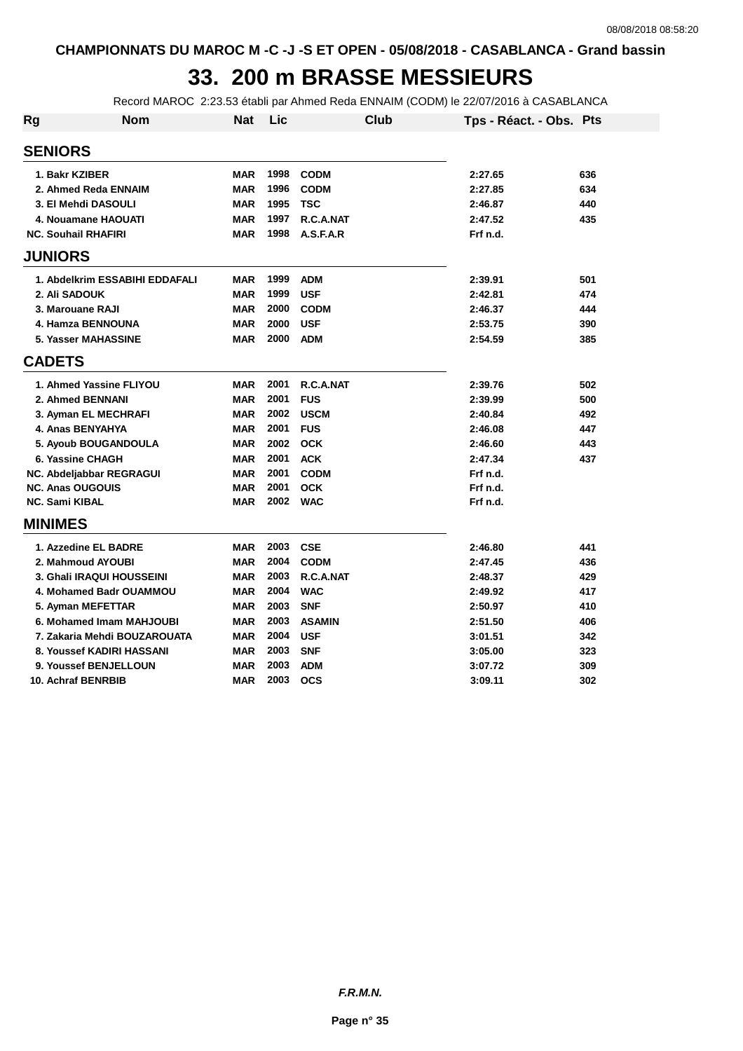CHAMPIONNATS DU MAROC M -C -J -S ET OPEN - 05/08/2018 - CASABLANCA - Grand bassin

# 33. 200 m BRASSE MESSIEURS

Record MAROC 2:23.53 établi par Ahmed Reda ENNAIM (CODM) le 22/07/2016 à CASABLANCA

| Rg | Nom | Nat | Lic | Club | Tps - Réact. - Obs. | Pts |
|---|---|---|---|---|---|---|
| **SENIORS** | | | | | | |
| 1. | Bakr KZIBER | MAR | 1998 | CODM | 2:27.65 | 636 |
| 2. | Ahmed Reda ENNAIM | MAR | 1996 | CODM | 2:27.85 | 634 |
| 3. | El Mehdi DASOULI | MAR | 1995 | TSC | 2:46.87 | 440 |
| 4. | Nouamane HAOUATI | MAR | 1997 | R.C.A.NAT | 2:47.52 | 435 |
| NC. | Souhail RHAFIRI | MAR | 1998 | A.S.F.A.R | Frf n.d. | |
| **JUNIORS** | | | | | | |
| 1. | Abdelkrim ESSABIHI EDDAFALI | MAR | 1999 | ADM | 2:39.91 | 501 |
| 2. | Ali SADOUK | MAR | 1999 | USF | 2:42.81 | 474 |
| 3. | Marouane RAJI | MAR | 2000 | CODM | 2:46.37 | 444 |
| 4. | Hamza BENNOUNA | MAR | 2000 | USF | 2:53.75 | 390 |
| 5. | Yasser MAHASSINE | MAR | 2000 | ADM | 2:54.59 | 385 |
| **CADETS** | | | | | | |
| 1. | Ahmed Yassine FLIYOU | MAR | 2001 | R.C.A.NAT | 2:39.76 | 502 |
| 2. | Ahmed BENNANI | MAR | 2001 | FUS | 2:39.99 | 500 |
| 3. | Ayman EL MECHRAFI | MAR | 2002 | USCM | 2:40.84 | 492 |
| 4. | Anas BENYAHYA | MAR | 2001 | FUS | 2:46.08 | 447 |
| 5. | Ayoub BOUGANDOULA | MAR | 2002 | OCK | 2:46.60 | 443 |
| 6. | Yassine CHAGH | MAR | 2001 | ACK | 2:47.34 | 437 |
| NC. | Abdeljabbar REGRAGUI | MAR | 2001 | CODM | Frf n.d. | |
| NC. | Anas OUGOUIS | MAR | 2001 | OCK | Frf n.d. | |
| NC. | Sami KIBAL | MAR | 2002 | WAC | Frf n.d. | |
| **MINIMES** | | | | | | |
| 1. | Azzedine EL BADRE | MAR | 2003 | CSE | 2:46.80 | 441 |
| 2. | Mahmoud AYOUBI | MAR | 2004 | CODM | 2:47.45 | 436 |
| 3. | Ghali IRAQUI HOUSSEINI | MAR | 2003 | R.C.A.NAT | 2:48.37 | 429 |
| 4. | Mohamed Badr OUAMMOU | MAR | 2004 | WAC | 2:49.92 | 417 |
| 5. | Ayman MEFETTAR | MAR | 2003 | SNF | 2:50.97 | 410 |
| 6. | Mohamed Imam MAHJOUBI | MAR | 2003 | ASAMIN | 2:51.50 | 406 |
| 7. | Zakaria Mehdi BOUZAROUATA | MAR | 2004 | USF | 3:01.51 | 342 |
| 8. | Youssef KADIRI HASSANI | MAR | 2003 | SNF | 3:05.00 | 323 |
| 9. | Youssef BENJELLOUN | MAR | 2003 | ADM | 3:07.72 | 309 |
| 10. | Achraf BENRBIB | MAR | 2003 | OCS | 3:09.11 | 302 |

*F.R.M.N.*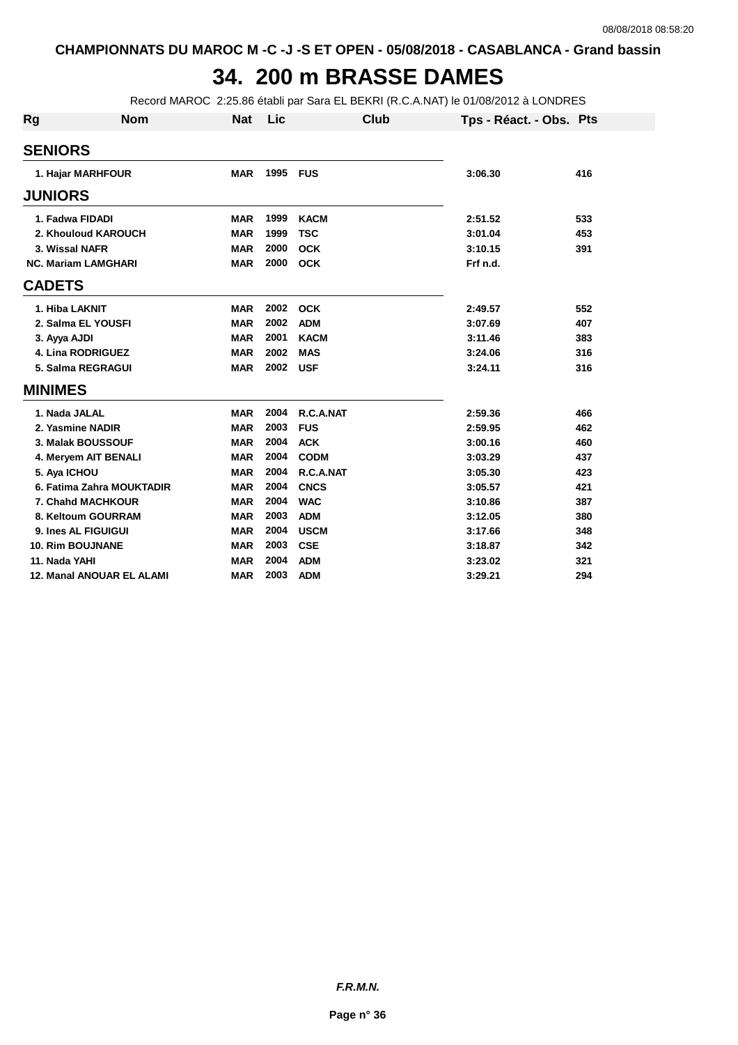CHAMPIONNATS DU MAROC M -C -J -S ET OPEN - 05/08/2018 - CASABLANCA - Grand bassin

# 34. 200 m BRASSE DAMES

Record MAROC 2:25.86 établi par Sara EL BEKRI (R.C.A.NAT) le 01/08/2012 à LONDRES

| Rg | Nom | Nat | Lic | Club | Tps - Réact. - Obs. | Pts |
|---|---|---|---|---|---|---|
| **SENIORS** | | | | | | |
| 1. | Hajar MARHFOUR | MAR | 1995 | FUS | 3:06.30 | 416 |
| **JUNIORS** | | | | | | |
| 1. | Fadwa FIDADI | MAR | 1999 | KACM | 2:51.52 | 533 |
| 2. | Khouloud KAROUCH | MAR | 1999 | TSC | 3:01.04 | 453 |
| 3. | Wissal NAFR | MAR | 2000 | OCK | 3:10.15 | 391 |
| NC. | Mariam LAMGHARI | MAR | 2000 | OCK | Frf n.d. | |
| **CADETS** | | | | | | |
| 1. | Hiba LAKNIT | MAR | 2002 | OCK | 2:49.57 | 552 |
| 2. | Salma EL YOUSFI | MAR | 2002 | ADM | 3:07.69 | 407 |
| 3. | Ayya AJDI | MAR | 2001 | KACM | 3:11.46 | 383 |
| 4. | Lina RODRIGUEZ | MAR | 2002 | MAS | 3:24.06 | 316 |
| 5. | Salma REGRAGUI | MAR | 2002 | USF | 3:24.11 | 316 |
| **MINIMES** | | | | | | |
| 1. | Nada JALAL | MAR | 2004 | R.C.A.NAT | 2:59.36 | 466 |
| 2. | Yasmine NADIR | MAR | 2003 | FUS | 2:59.95 | 462 |
| 3. | Malak BOUSSOUF | MAR | 2004 | ACK | 3:00.16 | 460 |
| 4. | Meryem AIT BENALI | MAR | 2004 | CODM | 3:03.29 | 437 |
| 5. | Aya ICHOU | MAR | 2004 | R.C.A.NAT | 3:05.30 | 423 |
| 6. | Fatima Zahra MOUKTADIR | MAR | 2004 | CNCS | 3:05.57 | 421 |
| 7. | Chahd MACHKOUR | MAR | 2004 | WAC | 3:10.86 | 387 |
| 8. | Keltoum GOURRAM | MAR | 2003 | ADM | 3:12.05 | 380 |
| 9. | Ines AL FIGUIGUI | MAR | 2004 | USCM | 3:17.66 | 348 |
| 10. | Rim BOUJNANE | MAR | 2003 | CSE | 3:18.87 | 342 |
| 11. | Nada YAHI | MAR | 2004 | ADM | 3:23.02 | 321 |
| 12. | Manal ANOUAR EL ALAMI | MAR | 2003 | ADM | 3:29.21 | 294 |

*F.R.M.N.*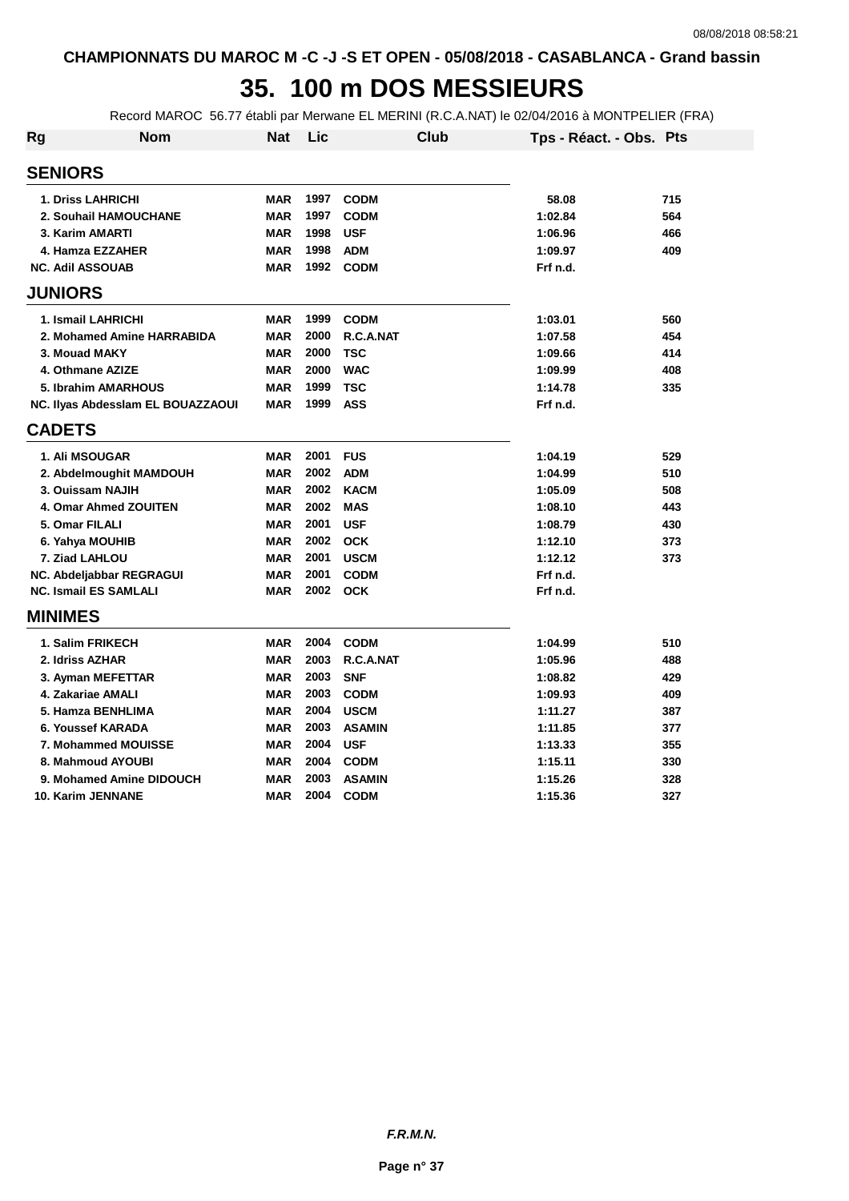CHAMPIONNATS DU MAROC M -C -J -S ET OPEN - 05/08/2018 - CASABLANCA - Grand bassin

# 35. 100 m DOS MESSIEURS

Record MAROC 56.77 établi par Merwane EL MERINI (R.C.A.NAT) le 02/04/2016 à MONTPELIER (FRA)

| Rg | Nom | Nat | Lic | Club | Tps - Réact. - Obs. | Pts |
|---|---|---|---|---|---|---|
| **SENIORS** | | | | | | |
| 1. | Driss LAHRICHI | MAR | 1997 | CODM | 58.08 | 715 |
| 2. | Souhail HAMOUCHANE | MAR | 1997 | CODM | 1:02.84 | 564 |
| 3. | Karim AMARTI | MAR | 1998 | USF | 1:06.96 | 466 |
| 4. | Hamza EZZAHER | MAR | 1998 | ADM | 1:09.97 | 409 |
| NC. | Adil ASSOUAB | MAR | 1992 | CODM | Frf n.d. | |
| **JUNIORS** | | | | | | |
| 1. | Ismail LAHRICHI | MAR | 1999 | CODM | 1:03.01 | 560 |
| 2. | Mohamed Amine HARRABIDA | MAR | 2000 | R.C.A.NAT | 1:07.58 | 454 |
| 3. | Mouad MAKY | MAR | 2000 | TSC | 1:09.66 | 414 |
| 4. | Othmane AZIZE | MAR | 2000 | WAC | 1:09.99 | 408 |
| 5. | Ibrahim AMARHOUS | MAR | 1999 | TSC | 1:14.78 | 335 |
| NC. | Ilyas Abdesslam EL BOUAZZAOUI | MAR | 1999 | ASS | Frf n.d. | |
| **CADETS** | | | | | | |
| 1. | Ali MSOUGAR | MAR | 2001 | FUS | 1:04.19 | 529 |
| 2. | Abdelmoughit MAMDOUH | MAR | 2002 | ADM | 1:04.99 | 510 |
| 3. | Ouissam NAJIH | MAR | 2002 | KACM | 1:05.09 | 508 |
| 4. | Omar Ahmed ZOUITEN | MAR | 2002 | MAS | 1:08.10 | 443 |
| 5. | Omar FILALI | MAR | 2001 | USF | 1:08.79 | 430 |
| 6. | Yahya MOUHIB | MAR | 2002 | OCK | 1:12.10 | 373 |
| 7. | Ziad LAHLOU | MAR | 2001 | USCM | 1:12.12 | 373 |
| NC. | Abdeljabbar REGRAGUI | MAR | 2001 | CODM | Frf n.d. | |
| NC. | Ismail ES SAMLALI | MAR | 2002 | OCK | Frf n.d. | |
| **MINIMES** | | | | | | |
| 1. | Salim FRIKECH | MAR | 2004 | CODM | 1:04.99 | 510 |
| 2. | Idriss AZHAR | MAR | 2003 | R.C.A.NAT | 1:05.96 | 488 |
| 3. | Ayman MEFETTAR | MAR | 2003 | SNF | 1:08.82 | 429 |
| 4. | Zakariae AMALI | MAR | 2003 | CODM | 1:09.93 | 409 |
| 5. | Hamza BENHLIMA | MAR | 2004 | USCM | 1:11.27 | 387 |
| 6. | Youssef KARADA | MAR | 2003 | ASAMIN | 1:11.85 | 377 |
| 7. | Mohammed MOUISSE | MAR | 2004 | USF | 1:13.33 | 355 |
| 8. | Mahmoud AYOUBI | MAR | 2004 | CODM | 1:15.11 | 330 |
| 9. | Mohamed Amine DIDOUCH | MAR | 2003 | ASAMIN | 1:15.26 | 328 |
| 10. | Karim JENNANE | MAR | 2004 | CODM | 1:15.36 | 327 |

*F.R.M.N.*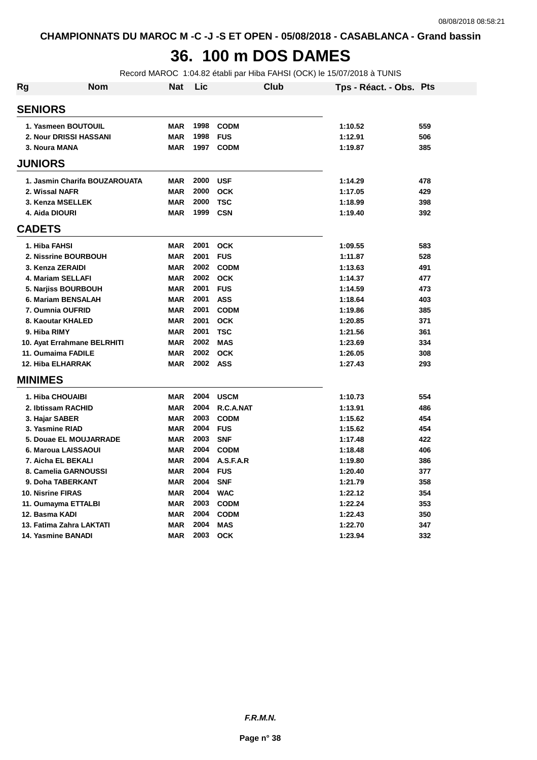CHAMPIONNATS DU MAROC M -C -J -S ET OPEN - 05/08/2018 - CASABLANCA - Grand bassin

# 36. 100 m DOS DAMES

Record MAROC 1:04.82 établi par Hiba FAHSI (OCK) le 15/07/2018 à TUNIS

| Rg | Nom | Nat | Lic | Club | Tps - Réact. - Obs. | Pts |
|---|---|---|---|---|---|---|
| **SENIORS** | | | | | | |
| 1. | Yasmeen BOUTOUIL | MAR | 1998 | CODM | 1:10.52 | 559 |
| 2. | Nour DRISSI HASSANI | MAR | 1998 | FUS | 1:12.91 | 506 |
| 3. | Noura MANA | MAR | 1997 | CODM | 1:19.87 | 385 |
| **JUNIORS** | | | | | | |
| 1. | Jasmin Charifa BOUZAROUATA | MAR | 2000 | USF | 1:14.29 | 478 |
| 2. | Wissal NAFR | MAR | 2000 | OCK | 1:17.05 | 429 |
| 3. | Kenza MSELLEK | MAR | 2000 | TSC | 1:18.99 | 398 |
| 4. | Aida DIOURI | MAR | 1999 | CSN | 1:19.40 | 392 |
| **CADETS** | | | | | | |
| 1. | Hiba FAHSI | MAR | 2001 | OCK | 1:09.55 | 583 |
| 2. | Nissrine BOURBOUH | MAR | 2001 | FUS | 1:11.87 | 528 |
| 3. | Kenza ZERAIDI | MAR | 2002 | CODM | 1:13.63 | 491 |
| 4. | Mariam SELLAFI | MAR | 2002 | OCK | 1:14.37 | 477 |
| 5. | Narjiss BOURBOUH | MAR | 2001 | FUS | 1:14.59 | 473 |
| 6. | Mariam BENSALAH | MAR | 2001 | ASS | 1:18.64 | 403 |
| 7. | Oumnia OUFRID | MAR | 2001 | CODM | 1:19.86 | 385 |
| 8. | Kaoutar KHALED | MAR | 2001 | OCK | 1:20.85 | 371 |
| 9. | Hiba RIMY | MAR | 2001 | TSC | 1:21.56 | 361 |
| 10. | Ayat Errahmane BELRHITI | MAR | 2002 | MAS | 1:23.69 | 334 |
| 11. | Oumaima FADILE | MAR | 2002 | OCK | 1:26.05 | 308 |
| 12. | Hiba ELHARRAK | MAR | 2002 | ASS | 1:27.43 | 293 |
| **MINIMES** | | | | | | |
| 1. | Hiba CHOUAIBI | MAR | 2004 | USCM | 1:10.73 | 554 |
| 2. | Ibtissam RACHID | MAR | 2004 | R.C.A.NAT | 1:13.91 | 486 |
| 3. | Hajar SABER | MAR | 2003 | CODM | 1:15.62 | 454 |
| 3. | Yasmine RIAD | MAR | 2004 | FUS | 1:15.62 | 454 |
| 5. | Douae EL MOUJARRADE | MAR | 2003 | SNF | 1:17.48 | 422 |
| 6. | Maroua LAISSAOUI | MAR | 2004 | CODM | 1:18.48 | 406 |
| 7. | Aicha EL BEKALI | MAR | 2004 | A.S.F.A.R | 1:19.80 | 386 |
| 8. | Camelia GARNOUSSI | MAR | 2004 | FUS | 1:20.40 | 377 |
| 9. | Doha TABERKANT | MAR | 2004 | SNF | 1:21.79 | 358 |
| 10. | Nisrine FIRAS | MAR | 2004 | WAC | 1:22.12 | 354 |
| 11. | Oumayma ETTALBI | MAR | 2003 | CODM | 1:22.24 | 353 |
| 12. | Basma KADI | MAR | 2004 | CODM | 1:22.43 | 350 |
| 13. | Fatima Zahra LAKTATI | MAR | 2004 | MAS | 1:22.70 | 347 |
| 14. | Yasmine BANADI | MAR | 2003 | OCK | 1:23.94 | 332 |

*F.R.M.N.*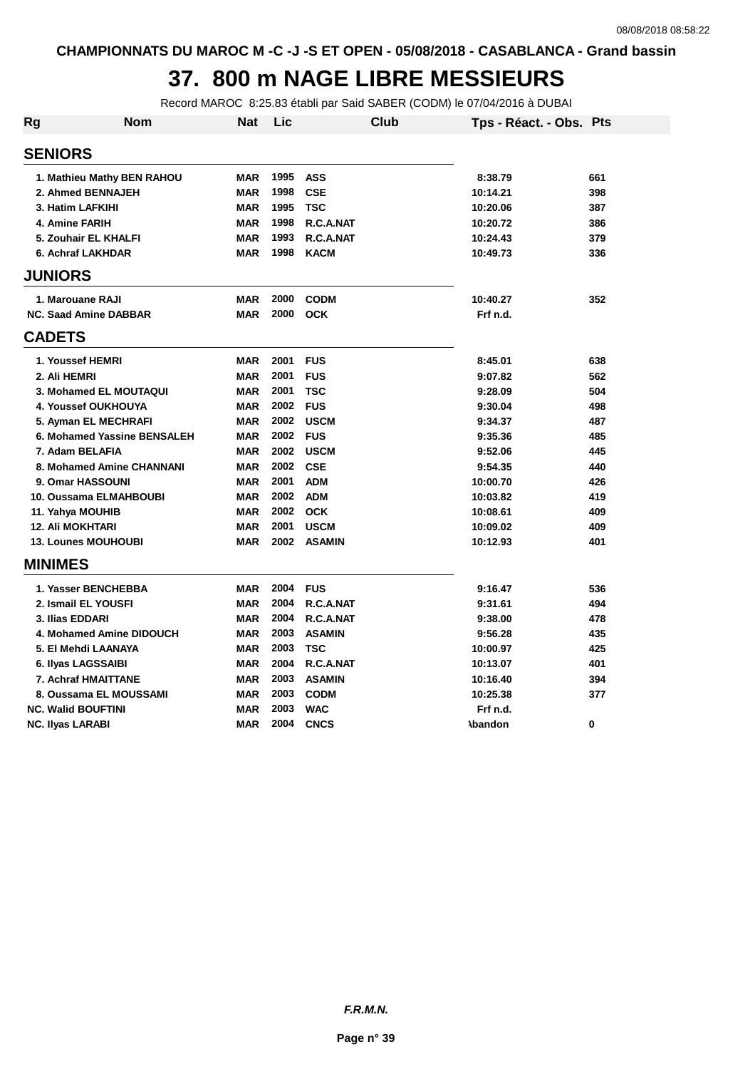CHAMPIONNATS DU MAROC M -C -J -S ET OPEN - 05/08/2018 - CASABLANCA - Grand bassin

# 37. 800 m NAGE LIBRE MESSIEURS

Record MAROC 8:25.83 établi par Said SABER (CODM) le 07/04/2016 à DUBAI

| Rg | Nom | Nat | Lic | Club | Tps - Réact. - Obs. | Pts |
|---|---|---|---|---|---|---|
| **SENIORS** | | | | | | |
| 1. | Mathieu Mathy BEN RAHOU | MAR | 1995 | ASS | 8:38.79 | 661 |
| 2. | Ahmed BENNAJEH | MAR | 1998 | CSE | 10:14.21 | 398 |
| 3. | Hatim LAFKIHI | MAR | 1995 | TSC | 10:20.06 | 387 |
| 4. | Amine FARIH | MAR | 1998 | R.C.A.NAT | 10:20.72 | 386 |
| 5. | Zouhair EL KHALFI | MAR | 1993 | R.C.A.NAT | 10:24.43 | 379 |
| 6. | Achraf LAKHDAR | MAR | 1998 | KACM | 10:49.73 | 336 |
| **JUNIORS** | | | | | | |
| 1. | Marouane RAJI | MAR | 2000 | CODM | 10:40.27 | 352 |
| NC. | Saad Amine DABBAR | MAR | 2000 | OCK | Frf n.d. | |
| **CADETS** | | | | | | |
| 1. | Youssef HEMRI | MAR | 2001 | FUS | 8:45.01 | 638 |
| 2. | Ali HEMRI | MAR | 2001 | FUS | 9:07.82 | 562 |
| 3. | Mohamed EL MOUTAQUI | MAR | 2001 | TSC | 9:28.09 | 504 |
| 4. | Youssef OUKHOUYA | MAR | 2002 | FUS | 9:30.04 | 498 |
| 5. | Ayman EL MECHRAFI | MAR | 2002 | USCM | 9:34.37 | 487 |
| 6. | Mohamed Yassine BENSALEH | MAR | 2002 | FUS | 9:35.36 | 485 |
| 7. | Adam BELAFIA | MAR | 2002 | USCM | 9:52.06 | 445 |
| 8. | Mohamed Amine CHANNANI | MAR | 2002 | CSE | 9:54.35 | 440 |
| 9. | Omar HASSOUNI | MAR | 2001 | ADM | 10:00.70 | 426 |
| 10. | Oussama ELMAHBOUBI | MAR | 2002 | ADM | 10:03.82 | 419 |
| 11. | Yahya MOUHIB | MAR | 2002 | OCK | 10:08.61 | 409 |
| 12. | Ali MOKHTARI | MAR | 2001 | USCM | 10:09.02 | 409 |
| 13. | Lounes MOUHOUBI | MAR | 2002 | ASAMIN | 10:12.93 | 401 |
| **MINIMES** | | | | | | |
| 1. | Yasser BENCHEBBA | MAR | 2004 | FUS | 9:16.47 | 536 |
| 2. | Ismail EL YOUSFI | MAR | 2004 | R.C.A.NAT | 9:31.61 | 494 |
| 3. | Ilias EDDARI | MAR | 2004 | R.C.A.NAT | 9:38.00 | 478 |
| 4. | Mohamed Amine DIDOUCH | MAR | 2003 | ASAMIN | 9:56.28 | 435 |
| 5. | El Mehdi LAANAYA | MAR | 2003 | TSC | 10:00.97 | 425 |
| 6. | Ilyas LAGSSAIBI | MAR | 2004 | R.C.A.NAT | 10:13.07 | 401 |
| 7. | Achraf HMAITTANE | MAR | 2003 | ASAMIN | 10:16.40 | 394 |
| 8. | Oussama EL MOUSSAMI | MAR | 2003 | CODM | 10:25.38 | 377 |
| NC. | Walid BOUFTINI | MAR | 2003 | WAC | Frf n.d. | |
| NC. | Ilyas LARABI | MAR | 2004 | CNCS | Abandon | 0 |

*F.R.M.N.*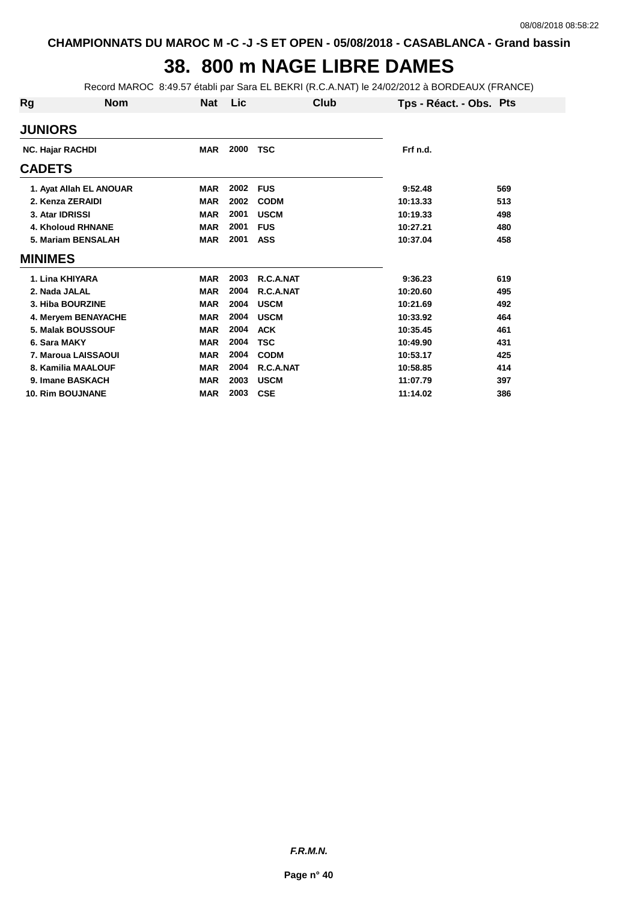CHAMPIONNATS DU MAROC M -C -J -S ET OPEN - 05/08/2018 - CASABLANCA - Grand bassin

# 38. 800 m NAGE LIBRE DAMES

Record MAROC 8:49.57 établi par Sara EL BEKRI (R.C.A.NAT) le 24/02/2012 à BORDEAUX (FRANCE)

| Rg | Nom | Nat | Lic | Club | Tps - Réact. - Obs. | Pts |
|---|---|---|---|---|---|---|
| **JUNIORS** | | | | | | |
| NC. | Hajar RACHDI | MAR | 2000 | TSC | Frf n.d. | |
| **CADETS** | | | | | | |
| 1. | Ayat Allah EL ANOUAR | MAR | 2002 | FUS | 9:52.48 | 569 |
| 2. | Kenza ZERAIDI | MAR | 2002 | CODM | 10:13.33 | 513 |
| 3. | Atar IDRISSI | MAR | 2001 | USCM | 10:19.33 | 498 |
| 4. | Kholoud RHNANE | MAR | 2001 | FUS | 10:27.21 | 480 |
| 5. | Mariam BENSALAH | MAR | 2001 | ASS | 10:37.04 | 458 |
| **MINIMES** | | | | | | |
| 1. | Lina KHIYARA | MAR | 2003 | R.C.A.NAT | 9:36.23 | 619 |
| 2. | Nada JALAL | MAR | 2004 | R.C.A.NAT | 10:20.60 | 495 |
| 3. | Hiba BOURZINE | MAR | 2004 | USCM | 10:21.69 | 492 |
| 4. | Meryem BENAYACHE | MAR | 2004 | USCM | 10:33.92 | 464 |
| 5. | Malak BOUSSOUF | MAR | 2004 | ACK | 10:35.45 | 461 |
| 6. | Sara MAKY | MAR | 2004 | TSC | 10:49.90 | 431 |
| 7. | Maroua LAISSAOUI | MAR | 2004 | CODM | 10:53.17 | 425 |
| 8. | Kamilia MAALOUF | MAR | 2004 | R.C.A.NAT | 10:58.85 | 414 |
| 9. | Imane BASKACH | MAR | 2003 | USCM | 11:07.79 | 397 |
| 10. | Rim BOUJNANE | MAR | 2003 | CSE | 11:14.02 | 386 |

*F.R.M.N.*